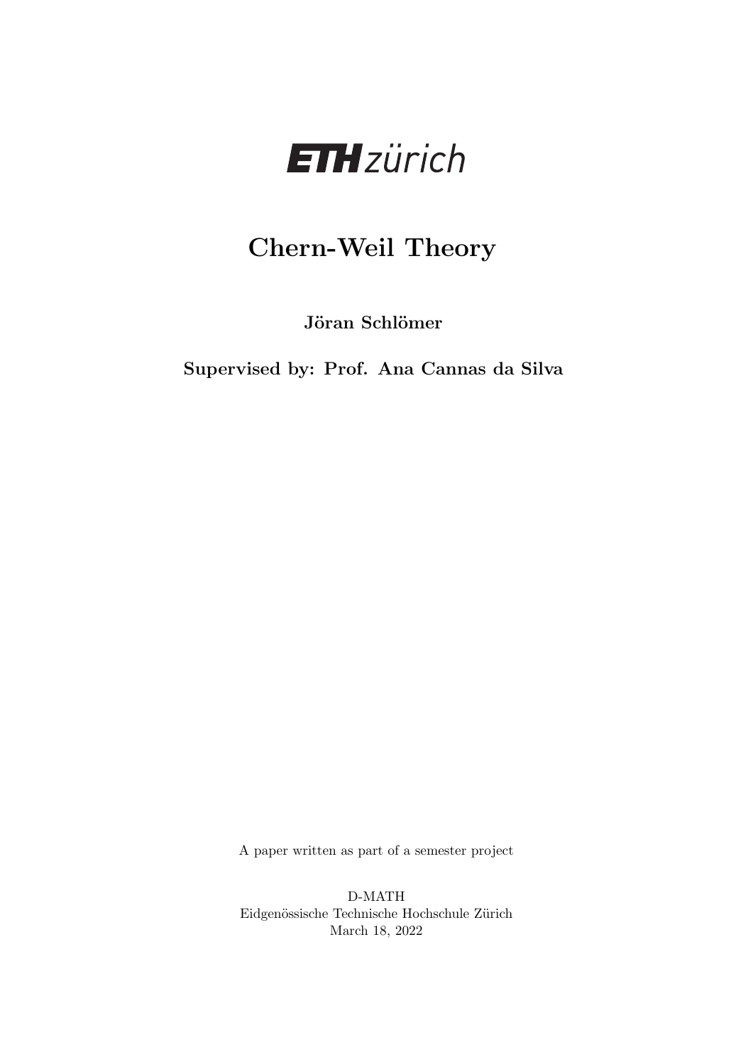ETH zürich

# Chern-Weil Theory

**Jöran Schlömer**

**Supervised by: Prof. Ana Cannas da Silva**

A paper written as part of a semester project

D-MATH
Eidgenössische Technische Hochschule Zürich
March 18, 2022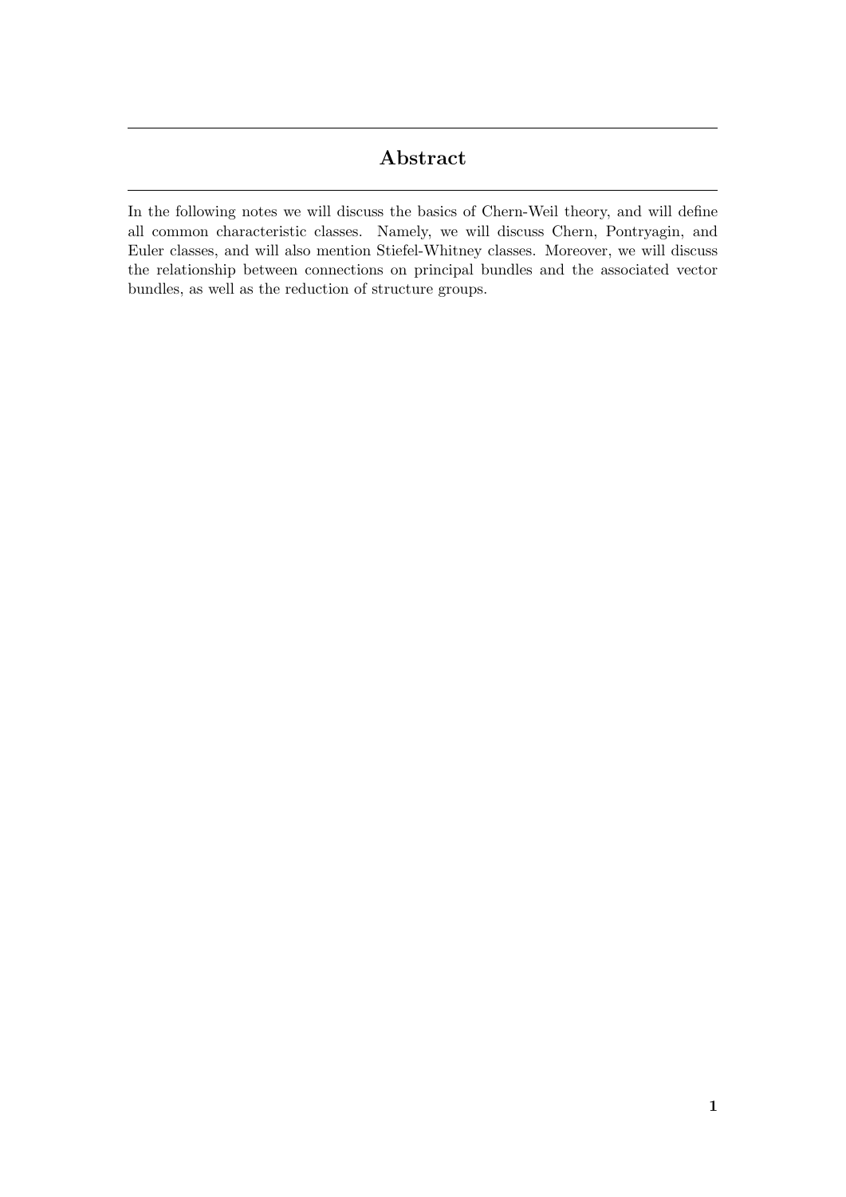## Abstract

In the following notes we will discuss the basics of Chern-Weil theory, and will define all common characteristic classes. Namely, we will discuss Chern, Pontryagin, and Euler classes, and will also mention Stiefel-Whitney classes. Moreover, we will discuss the relationship between connections on principal bundles and the associated vector bundles, as well as the reduction of structure groups.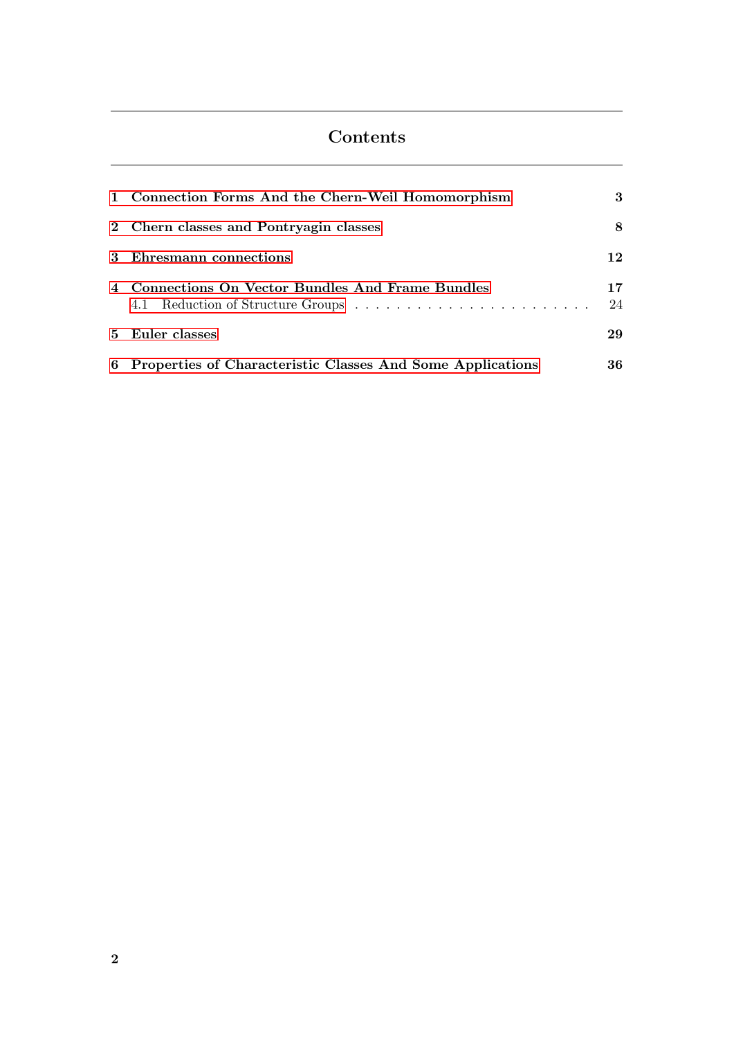# Contents

| | | |
|---|---|---|
| **1** | **Connection Forms And the Chern-Weil Homomorphism** | **3** |
| **2** | **Chern classes and Pontryagin classes** | **8** |
| **3** | **Ehresmann connections** | **12** |
| **4** | **Connections On Vector Bundles And Frame Bundles** | **17** |
| 4.1 | Reduction of Structure Groups | 24 |
| **5** | **Euler classes** | **29** |
| **6** | **Properties of Characteristic Classes And Some Applications** | **36** |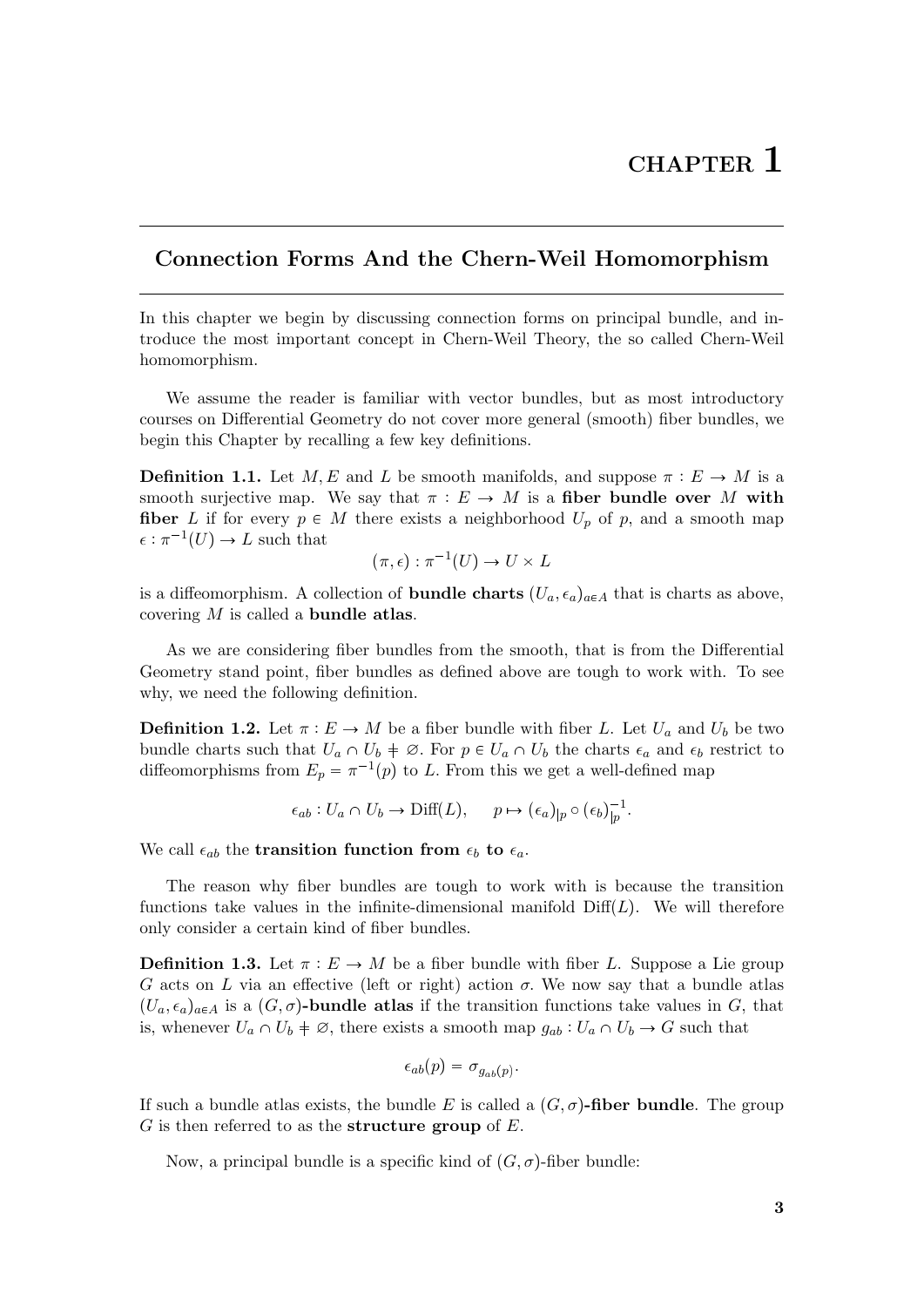# CHAPTER 1

## Connection Forms And the Chern-Weil Homomorphism

In this chapter we begin by discussing connection forms on principal bundle, and introduce the most important concept in Chern-Weil Theory, the so called Chern-Weil homomorphism.

We assume the reader is familiar with vector bundles, but as most introductory courses on Differential Geometry do not cover more general (smooth) fiber bundles, we begin this Chapter by recalling a few key definitions.

**Definition 1.1.** Let $M, E$ and $L$ be smooth manifolds, and suppose $\pi : E \to M$ is a smooth surjective map. We say that $\pi : E \to M$ is a **fiber bundle over** $M$ **with fiber** $L$ if for every $p \in M$ there exists a neighborhood $U_p$ of $p$, and a smooth map $\epsilon : \pi^{-1}(U) \to L$ such that

$$(\pi, \epsilon) : \pi^{-1}(U) \to U \times L$$

is a diffeomorphism. A collection of **bundle charts** $(U_a, \epsilon_a)_{a \in A}$ that is charts as above, covering $M$ is called a **bundle atlas**.

As we are considering fiber bundles from the smooth, that is from the Differential Geometry stand point, fiber bundles as defined above are tough to work with. To see why, we need the following definition.

**Definition 1.2.** Let $\pi : E \to M$ be a fiber bundle with fiber $L$. Let $U_a$ and $U_b$ be two bundle charts such that $U_a \cap U_b \neq \varnothing$. For $p \in U_a \cap U_b$ the charts $\epsilon_a$ and $\epsilon_b$ restrict to diffeomorphisms from $E_p = \pi^{-1}(p)$ to $L$. From this we get a well-defined map

$$\epsilon_{ab} : U_a \cap U_b \to \mathrm{Diff}(L), \qquad p \mapsto (\epsilon_a)_{|p} \circ (\epsilon_b)_{|p}^{-1}.$$

We call $\epsilon_{ab}$ the **transition function from** $\epsilon_b$ **to** $\epsilon_a$.

The reason why fiber bundles are tough to work with is because the transition functions take values in the infinite-dimensional manifold $\mathrm{Diff}(L)$. We will therefore only consider a certain kind of fiber bundles.

**Definition 1.3.** Let $\pi : E \to M$ be a fiber bundle with fiber $L$. Suppose a Lie group $G$ acts on $L$ via an effective (left or right) action $\sigma$. We now say that a bundle atlas $(U_a, \epsilon_a)_{a \in A}$ is a $(G, \sigma)$**-bundle atlas** if the transition functions take values in $G$, that is, whenever $U_a \cap U_b \neq \varnothing$, there exists a smooth map $g_{ab} : U_a \cap U_b \to G$ such that

$$\epsilon_{ab}(p) = \sigma_{g_{ab}(p)}.$$

If such a bundle atlas exists, the bundle $E$ is called a $(G, \sigma)$**-fiber bundle**. The group $G$ is then referred to as the **structure group** of $E$.

Now, a principal bundle is a specific kind of $(G, \sigma)$-fiber bundle: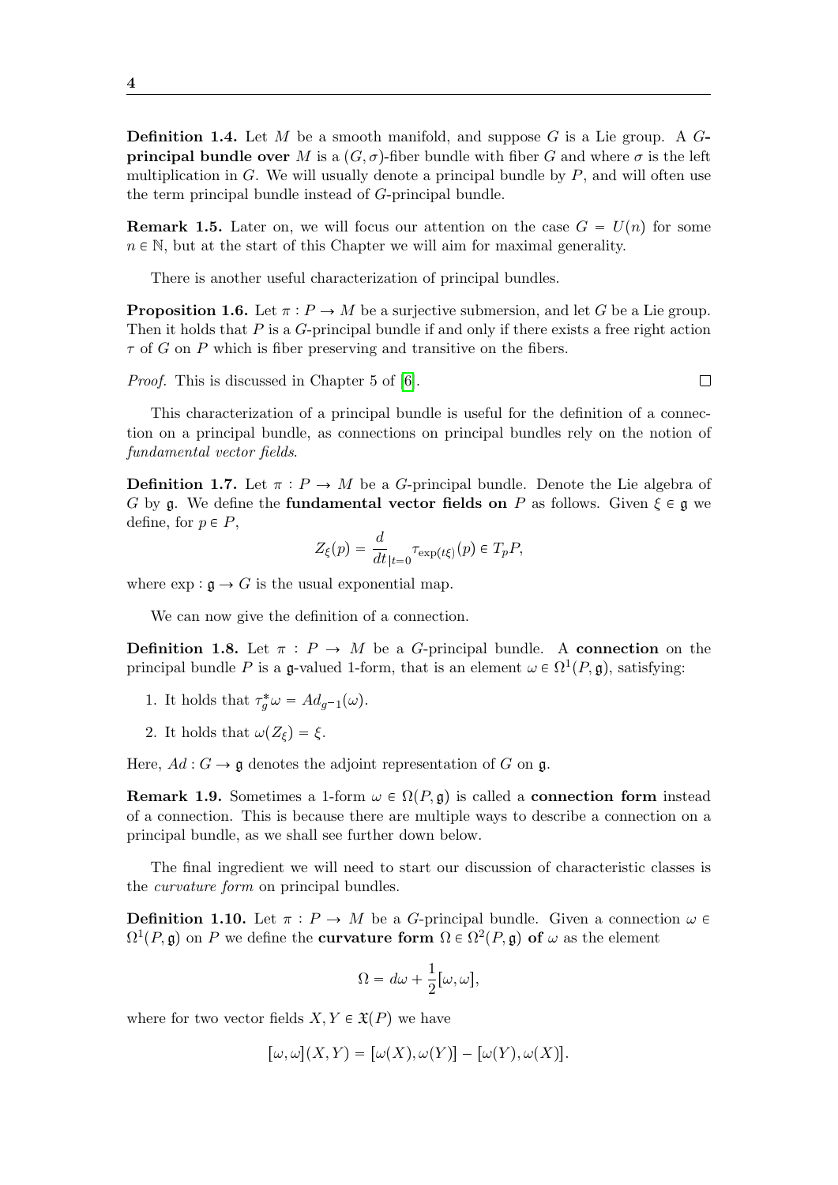**Definition 1.4.** Let $M$ be a smooth manifold, and suppose $G$ is a Lie group. A **$G$-principal bundle over** $M$ is a $(G, \sigma)$-fiber bundle with fiber $G$ and where $\sigma$ is the left multiplication in $G$. We will usually denote a principal bundle by $P$, and will often use the term principal bundle instead of $G$-principal bundle.

**Remark 1.5.** Later on, we will focus our attention on the case $G = U(n)$ for some $n \in \mathbb{N}$, but at the start of this Chapter we will aim for maximal generality.

There is another useful characterization of principal bundles.

**Proposition 1.6.** Let $\pi : P \to M$ be a surjective submersion, and let $G$ be a Lie group. Then it holds that $P$ is a $G$-principal bundle if and only if there exists a free right action $\tau$ of $G$ on $P$ which is fiber preserving and transitive on the fibers.

*Proof.* This is discussed in Chapter 5 of [6]. □

This characterization of a principal bundle is useful for the definition of a connection on a principal bundle, as connections on principal bundles rely on the notion of *fundamental vector fields*.

**Definition 1.7.** Let $\pi : P \to M$ be a $G$-principal bundle. Denote the Lie algebra of $G$ by $\mathfrak{g}$. We define the **fundamental vector fields on** $P$ as follows. Given $\xi \in \mathfrak{g}$ we define, for $p \in P$,

$$Z_\xi(p) = \frac{d}{dt}_{|t=0} \tau_{\exp(t\xi)}(p) \in T_pP,$$

where $\exp : \mathfrak{g} \to G$ is the usual exponential map.

We can now give the definition of a connection.

**Definition 1.8.** Let $\pi : P \to M$ be a $G$-principal bundle. A **connection** on the principal bundle $P$ is a $\mathfrak{g}$-valued 1-form, that is an element $\omega \in \Omega^1(P, \mathfrak{g})$, satisfying:

1. It holds that $\tau_g^* \omega = Ad_{g^{-1}}(\omega)$.
2. It holds that $\omega(Z_\xi) = \xi$.

Here, $Ad : G \to \mathfrak{g}$ denotes the adjoint representation of $G$ on $\mathfrak{g}$.

**Remark 1.9.** Sometimes a 1-form $\omega \in \Omega(P, \mathfrak{g})$ is called a **connection form** instead of a connection. This is because there are multiple ways to describe a connection on a principal bundle, as we shall see further down below.

The final ingredient we will need to start our discussion of characteristic classes is the *curvature form* on principal bundles.

**Definition 1.10.** Let $\pi : P \to M$ be a $G$-principal bundle. Given a connection $\omega \in \Omega^1(P, \mathfrak{g})$ on $P$ we define the **curvature form** $\Omega \in \Omega^2(P, \mathfrak{g})$ **of** $\omega$ as the element

$$\Omega = d\omega + \frac{1}{2}[\omega, \omega],$$

where for two vector fields $X, Y \in \mathfrak{X}(P)$ we have

$$[\omega, \omega](X, Y) = [\omega(X), \omega(Y)] - [\omega(Y), \omega(X)].$$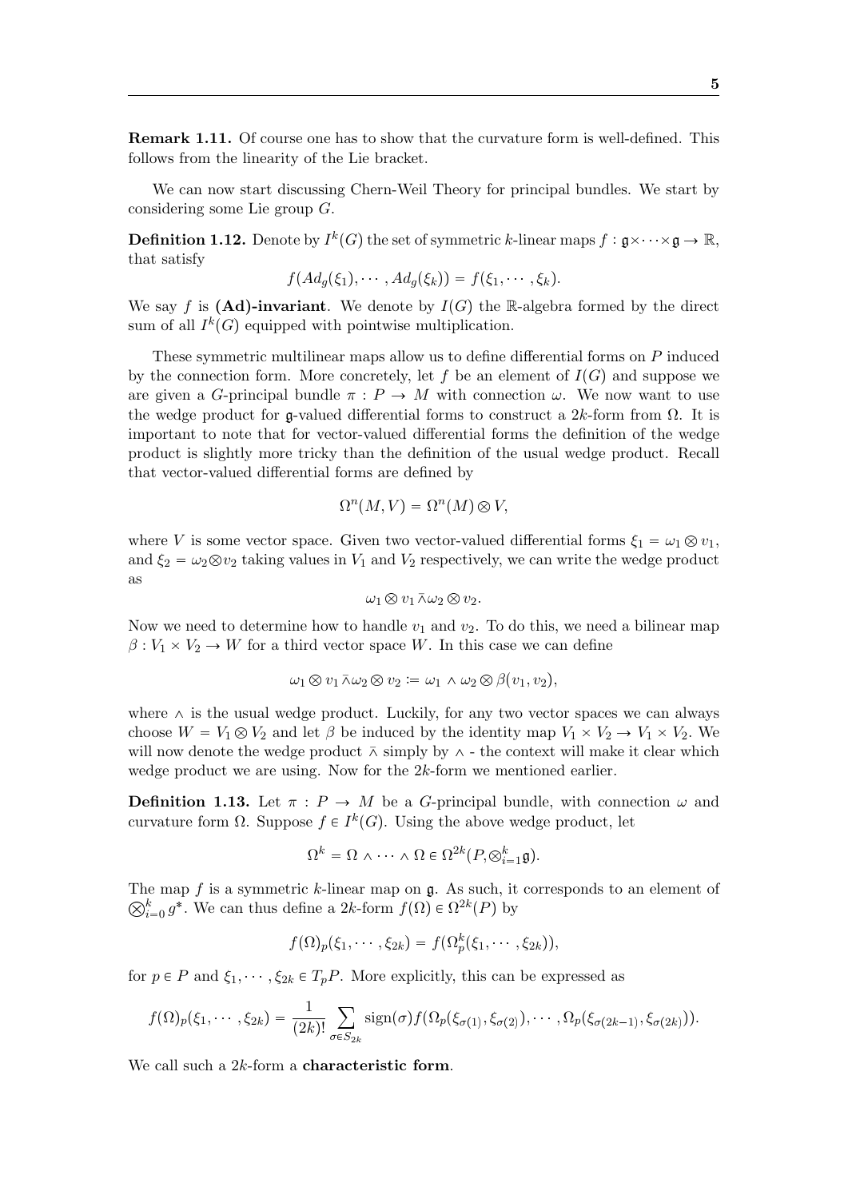**Remark 1.11.** Of course one has to show that the curvature form is well-defined. This follows from the linearity of the Lie bracket.

We can now start discussing Chern-Weil Theory for principal bundles. We start by considering some Lie group $G$.

**Definition 1.12.** Denote by $I^k(G)$ the set of symmetric $k$-linear maps $f : \mathfrak{g}\times\cdots\times\mathfrak{g} \to \mathbb{R}$, that satisfy

$$f(Ad_g(\xi_1), \cdots, Ad_g(\xi_k)) = f(\xi_1, \cdots, \xi_k).$$

We say $f$ is **(Ad)-invariant**. We denote by $I(G)$ the $\mathbb{R}$-algebra formed by the direct sum of all $I^k(G)$ equipped with pointwise multiplication.

These symmetric multilinear maps allow us to define differential forms on $P$ induced by the connection form. More concretely, let $f$ be an element of $I(G)$ and suppose we are given a $G$-principal bundle $\pi : P \to M$ with connection $\omega$. We now want to use the wedge product for $\mathfrak{g}$-valued differential forms to construct a $2k$-form from $\Omega$. It is important to note that for vector-valued differential forms the definition of the wedge product is slightly more tricky than the definition of the usual wedge product. Recall that vector-valued differential forms are defined by

$$\Omega^n(M, V) = \Omega^n(M) \otimes V,$$

where $V$ is some vector space. Given two vector-valued differential forms $\xi_1 = \omega_1 \otimes v_1$, and $\xi_2 = \omega_2 \otimes v_2$ taking values in $V_1$ and $V_2$ respectively, we can write the wedge product as

$$\omega_1 \otimes v_1 \,\bar{\wedge}\, \omega_2 \otimes v_2.$$

Now we need to determine how to handle $v_1$ and $v_2$. To do this, we need a bilinear map $\beta : V_1 \times V_2 \to W$ for a third vector space $W$. In this case we can define

$$\omega_1 \otimes v_1 \,\bar{\wedge}\, \omega_2 \otimes v_2 := \omega_1 \wedge \omega_2 \otimes \beta(v_1, v_2),$$

where $\wedge$ is the usual wedge product. Luckily, for any two vector spaces we can always choose $W = V_1 \otimes V_2$ and let $\beta$ be induced by the identity map $V_1 \times V_2 \to V_1 \times V_2$. We will now denote the wedge product $\bar{\wedge}$ simply by $\wedge$ - the context will make it clear which wedge product we are using. Now for the $2k$-form we mentioned earlier.

**Definition 1.13.** Let $\pi : P \to M$ be a $G$-principal bundle, with connection $\omega$ and curvature form $\Omega$. Suppose $f \in I^k(G)$. Using the above wedge product, let

$$\Omega^k = \Omega \wedge \cdots \wedge \Omega \in \Omega^{2k}(P, \otimes_{i=1}^k \mathfrak{g}).$$

The map $f$ is a symmetric $k$-linear map on $\mathfrak{g}$. As such, it corresponds to an element of $\bigotimes_{i=0}^k g^*$. We can thus define a $2k$-form $f(\Omega) \in \Omega^{2k}(P)$ by

$$f(\Omega)_p(\xi_1, \cdots, \xi_{2k}) = f(\Omega_p^k(\xi_1, \cdots, \xi_{2k})),$$

for $p \in P$ and $\xi_1, \cdots, \xi_{2k} \in T_pP$. More explicitly, this can be expressed as

$$f(\Omega)_p(\xi_1, \cdots, \xi_{2k}) = \frac{1}{(2k)!} \sum_{\sigma \in S_{2k}} \text{sign}(\sigma) f(\Omega_p(\xi_{\sigma(1)}, \xi_{\sigma(2)}), \cdots, \Omega_p(\xi_{\sigma(2k-1)}, \xi_{\sigma(2k)})).$$

We call such a $2k$-form a **characteristic form**.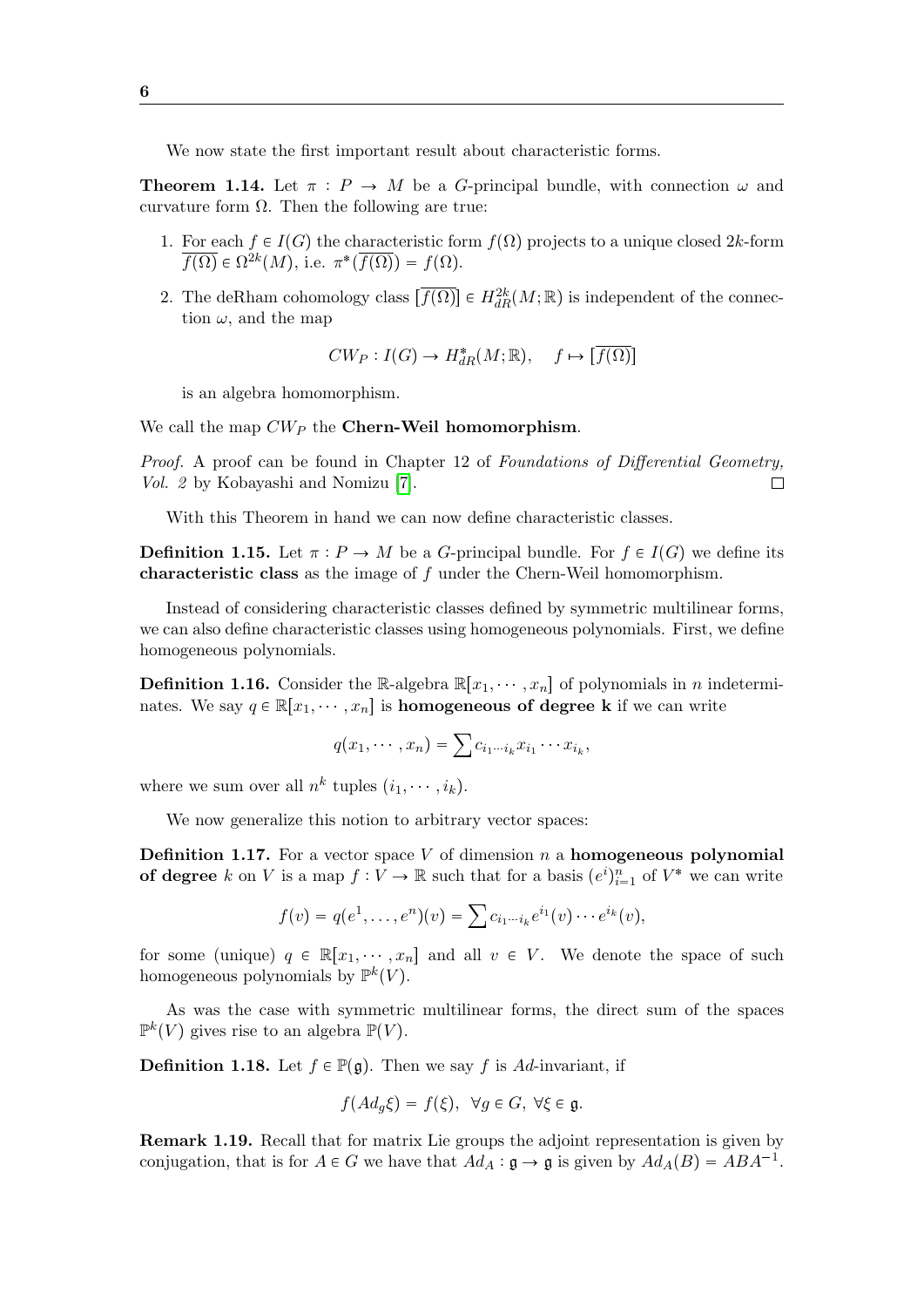We now state the first important result about characteristic forms.

**Theorem 1.14.** Let $\pi : P \to M$ be a $G$-principal bundle, with connection $\omega$ and curvature form $\Omega$. Then the following are true:

1. For each $f \in I(G)$ the characteristic form $f(\Omega)$ projects to a unique closed $2k$-form $\overline{f(\Omega)} \in \Omega^{2k}(M)$, i.e. $\pi^*(\overline{f(\Omega)}) = f(\Omega)$.
2. The deRham cohomology class $[\overline{f(\Omega)}] \in H^{2k}_{dR}(M;\mathbb{R})$ is independent of the connection $\omega$, and the map

$$CW_P : I(G) \to H^*_{dR}(M;\mathbb{R}), \quad f \mapsto [\overline{f(\Omega)}]$$

is an algebra homomorphism.

We call the map $CW_P$ the **Chern-Weil homomorphism**.

*Proof.* A proof can be found in Chapter 12 of *Foundations of Differential Geometry, Vol. 2* by Kobayashi and Nomizu [7]. ◻

With this Theorem in hand we can now define characteristic classes.

**Definition 1.15.** Let $\pi : P \to M$ be a $G$-principal bundle. For $f \in I(G)$ we define its **characteristic class** as the image of $f$ under the Chern-Weil homomorphism.

Instead of considering characteristic classes defined by symmetric multilinear forms, we can also define characteristic classes using homogeneous polynomials. First, we define homogeneous polynomials.

**Definition 1.16.** Consider the $\mathbb{R}$-algebra $\mathbb{R}[x_1, \cdots, x_n]$ of polynomials in $n$ indeterminates. We say $q \in \mathbb{R}[x_1, \cdots, x_n]$ is **homogeneous of degree k** if we can write

$$q(x_1, \cdots, x_n) = \sum c_{i_1 \cdots i_k} x_{i_1} \cdots x_{i_k},$$

where we sum over all $n^k$ tuples $(i_1, \cdots, i_k)$.

We now generalize this notion to arbitrary vector spaces:

**Definition 1.17.** For a vector space $V$ of dimension $n$ a **homogeneous polynomial of degree** $k$ on $V$ is a map $f : V \to \mathbb{R}$ such that for a basis $(e^i)_{i=1}^n$ of $V^*$ we can write

$$f(v) = q(e^1, \ldots, e^n)(v) = \sum c_{i_1 \cdots i_k} e^{i_1}(v) \cdots e^{i_k}(v),$$

for some (unique) $q \in \mathbb{R}[x_1, \cdots, x_n]$ and all $v \in V$. We denote the space of such homogeneous polynomials by $\mathbb{P}^k(V)$.

As was the case with symmetric multilinear forms, the direct sum of the spaces $\mathbb{P}^k(V)$ gives rise to an algebra $\mathbb{P}(V)$.

**Definition 1.18.** Let $f \in \mathbb{P}(\mathfrak{g})$. Then we say $f$ is $Ad$-invariant, if

$$f(Ad_g \xi) = f(\xi), \ \ \forall g \in G, \ \forall \xi \in \mathfrak{g}.$$

**Remark 1.19.** Recall that for matrix Lie groups the adjoint representation is given by conjugation, that is for $A \in G$ we have that $Ad_A : \mathfrak{g} \to \mathfrak{g}$ is given by $Ad_A(B) = ABA^{-1}$.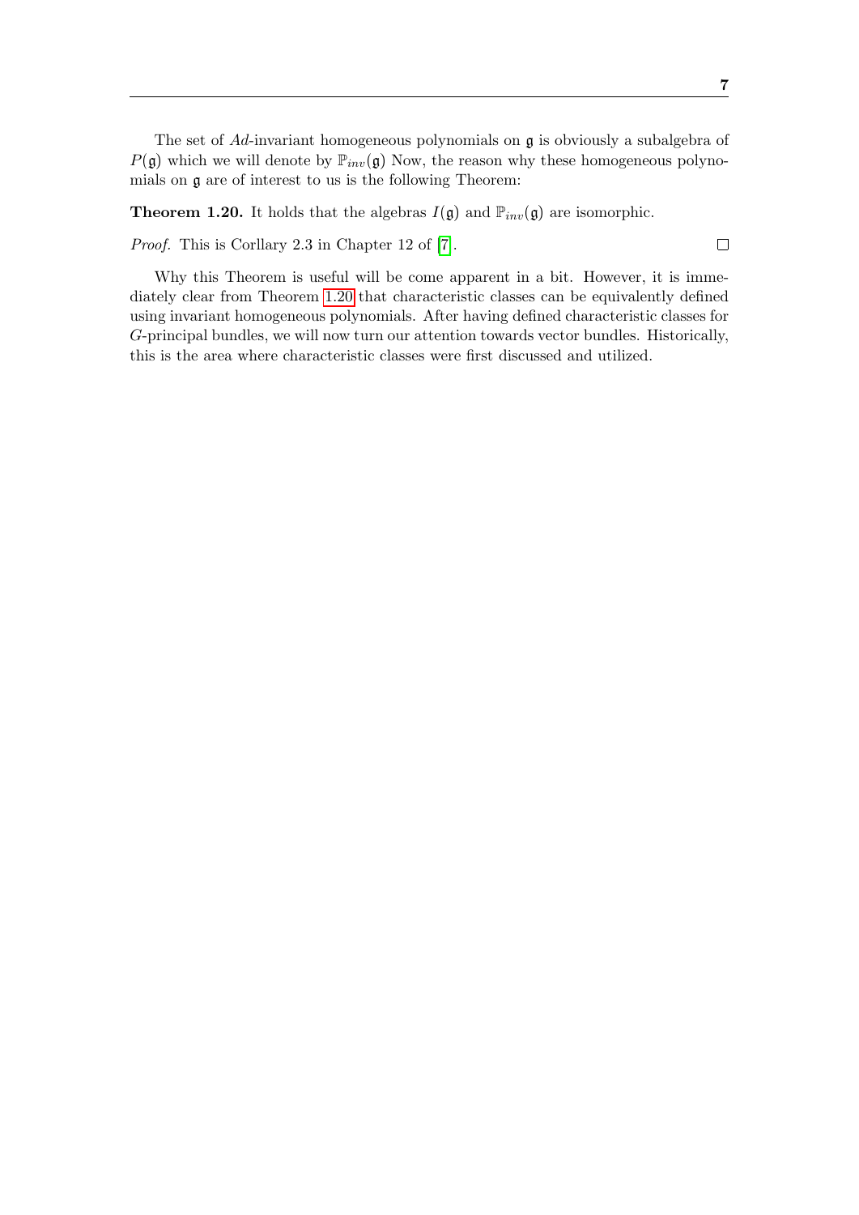The set of $Ad$-invariant homogeneous polynomials on $\mathfrak{g}$ is obviously a subalgebra of $P(\mathfrak{g})$ which we will denote by $\mathbb{P}_{inv}(\mathfrak{g})$ Now, the reason why these homogeneous polynomials on $\mathfrak{g}$ are of interest to us is the following Theorem:

**Theorem 1.20.** It holds that the algebras $I(\mathfrak{g})$ and $\mathbb{P}_{inv}(\mathfrak{g})$ are isomorphic.

*Proof.* This is Corllary 2.3 in Chapter 12 of [7]. □

Why this Theorem is useful will be come apparent in a bit. However, it is immediately clear from Theorem 1.20 that characteristic classes can be equivalently defined using invariant homogeneous polynomials. After having defined characteristic classes for $G$-principal bundles, we will now turn our attention towards vector bundles. Historically, this is the area where characteristic classes were first discussed and utilized.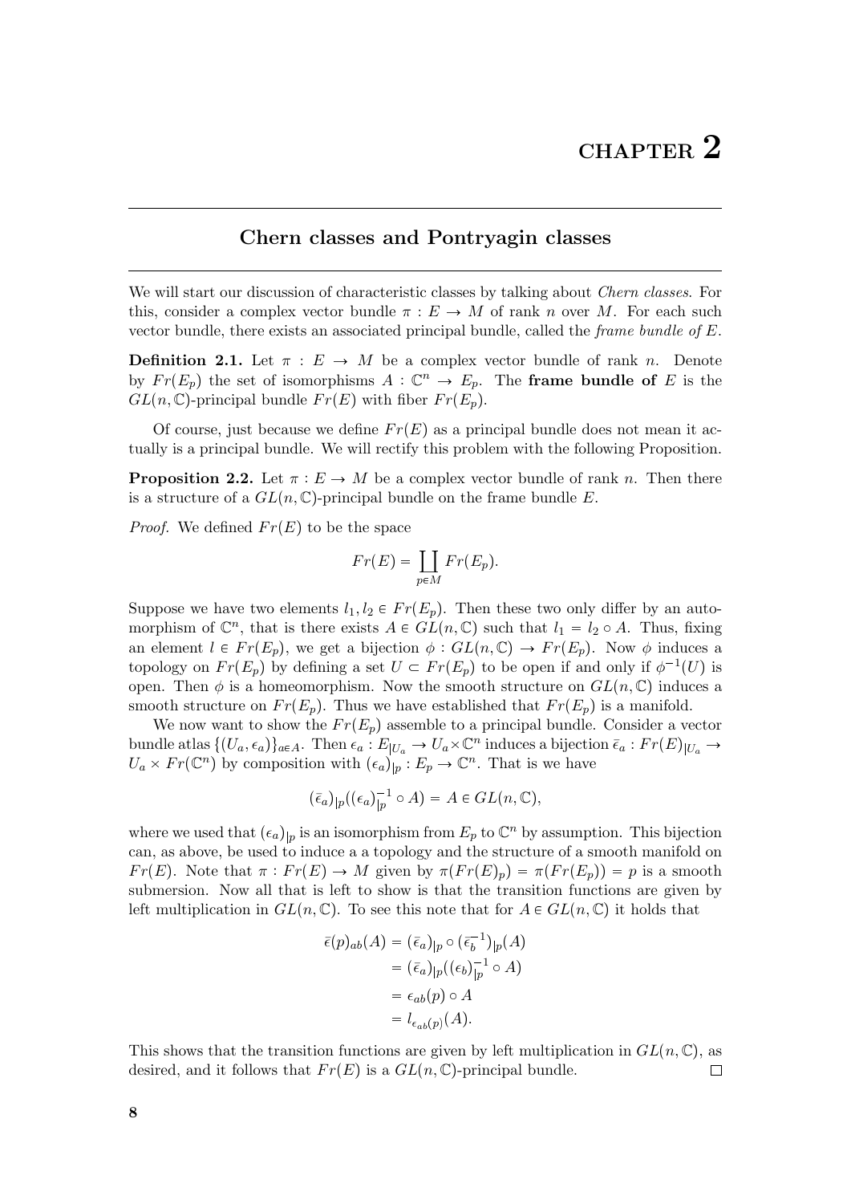# CHAPTER 2

## Chern classes and Pontryagin classes

We will start our discussion of characteristic classes by talking about *Chern classes*. For this, consider a complex vector bundle $\pi : E \to M$ of rank $n$ over $M$. For each such vector bundle, there exists an associated principal bundle, called the *frame bundle of* $E$.

**Definition 2.1.** Let $\pi : E \to M$ be a complex vector bundle of rank $n$. Denote by $Fr(E_p)$ the set of isomorphisms $A : \mathbb{C}^n \to E_p$. The **frame bundle of** $E$ is the $GL(n, \mathbb{C})$-principal bundle $Fr(E)$ with fiber $Fr(E_p)$.

Of course, just because we define $Fr(E)$ as a principal bundle does not mean it actually is a principal bundle. We will rectify this problem with the following Proposition.

**Proposition 2.2.** Let $\pi : E \to M$ be a complex vector bundle of rank $n$. Then there is a structure of a $GL(n, \mathbb{C})$-principal bundle on the frame bundle $E$.

*Proof.* We defined $Fr(E)$ to be the space

$$Fr(E) = \coprod_{p \in M} Fr(E_p).$$

Suppose we have two elements $l_1, l_2 \in Fr(E_p)$. Then these two only differ by an automorphism of $\mathbb{C}^n$, that is there exists $A \in GL(n, \mathbb{C})$ such that $l_1 = l_2 \circ A$. Thus, fixing an element $l \in Fr(E_p)$, we get a bijection $\phi : GL(n, \mathbb{C}) \to Fr(E_p)$. Now $\phi$ induces a topology on $Fr(E_p)$ by defining a set $U \subset Fr(E_p)$ to be open if and only if $\phi^{-1}(U)$ is open. Then $\phi$ is a homeomorphism. Now the smooth structure on $GL(n, \mathbb{C})$ induces a smooth structure on $Fr(E_p)$. Thus we have established that $Fr(E_p)$ is a manifold.

We now want to show the $Fr(E_p)$ assemble to a principal bundle. Consider a vector bundle atlas $\{(U_a, \epsilon_a)\}_{a \in A}$. Then $\epsilon_a : E_{|U_a} \to U_a \times \mathbb{C}^n$ induces a bijection $\bar{\epsilon}_a : Fr(E)_{|U_a} \to U_a \times Fr(\mathbb{C}^n)$ by composition with $(\epsilon_a)_{|p} : E_p \to \mathbb{C}^n$. That is we have

$$(\bar{\epsilon}_a)_{|p}((\epsilon_a)_{|p}^{-1} \circ A) = A \in GL(n, \mathbb{C}),$$

where we used that $(\epsilon_a)_{|p}$ is an isomorphism from $E_p$ to $\mathbb{C}^n$ by assumption. This bijection can, as above, be used to induce a a topology and the structure of a smooth manifold on $Fr(E)$. Note that $\pi : Fr(E) \to M$ given by $\pi(Fr(E)_p) = \pi(Fr(E_p)) = p$ is a smooth submersion. Now all that is left to show is that the transition functions are given by left multiplication in $GL(n, \mathbb{C})$. To see this note that for $A \in GL(n, \mathbb{C})$ it holds that

$$\begin{aligned}
\bar{\epsilon}(p)_{ab}(A) &= (\bar{\epsilon}_a)_{|p} \circ (\bar{\epsilon}_b^{-1})_{|p}(A) \\
&= (\bar{\epsilon}_a)_{|p}((\epsilon_b)_{|p}^{-1} \circ A) \\
&= \epsilon_{ab}(p) \circ A \\
&= l_{\epsilon_{ab}(p)}(A).
\end{aligned}$$

This shows that the transition functions are given by left multiplication in $GL(n, \mathbb{C})$, as desired, and it follows that $Fr(E)$ is a $GL(n, \mathbb{C})$-principal bundle. $\square$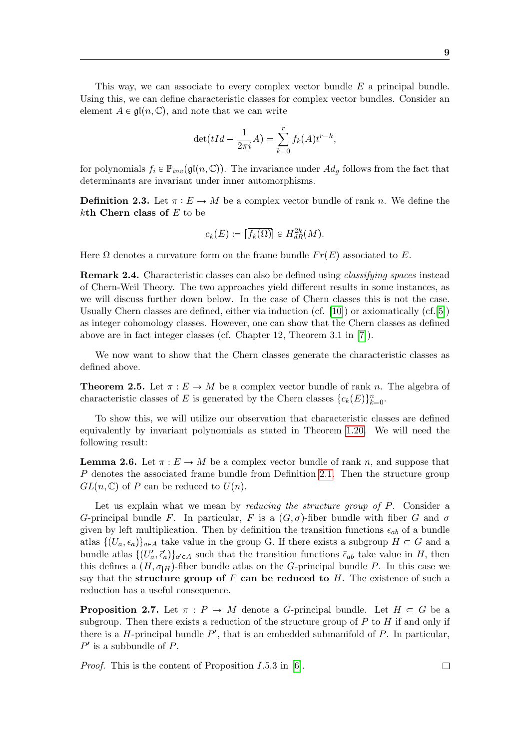This way, we can associate to every complex vector bundle $E$ a principal bundle. Using this, we can define characteristic classes for complex vector bundles. Consider an element $A \in \mathfrak{gl}(n, \mathbb{C})$, and note that we can write

$$\det(tId - \frac{1}{2\pi i}A) = \sum_{k=0}^{r} f_k(A)t^{r-k},$$

for polynomials $f_i \in \mathbb{P}_{inv}(\mathfrak{gl}(n, \mathbb{C}))$. The invariance under $Ad_g$ follows from the fact that determinants are invariant under inner automorphisms.

**Definition 2.3.** Let $\pi : E \to M$ be a complex vector bundle of rank $n$. We define the $k$**th Chern class of** $E$ to be

$$c_k(E) := [\overline{f_k(\Omega)}] \in H^{2k}_{dR}(M).$$

Here $\Omega$ denotes a curvature form on the frame bundle $Fr(E)$ associated to $E$.

**Remark 2.4.** Characteristic classes can also be defined using *classifying spaces* instead of Chern-Weil Theory. The two approaches yield different results in some instances, as we will discuss further down below. In the case of Chern classes this is not the case. Usually Chern classes are defined, either via induction (cf. [10]) or axiomatically (cf.[5]) as integer cohomology classes. However, one can show that the Chern classes as defined above are in fact integer classes (cf. Chapter 12, Theorem 3.1 in [7]).

We now want to show that the Chern classes generate the characteristic classes as defined above.

**Theorem 2.5.** Let $\pi : E \to M$ be a complex vector bundle of rank $n$. The algebra of characteristic classes of $E$ is generated by the Chern classes $\{c_k(E)\}_{k=0}^n$.

To show this, we will utilize our observation that characteristic classes are defined equivalently by invariant polynomials as stated in Theorem 1.20. We will need the following result:

**Lemma 2.6.** Let $\pi : E \to M$ be a complex vector bundle of rank $n$, and suppose that $P$ denotes the associated frame bundle from Definition 2.1. Then the structure group $GL(n, \mathbb{C})$ of $P$ can be reduced to $U(n)$.

Let us explain what we mean by *reducing the structure group of* $P$. Consider a $G$-principal bundle $F$. In particular, $F$ is a $(G, \sigma)$-fiber bundle with fiber $G$ and $\sigma$ given by left multiplication. Then by definition the transition functions $\epsilon_{ab}$ of a bundle atlas $\{(U_a, \epsilon_a)\}_{a\in A}$ take value in the group G. If there exists a subgroup $H \subset G$ and a bundle atlas $\{(U'_a, \bar{\epsilon}'_a)\}_{a'\in A}$ such that the transition functions $\bar{\epsilon}_{ab}$ take value in $H$, then this defines a $(H, \sigma_{|H})$-fiber bundle atlas on the $G$-principal bundle $P$. In this case we say that the **structure group of** $F$ **can be reduced to** $H$. The existence of such a reduction has a useful consequence.

**Proposition 2.7.** Let $\pi : P \to M$ denote a $G$-principal bundle. Let $H \subset G$ be a subgroup. Then there exists a reduction of the structure group of $P$ to $H$ if and only if there is a $H$-principal bundle $P'$, that is an embedded submanifold of $P$. In particular, $P'$ is a subbundle of $P$.

*Proof.* This is the content of Proposition $I.5.3$ in [6]. □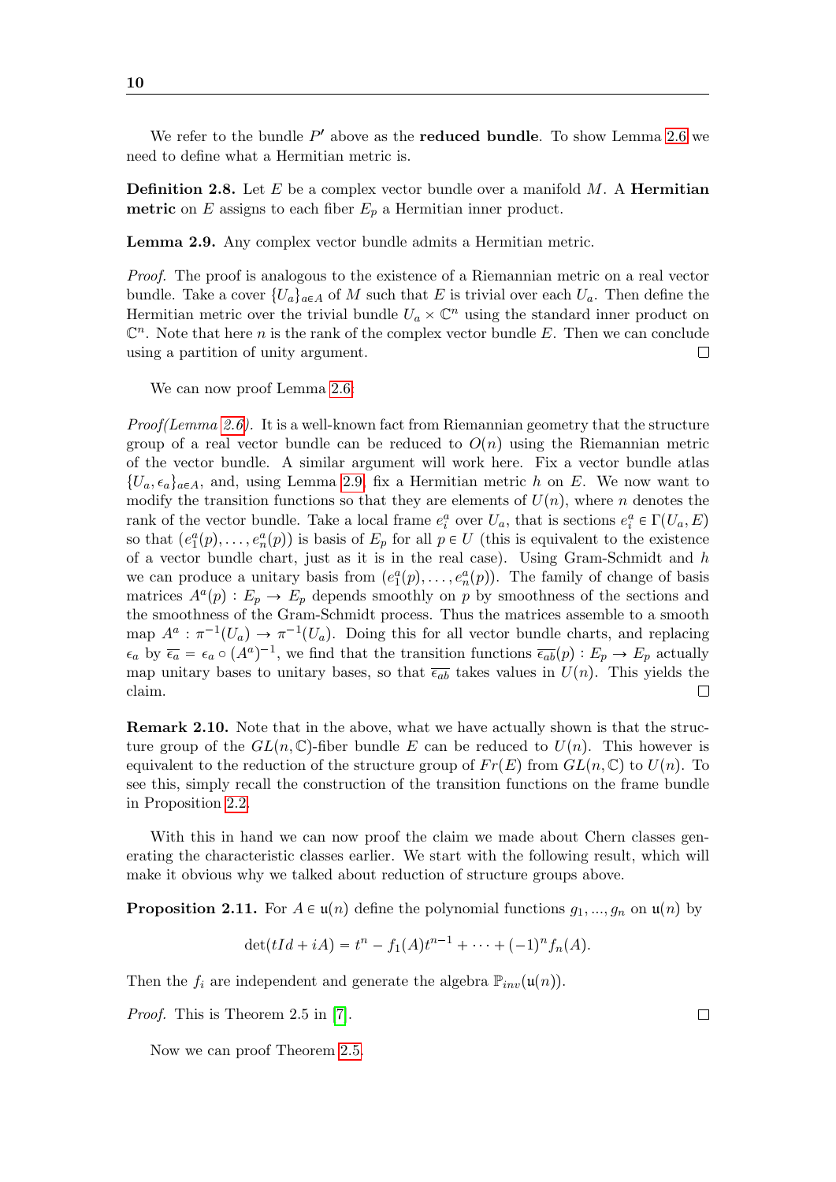We refer to the bundle $P'$ above as the **reduced bundle**. To show Lemma 2.6 we need to define what a Hermitian metric is.

**Definition 2.8.** Let $E$ be a complex vector bundle over a manifold $M$. A **Hermitian metric** on $E$ assigns to each fiber $E_p$ a Hermitian inner product.

**Lemma 2.9.** Any complex vector bundle admits a Hermitian metric.

*Proof.* The proof is analogous to the existence of a Riemannian metric on a real vector bundle. Take a cover $\{U_a\}_{a\in A}$ of $M$ such that $E$ is trivial over each $U_a$. Then define the Hermitian metric over the trivial bundle $U_a \times \mathbb{C}^n$ using the standard inner product on $\mathbb{C}^n$. Note that here $n$ is the rank of the complex vector bundle $E$. Then we can conclude using a partition of unity argument. □

We can now proof Lemma 2.6:

*Proof(Lemma 2.6).* It is a well-known fact from Riemannian geometry that the structure group of a real vector bundle can be reduced to $O(n)$ using the Riemannian metric of the vector bundle. A similar argument will work here. Fix a vector bundle atlas $\{U_a, \epsilon_a\}_{a\in A}$, and, using Lemma 2.9, fix a Hermitian metric $h$ on $E$. We now want to modify the transition functions so that they are elements of $U(n)$, where $n$ denotes the rank of the vector bundle. Take a local frame $e_i^a$ over $U_a$, that is sections $e_i^a \in \Gamma(U_a, E)$ so that $(e_1^a(p), \ldots, e_n^a(p))$ is basis of $E_p$ for all $p \in U$ (this is equivalent to the existence of a vector bundle chart, just as it is in the real case). Using Gram-Schmidt and $h$ we can produce a unitary basis from $(e_1^a(p), \ldots, e_n^a(p))$. The family of change of basis matrices $A^a(p) : E_p \to E_p$ depends smoothly on $p$ by smoothness of the sections and the smoothness of the Gram-Schmidt process. Thus the matrices assemble to a smooth map $A^a : \pi^{-1}(U_a) \to \pi^{-1}(U_a)$. Doing this for all vector bundle charts, and replacing $\epsilon_a$ by $\overline{\epsilon_a} = \epsilon_a \circ (A^a)^{-1}$, we find that the transition functions $\overline{\epsilon_{ab}}(p) : E_p \to E_p$ actually map unitary bases to unitary bases, so that $\overline{\epsilon_{ab}}$ takes values in $U(n)$. This yields the claim. □

**Remark 2.10.** Note that in the above, what we have actually shown is that the structure group of the $GL(n, \mathbb{C})$-fiber bundle $E$ can be reduced to $U(n)$. This however is equivalent to the reduction of the structure group of $Fr(E)$ from $GL(n, \mathbb{C})$ to $U(n)$. To see this, simply recall the construction of the transition functions on the frame bundle in Proposition 2.2.

With this in hand we can now proof the claim we made about Chern classes generating the characteristic classes earlier. We start with the following result, which will make it obvious why we talked about reduction of structure groups above.

**Proposition 2.11.** For $A \in \mathfrak{u}(n)$ define the polynomial functions $g_1, ..., g_n$ on $\mathfrak{u}(n)$ by

$$\det(tId + iA) = t^n - f_1(A)t^{n-1} + \cdots + (-1)^n f_n(A).$$

Then the $f_i$ are independent and generate the algebra $\mathbb{P}_{inv}(\mathfrak{u}(n))$.

*Proof.* This is Theorem 2.5 in [7]. □

Now we can proof Theorem 2.5.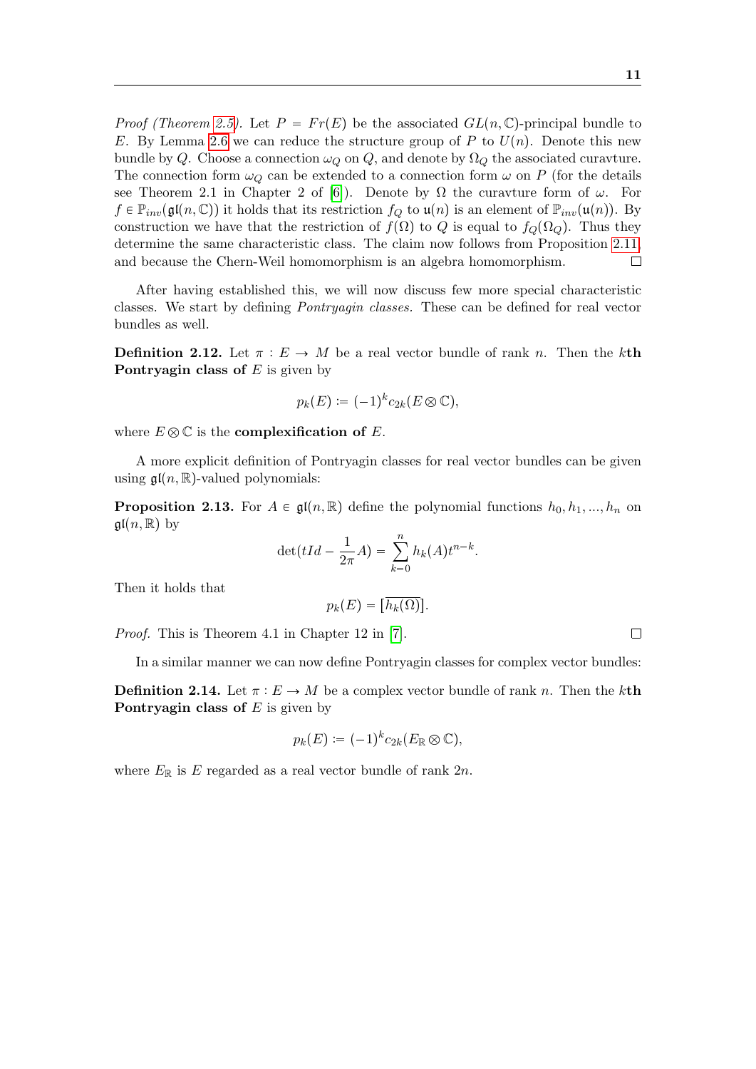*Proof (Theorem 2.5).* Let $P = Fr(E)$ be the associated $GL(n, \mathbb{C})$-principal bundle to $E$. By Lemma 2.6 we can reduce the structure group of $P$ to $U(n)$. Denote this new bundle by $Q$. Choose a connection $\omega_Q$ on $Q$, and denote by $\Omega_Q$ the associated curavture. The connection form $\omega_Q$ can be extended to a connection form $\omega$ on $P$ (for the details see Theorem 2.1 in Chapter 2 of [6]). Denote by $\Omega$ the curavture form of $\omega$. For $f \in \mathbb{P}_{inv}(\mathfrak{gl}(n, \mathbb{C}))$ it holds that its restriction $f_Q$ to $\mathfrak{u}(n)$ is an element of $\mathbb{P}_{inv}(\mathfrak{u}(n))$. By construction we have that the restriction of $f(\Omega)$ to $Q$ is equal to $f_Q(\Omega_Q)$. Thus they determine the same characteristic class. The claim now follows from Proposition 2.11, and because the Chern-Weil homomorphism is an algebra homomorphism. □

After having established this, we will now discuss few more special characteristic classes. We start by defining *Pontryagin classes*. These can be defined for real vector bundles as well.

**Definition 2.12.** Let $\pi : E \to M$ be a real vector bundle of rank $n$. Then the $k$**th Pontryagin class of** $E$ is given by

$$p_k(E) := (-1)^k c_{2k}(E \otimes \mathbb{C}),$$

where $E \otimes \mathbb{C}$ is the **complexification of** $E$.

A more explicit definition of Pontryagin classes for real vector bundles can be given using $\mathfrak{gl}(n, \mathbb{R})$-valued polynomials:

**Proposition 2.13.** For $A \in \mathfrak{gl}(n, \mathbb{R})$ define the polynomial functions $h_0, h_1, ..., h_n$ on $\mathfrak{gl}(n, \mathbb{R})$ by

$$\det(tId - \frac{1}{2\pi}A) = \sum_{k=0}^{n} h_k(A) t^{n-k}.$$

Then it holds that

$$p_k(E) = [\overline{h_k(\Omega)}].$$

*Proof.* This is Theorem 4.1 in Chapter 12 in [7]. □

In a similar manner we can now define Pontryagin classes for complex vector bundles:

**Definition 2.14.** Let $\pi : E \to M$ be a complex vector bundle of rank $n$. Then the $k$**th Pontryagin class of** $E$ is given by

$$p_k(E) := (-1)^k c_{2k}(E_{\mathbb{R}} \otimes \mathbb{C}),$$

where $E_{\mathbb{R}}$ is $E$ regarded as a real vector bundle of rank $2n$.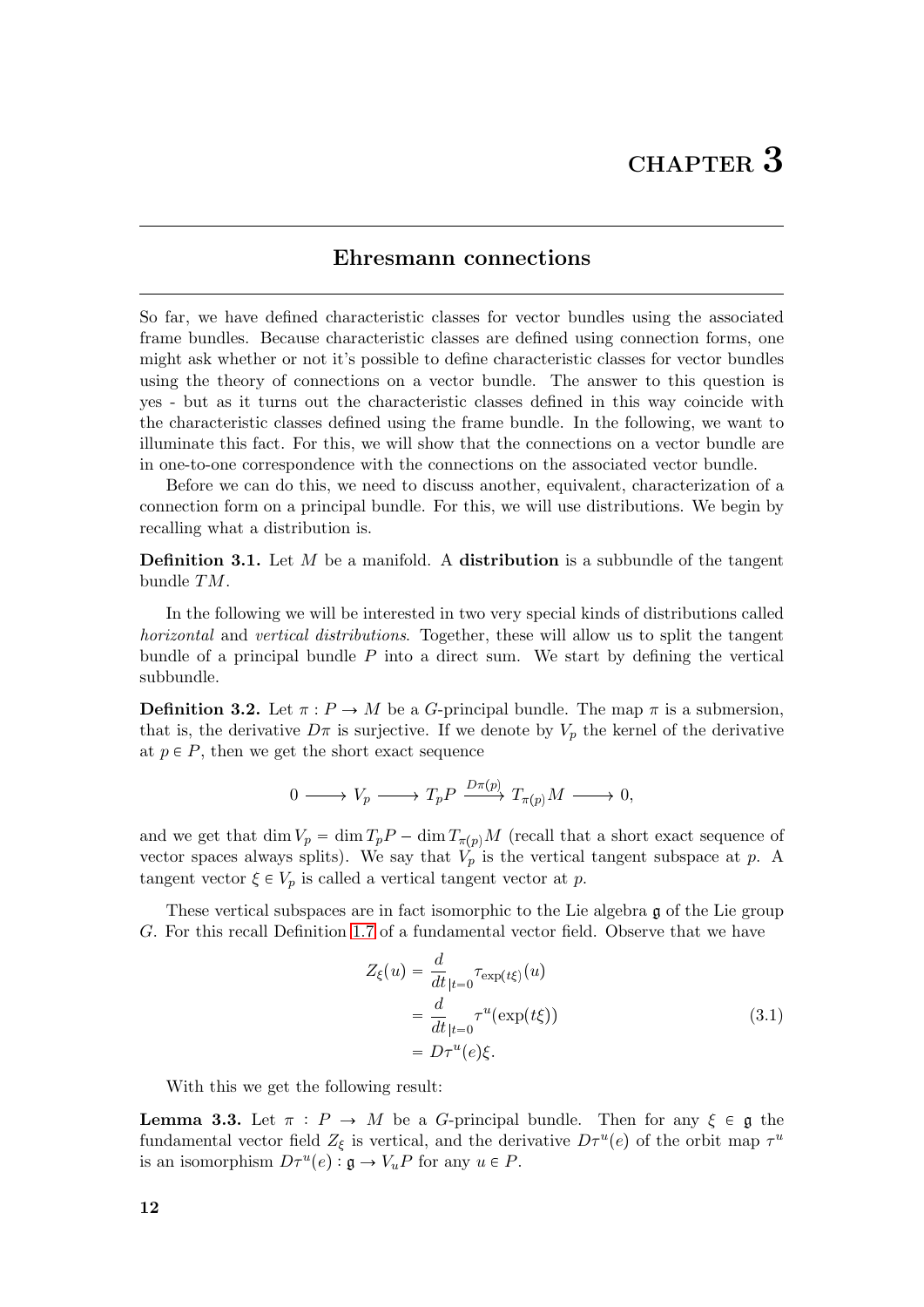# CHAPTER 3

## Ehresmann connections

So far, we have defined characteristic classes for vector bundles using the associated frame bundles. Because characteristic classes are defined using connection forms, one might ask whether or not it's possible to define characteristic classes for vector bundles using the theory of connections on a vector bundle. The answer to this question is yes - but as it turns out the characteristic classes defined in this way coincide with the characteristic classes defined using the frame bundle. In the following, we want to illuminate this fact. For this, we will show that the connections on a vector bundle are in one-to-one correspondence with the connections on the associated vector bundle.

Before we can do this, we need to discuss another, equivalent, characterization of a connection form on a principal bundle. For this, we will use distributions. We begin by recalling what a distribution is.

**Definition 3.1.** Let $M$ be a manifold. A **distribution** is a subbundle of the tangent bundle $TM$.

In the following we will be interested in two very special kinds of distributions called *horizontal* and *vertical distributions*. Together, these will allow us to split the tangent bundle of a principal bundle $P$ into a direct sum. We start by defining the vertical subbundle.

**Definition 3.2.** Let $\pi : P \to M$ be a $G$-principal bundle. The map $\pi$ is a submersion, that is, the derivative $D\pi$ is surjective. If we denote by $V_p$ the kernel of the derivative at $p \in P$, then we get the short exact sequence

$$0 \longrightarrow V_p \longrightarrow T_pP \xrightarrow{D\pi(p)} T_{\pi(p)}M \longrightarrow 0,$$

and we get that $\dim V_p = \dim T_pP - \dim T_{\pi(p)}M$ (recall that a short exact sequence of vector spaces always splits). We say that $V_p$ is the vertical tangent subspace at $p$. A tangent vector $\xi \in V_p$ is called a vertical tangent vector at $p$.

These vertical subspaces are in fact isomorphic to the Lie algebra $\mathfrak{g}$ of the Lie group $G$. For this recall Definition 1.7 of a fundamental vector field. Observe that we have

$$\begin{aligned} Z_\xi(u) &= \frac{d}{dt}_{|t=0} \tau_{\exp(t\xi)}(u) \\ &= \frac{d}{dt}_{|t=0} \tau^u(\exp(t\xi)) \\ &= D\tau^u(e)\xi. \end{aligned} \tag{3.1}$$

With this we get the following result:

**Lemma 3.3.** Let $\pi : P \to M$ be a $G$-principal bundle. Then for any $\xi \in \mathfrak{g}$ the fundamental vector field $Z_\xi$ is vertical, and the derivative $D\tau^u(e)$ of the orbit map $\tau^u$ is an isomorphism $D\tau^u(e) : \mathfrak{g} \to V_uP$ for any $u \in P$.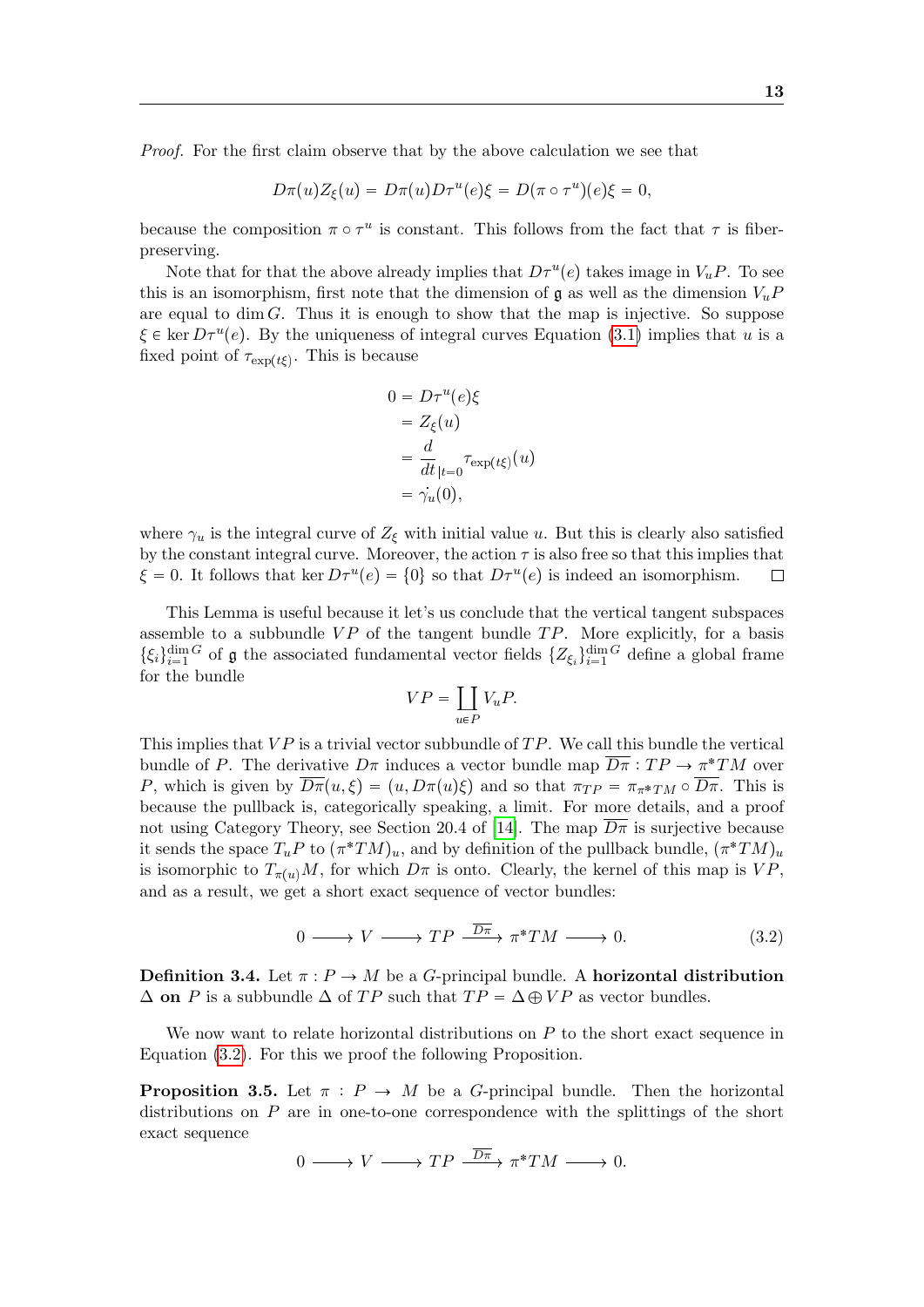*Proof.* For the first claim observe that by the above calculation we see that

$$D\pi(u)Z_\xi(u) = D\pi(u)D\tau^u(e)\xi = D(\pi \circ \tau^u)(e)\xi = 0,$$

because the composition $\pi \circ \tau^u$ is constant. This follows from the fact that $\tau$ is fiber-preserving.

Note that for that the above already implies that $D\tau^u(e)$ takes image in $V_uP$. To see this is an isomorphism, first note that the dimension of $\mathfrak{g}$ as well as the dimension $V_uP$ are equal to $\dim G$. Thus it is enough to show that the map is injective. So suppose $\xi \in \ker D\tau^u(e)$. By the uniqueness of integral curves Equation (3.1) implies that $u$ is a fixed point of $\tau_{\exp(t\xi)}$. This is because

$$\begin{aligned}
0 &= D\tau^u(e)\xi \\
&= Z_\xi(u) \\
&= \frac{d}{dt}_{|t=0} \tau_{\exp(t\xi)}(u) \\
&= \dot{\gamma_u}(0),
\end{aligned}$$

where $\gamma_u$ is the integral curve of $Z_\xi$ with initial value $u$. But this is clearly also satisfied by the constant integral curve. Moreover, the action $\tau$ is also free so that this implies that $\xi = 0$. It follows that $\ker D\tau^u(e) = \{0\}$ so that $D\tau^u(e)$ is indeed an isomorphism. □

This Lemma is useful because it let's us conclude that the vertical tangent subspaces assemble to a subbundle $VP$ of the tangent bundle $TP$. More explicitly, for a basis $\{\xi_i\}_{i=1}^{\dim G}$ of $\mathfrak{g}$ the associated fundamental vector fields $\{Z_{\xi_i}\}_{i=1}^{\dim G}$ define a global frame for the bundle

$$VP = \coprod_{u \in P} V_uP.$$

This implies that $VP$ is a trivial vector subbundle of $TP$. We call this bundle the vertical bundle of $P$. The derivative $D\pi$ induces a vector bundle map $\overline{D\pi} : TP \to \pi^*TM$ over $P$, which is given by $\overline{D\pi}(u, \xi) = (u, D\pi(u)\xi)$ and so that $\pi_{TP} = \pi_{\pi^*TM} \circ \overline{D\pi}$. This is because the pullback is, categorically speaking, a limit. For more details, and a proof not using Category Theory, see Section 20.4 of [14]. The map $\overline{D\pi}$ is surjective because it sends the space $T_uP$ to $(\pi^*TM)_u$, and by definition of the pullback bundle, $(\pi^*TM)_u$ is isomorphic to $T_{\pi(u)}M$, for which $D\pi$ is onto. Clearly, the kernel of this map is $VP$, and as a result, we get a short exact sequence of vector bundles:

$$0 \longrightarrow V \longrightarrow TP \xrightarrow{\overline{D\pi}} \pi^*TM \longrightarrow 0. \tag{3.2}$$

**Definition 3.4.** Let $\pi : P \to M$ be a $G$-principal bundle. A **horizontal distribution $\Delta$ on** $P$ is a subbundle $\Delta$ of $TP$ such that $TP = \Delta \oplus VP$ as vector bundles.

We now want to relate horizontal distributions on $P$ to the short exact sequence in Equation (3.2). For this we proof the following Proposition.

**Proposition 3.5.** Let $\pi : P \to M$ be a $G$-principal bundle. Then the horizontal distributions on $P$ are in one-to-one correspondence with the splittings of the short exact sequence

$$0 \longrightarrow V \longrightarrow TP \xrightarrow{\overline{D\pi}} \pi^*TM \longrightarrow 0.$$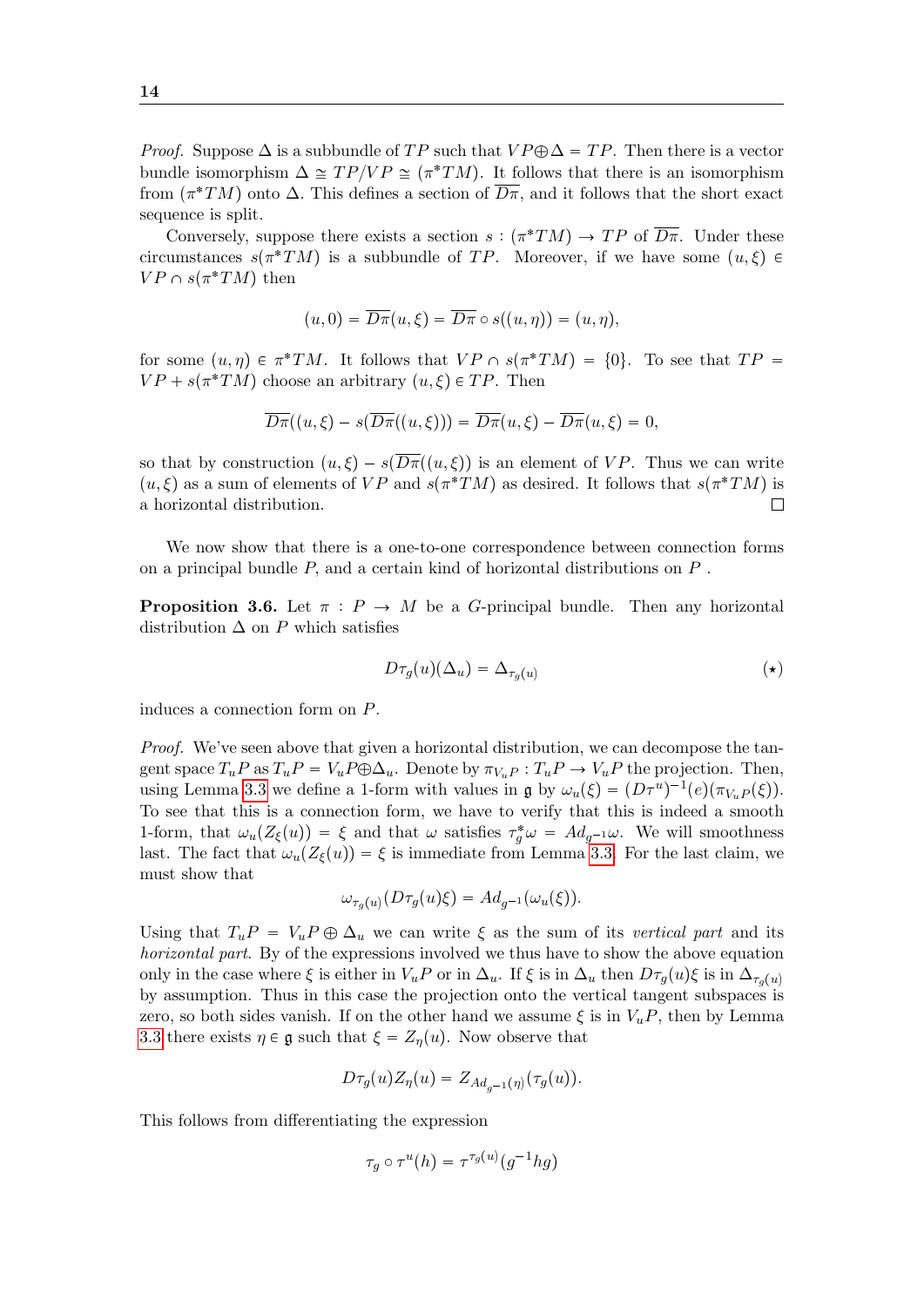*Proof.* Suppose $\Delta$ is a subbundle of $TP$ such that $VP \oplus \Delta = TP$. Then there is a vector bundle isomorphism $\Delta \cong TP/VP \cong (\pi^*TM)$. It follows that there is an isomorphism from $(\pi^*TM)$ onto $\Delta$. This defines a section of $\overline{D\pi}$, and it follows that the short exact sequence is split.

Conversely, suppose there exists a section $s : (\pi^*TM) \to TP$ of $\overline{D\pi}$. Under these circumstances $s(\pi^*TM)$ is a subbundle of $TP$. Moreover, if we have some $(u, \xi) \in VP \cap s(\pi^*TM)$ then

$$(u, 0) = \overline{D\pi}(u, \xi) = \overline{D\pi} \circ s((u, \eta)) = (u, \eta),$$

for some $(u, \eta) \in \pi^*TM$. It follows that $VP \cap s(\pi^*TM) = \{0\}$. To see that $TP = VP + s(\pi^*TM)$ choose an arbitrary $(u, \xi) \in TP$. Then

$$\overline{D\pi}((u, \xi) - s(\overline{D\pi}((u, \xi))) = \overline{D\pi}(u, \xi) - \overline{D\pi}(u, \xi) = 0,$$

so that by construction $(u, \xi) - s(\overline{D\pi}((u, \xi))$ is an element of $VP$. Thus we can write $(u, \xi)$ as a sum of elements of $VP$ and $s(\pi^*TM)$ as desired. It follows that $s(\pi^*TM)$ is a horizontal distribution. □

We now show that there is a one-to-one correspondence between connection forms on a principal bundle $P$, and a certain kind of horizontal distributions on $P$ .

**Proposition 3.6.** Let $\pi : P \to M$ be a $G$-principal bundle. Then any horizontal distribution $\Delta$ on $P$ which satisfies

$$D\tau_g(u)(\Delta_u) = \Delta_{\tau_g(u)} \qquad (\star)$$

induces a connection form on $P$.

*Proof.* We've seen above that given a horizontal distribution, we can decompose the tangent space $T_uP$ as $T_uP = V_uP \oplus \Delta_u$. Denote by $\pi_{V_uP} : T_uP \to V_uP$ the projection. Then, using Lemma 3.3 we define a 1-form with values in $\mathfrak{g}$ by $\omega_u(\xi) = (D\tau^u)^{-1}(e)(\pi_{V_uP}(\xi))$. To see that this is a connection form, we have to verify that this is indeed a smooth 1-form, that $\omega_u(Z_\xi(u)) = \xi$ and that $\omega$ satisfies $\tau_g^*\omega = Ad_{g^{-1}}\omega$. We will smoothness last. The fact that $\omega_u(Z_\xi(u)) = \xi$ is immediate from Lemma 3.3. For the last claim, we must show that

$$\omega_{\tau_g(u)}(D\tau_g(u)\xi) = Ad_{g^{-1}}(\omega_u(\xi)).$$

Using that $T_uP = V_uP \oplus \Delta_u$ we can write $\xi$ as the sum of its *vertical part* and its *horizontal part*. By of the expressions involved we thus have to show the above equation only in the case where $\xi$ is either in $V_uP$ or in $\Delta_u$. If $\xi$ is in $\Delta_u$ then $D\tau_g(u)\xi$ is in $\Delta_{\tau_g(u)}$ by assumption. Thus in this case the projection onto the vertical tangent subspaces is zero, so both sides vanish. If on the other hand we assume $\xi$ is in $V_uP$, then by Lemma 3.3 there exists $\eta \in \mathfrak{g}$ such that $\xi = Z_\eta(u)$. Now observe that

$$D\tau_g(u)Z_\eta(u) = Z_{Ad_{g^{-1}}(\eta)}(\tau_g(u)).$$

This follows from differentiating the expression

$$\tau_g \circ \tau^u(h) = \tau^{\tau_g(u)}(g^{-1}hg)$$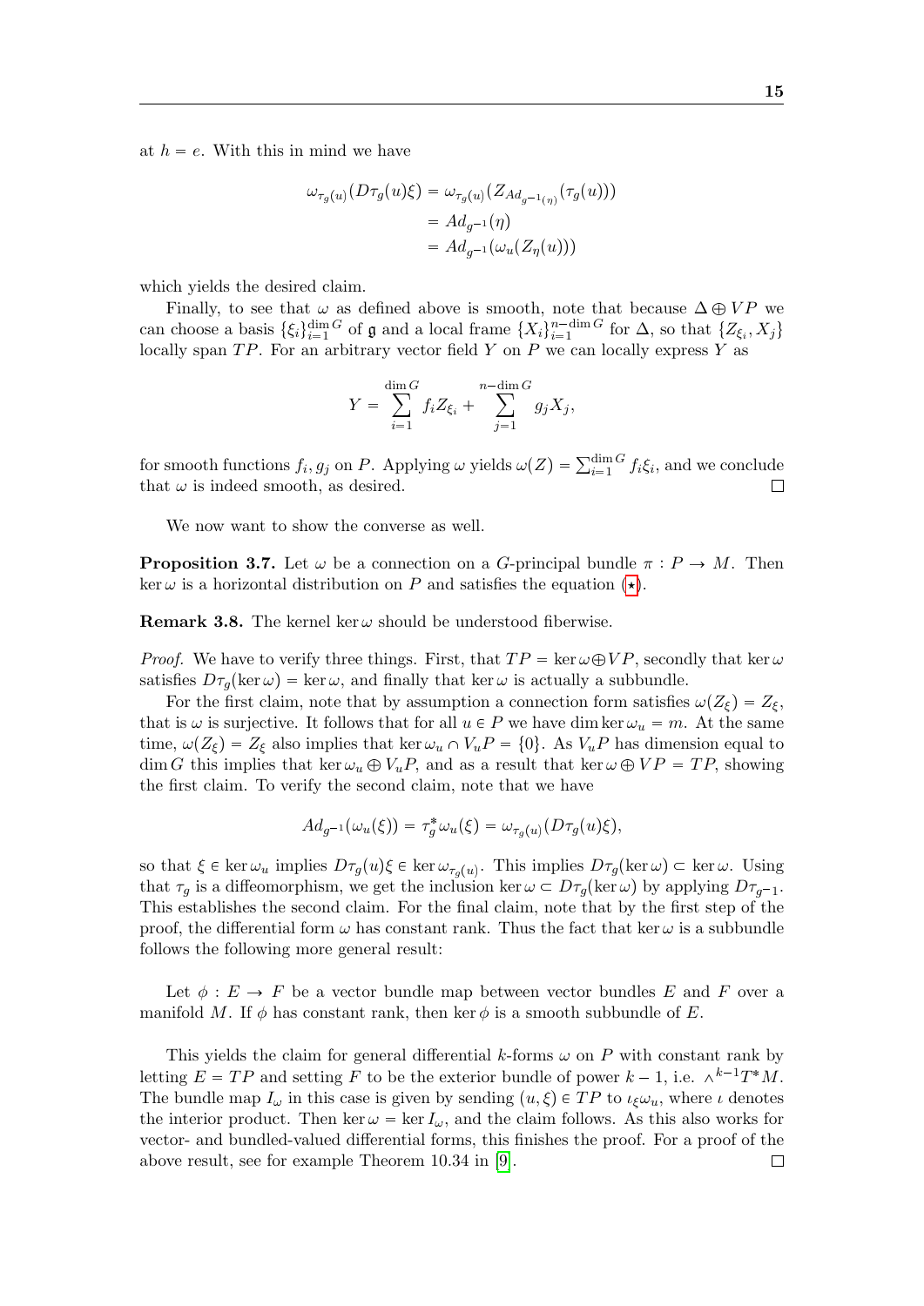at $h = e$. With this in mind we have

$$\begin{aligned}
\omega_{\tau_g(u)}(D\tau_g(u)\xi) &= \omega_{\tau_g(u)}(Z_{Ad_{g^{-1}(\eta)}}(\tau_g(u))) \\
&= Ad_{g^{-1}}(\eta) \\
&= Ad_{g^{-1}}(\omega_u(Z_\eta(u)))
\end{aligned}$$

which yields the desired claim.

Finally, to see that $\omega$ as defined above is smooth, note that because $\Delta \oplus VP$ we can choose a basis $\{\xi_i\}_{i=1}^{\dim G}$ of $\mathfrak{g}$ and a local frame $\{X_i\}_{i=1}^{n-\dim G}$ for $\Delta$, so that $\{Z_{\xi_i}, X_j\}$ locally span $TP$. For an arbitrary vector field $Y$ on $P$ we can locally express $Y$ as

$$Y = \sum_{i=1}^{\dim G} f_i Z_{\xi_i} + \sum_{j=1}^{n-\dim G} g_j X_j,$$

for smooth functions $f_i, g_j$ on $P$. Applying $\omega$ yields $\omega(Z) = \sum_{i=1}^{\dim G} f_i \xi_i$, and we conclude that $\omega$ is indeed smooth, as desired. □

We now want to show the converse as well.

**Proposition 3.7.** Let $\omega$ be a connection on a $G$-principal bundle $\pi : P \to M$. Then $\ker \omega$ is a horizontal distribution on $P$ and satisfies the equation ($\star$).

**Remark 3.8.** The kernel $\ker \omega$ should be understood fiberwise.

*Proof.* We have to verify three things. First, that $TP = \ker \omega \oplus VP$, secondly that $\ker \omega$ satisfies $D\tau_g(\ker \omega) = \ker \omega$, and finally that $\ker \omega$ is actually a subbundle.

For the first claim, note that by assumption a connection form satisfies $\omega(Z_\xi) = Z_\xi$, that is $\omega$ is surjective. It follows that for all $u \in P$ we have $\dim \ker \omega_u = m$. At the same time, $\omega(Z_\xi) = Z_\xi$ also implies that $\ker \omega_u \cap V_u P = \{0\}$. As $V_u P$ has dimension equal to $\dim G$ this implies that $\ker \omega_u \oplus V_u P$, and as a result that $\ker \omega \oplus VP = TP$, showing the first claim. To verify the second claim, note that we have

$$Ad_{g^{-1}}(\omega_u(\xi)) = \tau_g^* \omega_u(\xi) = \omega_{\tau_g(u)}(D\tau_g(u)\xi),$$

so that $\xi \in \ker \omega_u$ implies $D\tau_g(u)\xi \in \ker \omega_{\tau_g(u)}$. This implies $D\tau_g(\ker \omega) \subset \ker \omega$. Using that $\tau_g$ is a diffeomorphism, we get the inclusion $\ker \omega \subset D\tau_g(\ker \omega)$ by applying $D\tau_{g^{-1}}$. This establishes the second claim. For the final claim, note that by the first step of the proof, the differential form $\omega$ has constant rank. Thus the fact that $\ker \omega$ is a subbundle follows the following more general result:

Let $\phi : E \to F$ be a vector bundle map between vector bundles $E$ and $F$ over a manifold $M$. If $\phi$ has constant rank, then $\ker \phi$ is a smooth subbundle of $E$.

This yields the claim for general differential $k$-forms $\omega$ on $P$ with constant rank by letting $E = TP$ and setting $F$ to be the exterior bundle of power $k-1$, i.e. $\wedge^{k-1} T^* M$. The bundle map $I_\omega$ in this case is given by sending $(u, \xi) \in TP$ to $\iota_\xi \omega_u$, where $\iota$ denotes the interior product. Then $\ker \omega = \ker I_\omega$, and the claim follows. As this also works for vector- and bundled-valued differential forms, this finishes the proof. For a proof of the above result, see for example Theorem 10.34 in [9]. □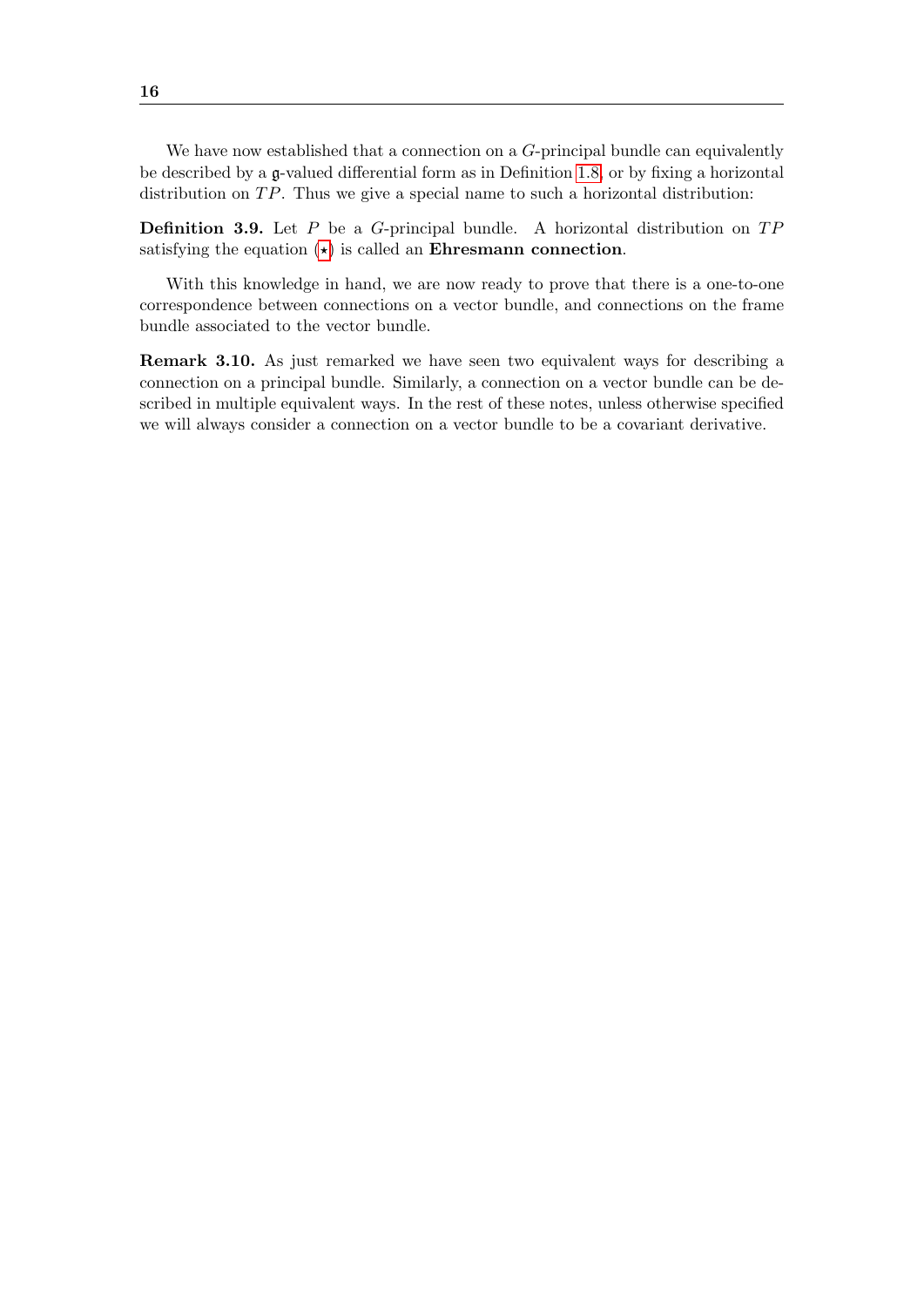We have now established that a connection on a $G$-principal bundle can equivalently be described by a $\mathfrak{g}$-valued differential form as in Definition 1.8, or by fixing a horizontal distribution on $TP$. Thus we give a special name to such a horizontal distribution:

**Definition 3.9.** Let $P$ be a $G$-principal bundle. A horizontal distribution on $TP$ satisfying the equation ($\star$) is called an **Ehresmann connection**.

With this knowledge in hand, we are now ready to prove that there is a one-to-one correspondence between connections on a vector bundle, and connections on the frame bundle associated to the vector bundle.

**Remark 3.10.** As just remarked we have seen two equivalent ways for describing a connection on a principal bundle. Similarly, a connection on a vector bundle can be described in multiple equivalent ways. In the rest of these notes, unless otherwise specified we will always consider a connection on a vector bundle to be a covariant derivative.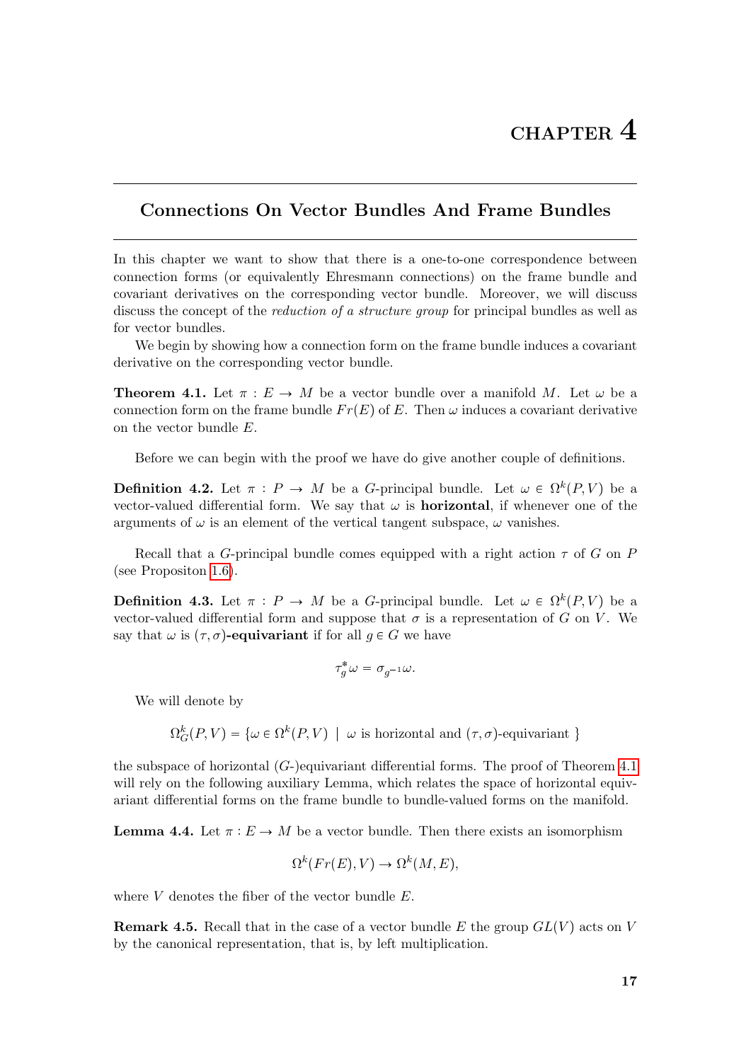# CHAPTER 4

## Connections On Vector Bundles And Frame Bundles

In this chapter we want to show that there is a one-to-one correspondence between connection forms (or equivalently Ehresmann connections) on the frame bundle and covariant derivatives on the corresponding vector bundle. Moreover, we will discuss discuss the concept of the *reduction of a structure group* for principal bundles as well as for vector bundles.

We begin by showing how a connection form on the frame bundle induces a covariant derivative on the corresponding vector bundle.

**Theorem 4.1.** Let $\pi : E \to M$ be a vector bundle over a manifold $M$. Let $\omega$ be a connection form on the frame bundle $Fr(E)$ of $E$. Then $\omega$ induces a covariant derivative on the vector bundle $E$.

Before we can begin with the proof we have do give another couple of definitions.

**Definition 4.2.** Let $\pi : P \to M$ be a $G$-principal bundle. Let $\omega \in \Omega^k(P, V)$ be a vector-valued differential form. We say that $\omega$ is **horizontal**, if whenever one of the arguments of $\omega$ is an element of the vertical tangent subspace, $\omega$ vanishes.

Recall that a $G$-principal bundle comes equipped with a right action $\tau$ of $G$ on $P$ (see Propositon 1.6).

**Definition 4.3.** Let $\pi : P \to M$ be a $G$-principal bundle. Let $\omega \in \Omega^k(P, V)$ be a vector-valued differential form and suppose that $\sigma$ is a representation of $G$ on $V$. We say that $\omega$ is **$(\tau, \sigma)$-equivariant** if for all $g \in G$ we have

$$\tau_g^* \omega = \sigma_{g^{-1}} \omega.$$

We will denote by

$$\Omega_G^k(P, V) = \{\omega \in \Omega^k(P, V) \mid \omega \text{ is horizontal and } (\tau, \sigma)\text{-equivariant } \}$$

the subspace of horizontal ($G$-)equivariant differential forms. The proof of Theorem 4.1 will rely on the following auxiliary Lemma, which relates the space of horizontal equivariant differential forms on the frame bundle to bundle-valued forms on the manifold.

**Lemma 4.4.** Let $\pi : E \to M$ be a vector bundle. Then there exists an isomorphism

$$\Omega^k(Fr(E), V) \to \Omega^k(M, E),$$

where $V$ denotes the fiber of the vector bundle $E$.

**Remark 4.5.** Recall that in the case of a vector bundle $E$ the group $GL(V)$ acts on $V$ by the canonical representation, that is, by left multiplication.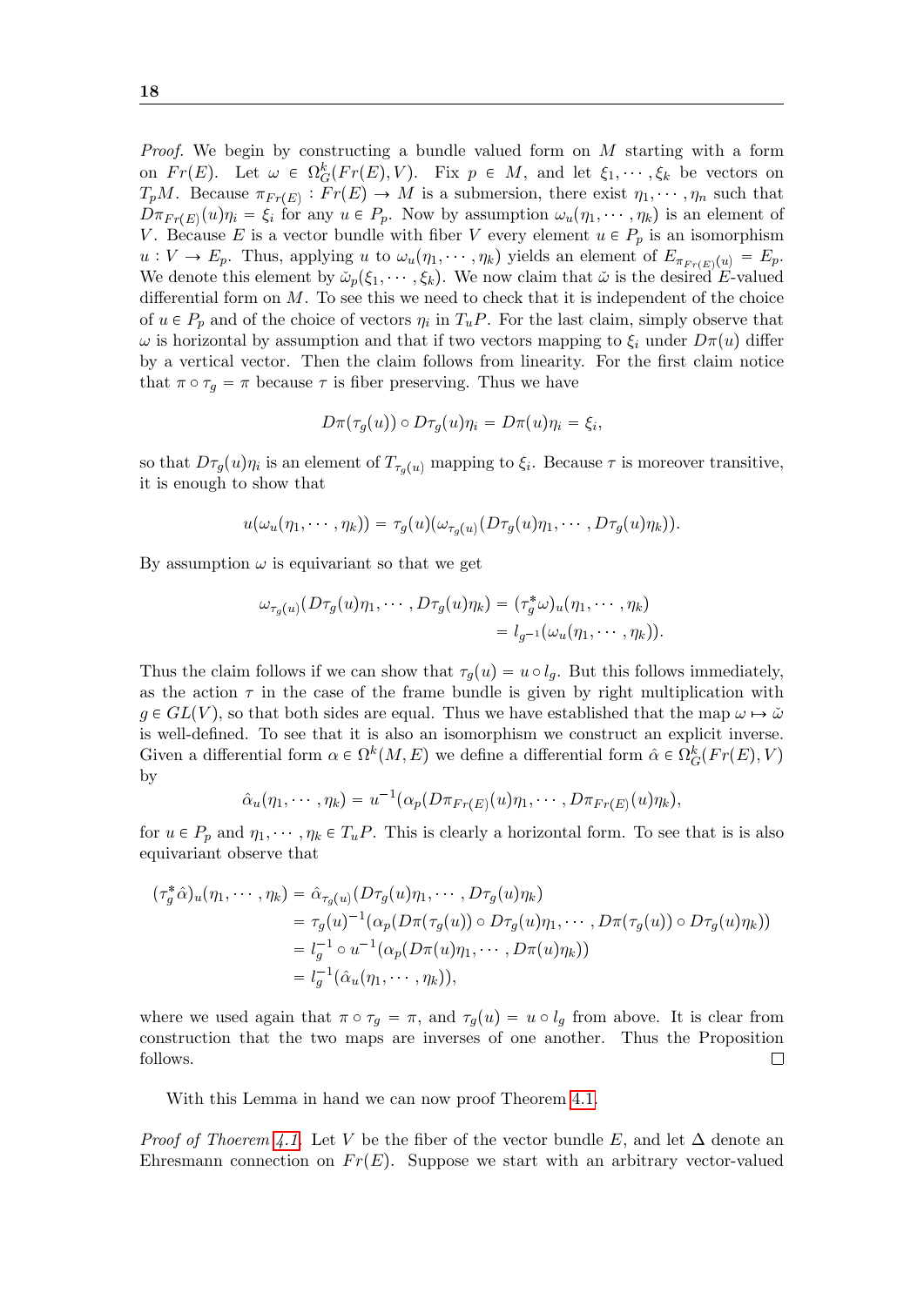*Proof.* We begin by constructing a bundle valued form on $M$ starting with a form on $Fr(E)$. Let $\omega \in \Omega^k_G(Fr(E), V)$. Fix $p \in M$, and let $\xi_1, \cdots, \xi_k$ be vectors on $T_pM$. Because $\pi_{Fr(E)} : Fr(E) \to M$ is a submersion, there exist $\eta_1, \cdots, \eta_n$ such that $D\pi_{Fr(E)}(u)\eta_i = \xi_i$ for any $u \in P_p$. Now by assumption $\omega_u(\eta_1, \cdots, \eta_k)$ is an element of $V$. Because $E$ is a vector bundle with fiber $V$ every element $u \in P_p$ is an isomorphism $u : V \to E_p$. Thus, applying $u$ to $\omega_u(\eta_1, \cdots, \eta_k)$ yields an element of $E_{\pi_{Fr(E)}(u)} = E_p$. We denote this element by $\breve{\omega}_p(\xi_1, \cdots, \xi_k)$. We now claim that $\breve{\omega}$ is the desired $E$-valued differential form on $M$. To see this we need to check that it is independent of the choice of $u \in P_p$ and of the choice of vectors $\eta_i$ in $T_uP$. For the last claim, simply observe that $\omega$ is horizontal by assumption and that if two vectors mapping to $\xi_i$ under $D\pi(u)$ differ by a vertical vector. Then the claim follows from linearity. For the first claim notice that $\pi \circ \tau_g = \pi$ because $\tau$ is fiber preserving. Thus we have

$$D\pi(\tau_g(u)) \circ D\tau_g(u)\eta_i = D\pi(u)\eta_i = \xi_i,$$

so that $D\tau_g(u)\eta_i$ is an element of $T_{\tau_g(u)}$ mapping to $\xi_i$. Because $\tau$ is moreover transitive, it is enough to show that

$$u(\omega_u(\eta_1, \cdots, \eta_k)) = \tau_g(u)(\omega_{\tau_g(u)}(D\tau_g(u)\eta_1, \cdots, D\tau_g(u)\eta_k)).$$

By assumption $\omega$ is equivariant so that we get

$$\begin{aligned}
\omega_{\tau_g(u)}(D\tau_g(u)\eta_1, \cdots, D\tau_g(u)\eta_k) &= (\tau_g^*\omega)_u(\eta_1, \cdots, \eta_k) \\
&= l_{g^{-1}}(\omega_u(\eta_1, \cdots, \eta_k)).
\end{aligned}$$

Thus the claim follows if we can show that $\tau_g(u) = u \circ l_g$. But this follows immediately, as the action $\tau$ in the case of the frame bundle is given by right multiplication with $g \in GL(V)$, so that both sides are equal. Thus we have established that the map $\omega \mapsto \breve{\omega}$ is well-defined. To see that it is also an isomorphism we construct an explicit inverse. Given a differential form $\alpha \in \Omega^k(M, E)$ we define a differential form $\hat{\alpha} \in \Omega^k_G(Fr(E), V)$ by

$$\hat{\alpha}_u(\eta_1, \cdots, \eta_k) = u^{-1}(\alpha_p(D\pi_{Fr(E)}(u)\eta_1, \cdots, D\pi_{Fr(E)}(u)\eta_k),$$

for $u \in P_p$ and $\eta_1, \cdots, \eta_k \in T_uP$. This is clearly a horizontal form. To see that is is also equivariant observe that

$$\begin{aligned}
(\tau_g^*\hat{\alpha})_u(\eta_1, \cdots, \eta_k) &= \hat{\alpha}_{\tau_g(u)}(D\tau_g(u)\eta_1, \cdots, D\tau_g(u)\eta_k) \\
&= \tau_g(u)^{-1}(\alpha_p(D\pi(\tau_g(u)) \circ D\tau_g(u)\eta_1, \cdots, D\pi(\tau_g(u)) \circ D\tau_g(u)\eta_k)) \\
&= l_g^{-1} \circ u^{-1}(\alpha_p(D\pi(u)\eta_1, \cdots, D\pi(u)\eta_k)) \\
&= l_g^{-1}(\hat{\alpha}_u(\eta_1, \cdots, \eta_k)),
\end{aligned}$$

where we used again that $\pi \circ \tau_g = \pi$, and $\tau_g(u) = u \circ l_g$ from above. It is clear from construction that the two maps are inverses of one another. Thus the Proposition follows. ☐

With this Lemma in hand we can now proof Theorem 4.1.

*Proof of Thoerem 4.1.* Let $V$ be the fiber of the vector bundle $E$, and let $\Delta$ denote an Ehresmann connection on $Fr(E)$. Suppose we start with an arbitrary vector-valued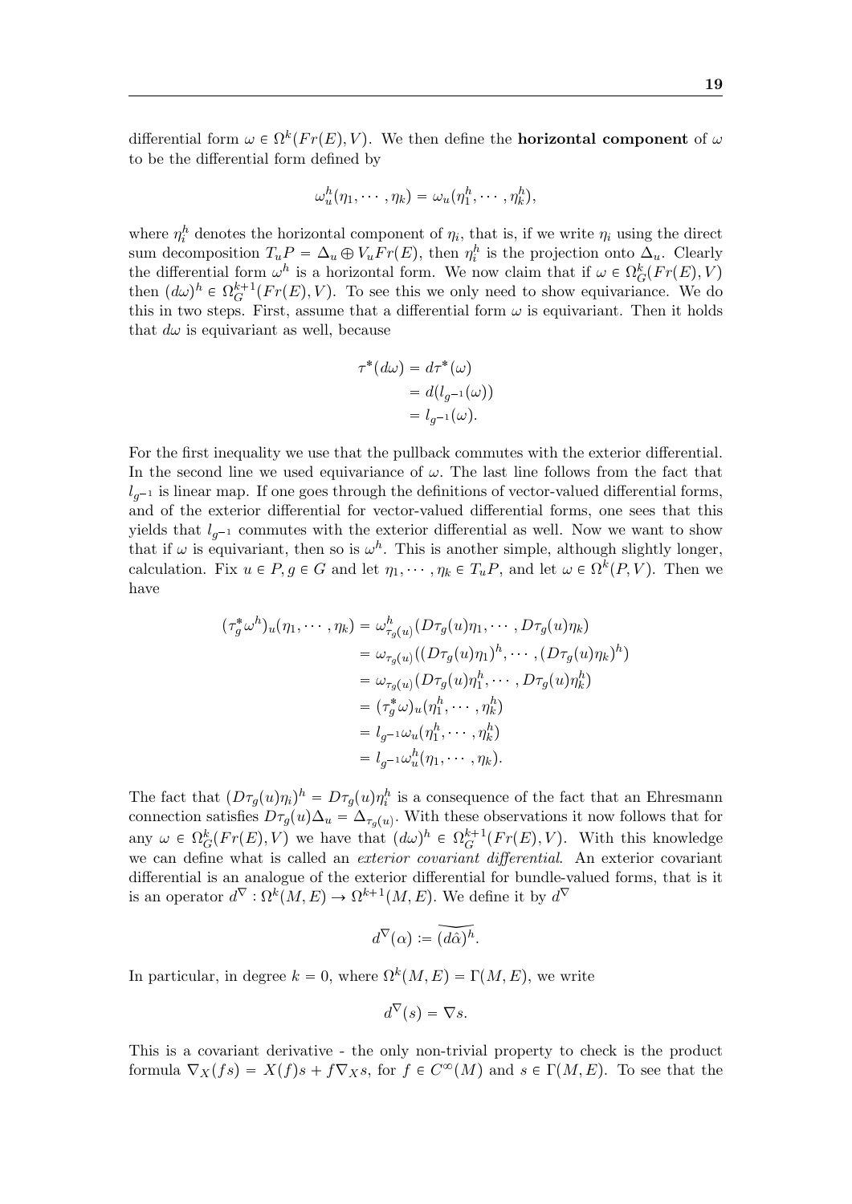differential form $\omega \in \Omega^k(Fr(E), V)$. We then define the **horizontal component** of $\omega$ to be the differential form defined by

$$\omega_u^h(\eta_1, \cdots, \eta_k) = \omega_u(\eta_1^h, \cdots, \eta_k^h),$$

where $\eta_i^h$ denotes the horizontal component of $\eta_i$, that is, if we write $\eta_i$ using the direct sum decomposition $T_u P = \Delta_u \oplus V_u Fr(E)$, then $\eta_i^h$ is the projection onto $\Delta_u$. Clearly the differential form $\omega^h$ is a horizontal form. We now claim that if $\omega \in \Omega_G^k(Fr(E), V)$ then $(d\omega)^h \in \Omega_G^{k+1}(Fr(E), V)$. To see this we only need to show equivariance. We do this in two steps. First, assume that a differential form $\omega$ is equivariant. Then it holds that $d\omega$ is equivariant as well, because

$$\begin{aligned}
\tau^*(d\omega) &= d\tau^*(\omega) \\
&= d(l_{g^{-1}}(\omega)) \\
&= l_{g^{-1}}(\omega).
\end{aligned}$$

For the first inequality we use that the pullback commutes with the exterior differential. In the second line we used equivariance of $\omega$. The last line follows from the fact that $l_{g^{-1}}$ is linear map. If one goes through the definitions of vector-valued differential forms, and of the exterior differential for vector-valued differential forms, one sees that this yields that $l_{g^{-1}}$ commutes with the exterior differential as well. Now we want to show that if $\omega$ is equivariant, then so is $\omega^h$. This is another simple, although slightly longer, calculation. Fix $u \in P, g \in G$ and let $\eta_1, \cdots, \eta_k \in T_u P$, and let $\omega \in \Omega^k(P, V)$. Then we have

$$\begin{aligned}
(\tau_g^* \omega^h)_u(\eta_1, \cdots, \eta_k) &= \omega_{\tau_g(u)}^h(D\tau_g(u)\eta_1, \cdots, D\tau_g(u)\eta_k) \\
&= \omega_{\tau_g(u)}((D\tau_g(u)\eta_1)^h, \cdots, (D\tau_g(u)\eta_k)^h) \\
&= \omega_{\tau_g(u)}(D\tau_g(u)\eta_1^h, \cdots, D\tau_g(u)\eta_k^h) \\
&= (\tau_g^*\omega)_u(\eta_1^h, \cdots, \eta_k^h) \\
&= l_{g^{-1}}\omega_u(\eta_1^h, \cdots, \eta_k^h) \\
&= l_{g^{-1}}\omega_u^h(\eta_1, \cdots, \eta_k).
\end{aligned}$$

The fact that $(D\tau_g(u)\eta_i)^h = D\tau_g(u)\eta_i^h$ is a consequence of the fact that an Ehresmann connection satisfies $D\tau_g(u)\Delta_u = \Delta_{\tau_g(u)}$. With these observations it now follows that for any $\omega \in \Omega_G^k(Fr(E), V)$ we have that $(d\omega)^h \in \Omega_G^{k+1}(Fr(E), V)$. With this knowledge we can define what is called an *exterior covariant differential*. An exterior covariant differential is an analogue of the exterior differential for bundle-valued forms, that is it is an operator $d^\nabla : \Omega^k(M, E) \to \Omega^{k+1}(M, E)$. We define it by $d^\nabla$

$$d^\nabla(\alpha) := \widetilde{(d\hat{\alpha})^h}.$$

In particular, in degree $k = 0$, where $\Omega^k(M, E) = \Gamma(M, E)$, we write

$$d^\nabla(s) = \nabla s.$$

This is a covariant derivative - the only non-trivial property to check is the product formula $\nabla_X(fs) = X(f)s + f\nabla_X s$, for $f \in C^\infty(M)$ and $s \in \Gamma(M, E)$. To see that the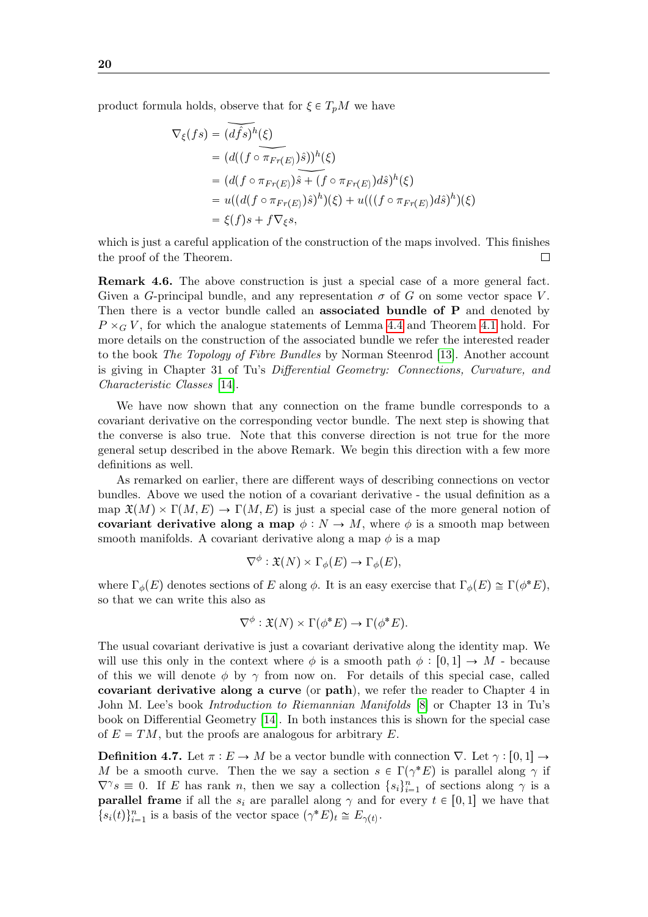product formula holds, observe that for $\xi \in T_pM$ we have

$$
\begin{aligned}
\nabla_\xi(fs) &= \widetilde{(d\hat{fs})^h}(\xi) \\
&= (d((f \circ \widetilde{\pi_{Fr(E)})\hat{s}))^h}(\xi) \\
&= (d(f \circ \pi_{Fr(E)})\widetilde{\hat{s} + (f \circ \pi_{Fr(E)})}d\hat{s})^h(\xi) \\
&= u((d(f \circ \pi_{Fr(E)})\hat{s})^h)(\xi) + u(((f \circ \pi_{Fr(E)})d\hat{s})^h)(\xi) \\
&= \xi(f)s + f\nabla_\xi s,
\end{aligned}
$$

which is just a careful application of the construction of the maps involved. This finishes the proof of the Theorem. □

**Remark 4.6.** The above construction is just a special case of a more general fact. Given a $G$-principal bundle, and any representation $\sigma$ of $G$ on some vector space $V$. Then there is a vector bundle called an **associated bundle of P** and denoted by $P \times_G V$, for which the analogue statements of Lemma 4.4 and Theorem 4.1 hold. For more details on the construction of the associated bundle we refer the interested reader to the book *The Topology of Fibre Bundles* by Norman Steenrod [13]. Another account is giving in Chapter 31 of Tu's *Differential Geometry: Connections, Curvature, and Characteristic Classes* [14].

We have now shown that any connection on the frame bundle corresponds to a covariant derivative on the corresponding vector bundle. The next step is showing that the converse is also true. Note that this converse direction is not true for the more general setup described in the above Remark. We begin this direction with a few more definitions as well.

As remarked on earlier, there are different ways of describing connections on vector bundles. Above we used the notion of a covariant derivative - the usual definition as a map $\mathfrak{X}(M) \times \Gamma(M, E) \to \Gamma(M, E)$ is just a special case of the more general notion of **covariant derivative along a map** $\phi : N \to M$, where $\phi$ is a smooth map between smooth manifolds. A covariant derivative along a map $\phi$ is a map

$$\nabla^\phi : \mathfrak{X}(N) \times \Gamma_\phi(E) \to \Gamma_\phi(E),$$

where $\Gamma_\phi(E)$ denotes sections of $E$ along $\phi$. It is an easy exercise that $\Gamma_\phi(E) \cong \Gamma(\phi^*E)$, so that we can write this also as

$$\nabla^\phi : \mathfrak{X}(N) \times \Gamma(\phi^*E) \to \Gamma(\phi^*E).$$

The usual covariant derivative is just a covariant derivative along the identity map. We will use this only in the context where $\phi$ is a smooth path $\phi : [0,1] \to M$ - because of this we will denote $\phi$ by $\gamma$ from now on. For details of this special case, called **covariant derivative along a curve** (or **path**), we refer the reader to Chapter 4 in John M. Lee's book *Introduction to Riemannian Manifolds* [8] or Chapter 13 in Tu's book on Differential Geometry [14]. In both instances this is shown for the special case of $E = TM$, but the proofs are analogous for arbitrary $E$.

**Definition 4.7.** Let $\pi : E \to M$ be a vector bundle with connection $\nabla$. Let $\gamma : [0,1] \to M$ be a smooth curve. Then the we say a section $s \in \Gamma(\gamma^*E)$ is parallel along $\gamma$ if $\nabla^\gamma s \equiv 0$. If $E$ has rank $n$, then we say a collection $\{s_i\}_{i=1}^n$ of sections along $\gamma$ is a **parallel frame** if all the $s_i$ are parallel along $\gamma$ and for every $t \in [0,1]$ we have that $\{s_i(t)\}_{i=1}^n$ is a basis of the vector space $(\gamma^*E)_t \cong E_{\gamma(t)}$.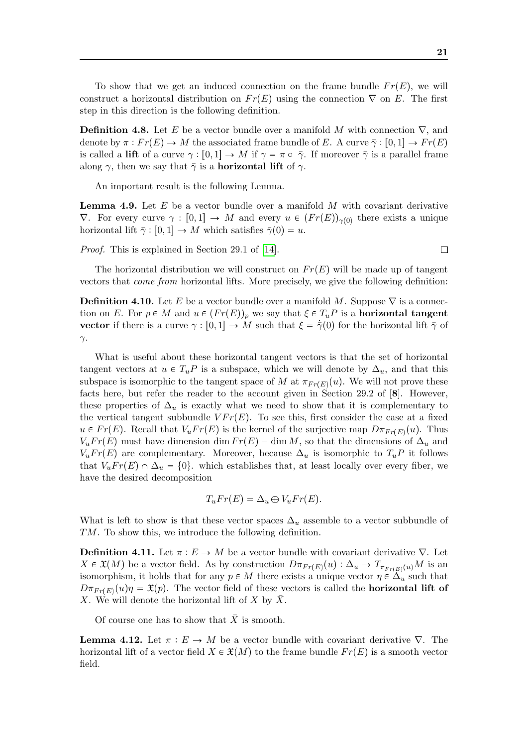To show that we get an induced connection on the frame bundle $Fr(E)$, we will construct a horizontal distribution on $Fr(E)$ using the connection $\nabla$ on $E$. The first step in this direction is the following definition.

**Definition 4.8.** Let $E$ be a vector bundle over a manifold $M$ with connection $\nabla$, and denote by $\pi : Fr(E) \to M$ the associated frame bundle of $E$. A curve $\bar{\gamma} : [0,1] \to Fr(E)$ is called a **lift** of a curve $\gamma : [0,1] \to M$ if $\gamma = \pi \circ \bar{\gamma}$. If moreover $\bar{\gamma}$ is a parallel frame along $\gamma$, then we say that $\bar{\gamma}$ is a **horizontal lift** of $\gamma$.

An important result is the following Lemma.

**Lemma 4.9.** Let $E$ be a vector bundle over a manifold $M$ with covariant derivative $\nabla$. For every curve $\gamma : [0,1] \to M$ and every $u \in (Fr(E))_{\gamma(0)}$ there exists a unique horizontal lift $\bar{\gamma} : [0,1] \to M$ which satisfies $\bar{\gamma}(0) = u$.

*Proof.* This is explained in Section 29.1 of [14]. $\square$

The horizontal distribution we will construct on $Fr(E)$ will be made up of tangent vectors that *come from* horizontal lifts. More precisely, we give the following definition:

**Definition 4.10.** Let $E$ be a vector bundle over a manifold $M$. Suppose $\nabla$ is a connection on $E$. For $p \in M$ and $u \in (Fr(E))_p$ we say that $\xi \in T_u P$ is a **horizontal tangent vector** if there is a curve $\gamma : [0,1] \to M$ such that $\xi = \dot{\bar{\gamma}}(0)$ for the horizontal lift $\bar{\gamma}$ of $\gamma$.

What is useful about these horizontal tangent vectors is that the set of horizontal tangent vectors at $u \in T_u P$ is a subspace, which we will denote by $\Delta_u$, and that this subspace is isomorphic to the tangent space of $M$ at $\pi_{Fr(E)}(u)$. We will not prove these facts here, but refer the reader to the account given in Section 29.2 of [**8**]. However, these properties of $\Delta_u$ is exactly what we need to show that it is complementary to the vertical tangent subbundle $VFr(E)$. To see this, first consider the case at a fixed $u \in Fr(E)$. Recall that $V_u Fr(E)$ is the kernel of the surjective map $D\pi_{Fr(E)}(u)$. Thus $V_u Fr(E)$ must have dimension $\dim Fr(E) - \dim M$, so that the dimensions of $\Delta_u$ and $V_u Fr(E)$ are complementary. Moreover, because $\Delta_u$ is isomorphic to $T_u P$ it follows that $V_u Fr(E) \cap \Delta_u = \{0\}$. which establishes that, at least locally over every fiber, we have the desired decomposition

$$T_u Fr(E) = \Delta_u \oplus V_u Fr(E).$$

What is left to show is that these vector spaces $\Delta_u$ assemble to a vector subbundle of $TM$. To show this, we introduce the following definition.

**Definition 4.11.** Let $\pi : E \to M$ be a vector bundle with covariant derivative $\nabla$. Let $X \in \mathfrak{X}(M)$ be a vector field. As by construction $D\pi_{Fr(E)}(u) : \Delta_u \to T_{\pi_{Fr(E)}(u)} M$ is an isomorphism, it holds that for any $p \in M$ there exists a unique vector $\eta \in \Delta_u$ such that $D\pi_{Fr(E)}(u)\eta = \mathfrak{X}(p)$. The vector field of these vectors is called the **horizontal lift of** $X$. We will denote the horizontal lift of $X$ by $\bar{X}$.

Of course one has to show that $\bar{X}$ is smooth.

**Lemma 4.12.** Let $\pi : E \to M$ be a vector bundle with covariant derivative $\nabla$. The horizontal lift of a vector field $X \in \mathfrak{X}(M)$ to the frame bundle $Fr(E)$ is a smooth vector field.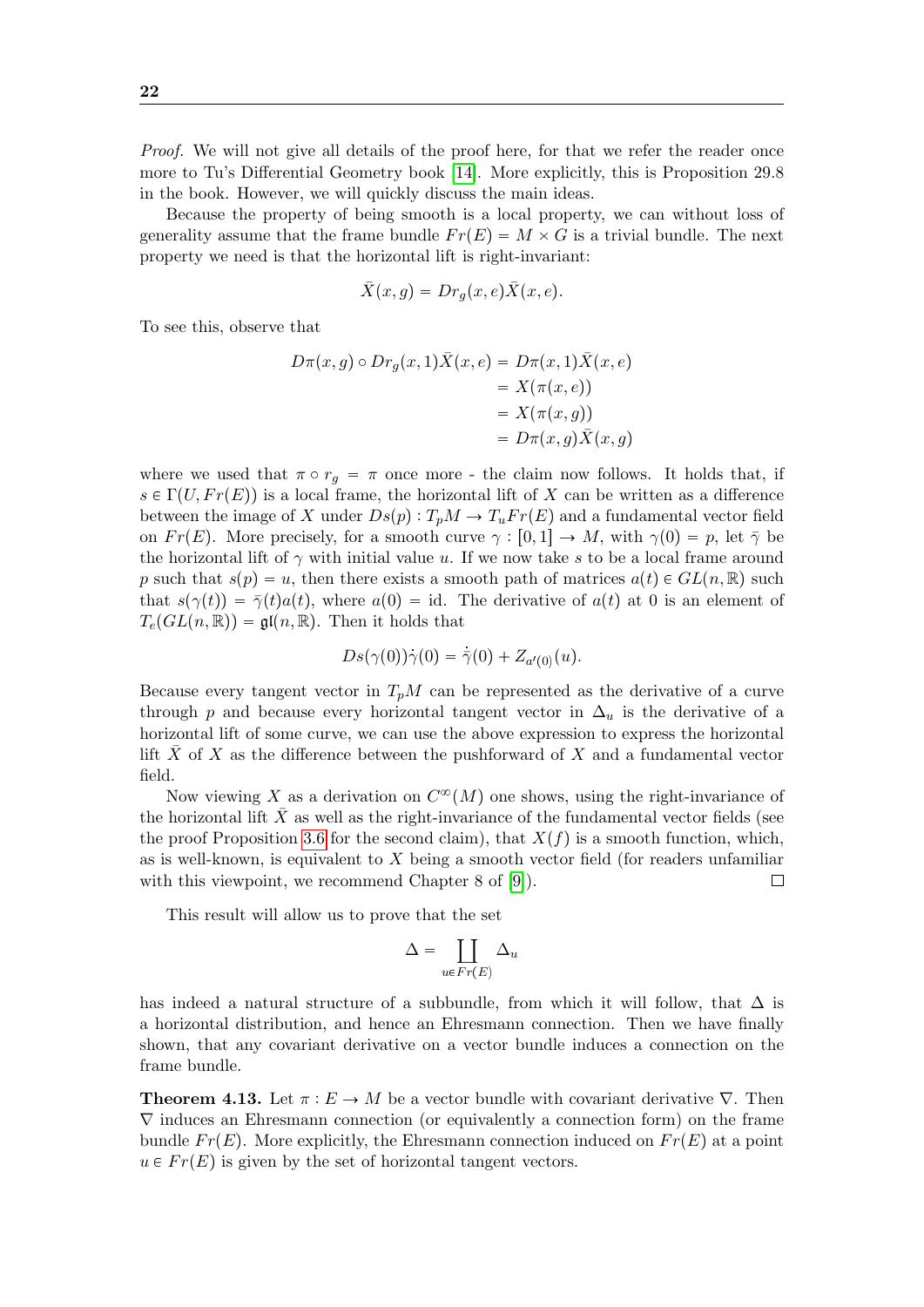*Proof.* We will not give all details of the proof here, for that we refer the reader once more to Tu's Differential Geometry book [14]. More explicitly, this is Proposition 29.8 in the book. However, we will quickly discuss the main ideas.

Because the property of being smooth is a local property, we can without loss of generality assume that the frame bundle $Fr(E) = M \times G$ is a trivial bundle. The next property we need is that the horizontal lift is right-invariant:

$$\bar{X}(x, g) = Dr_g(x, e)\bar{X}(x, e).$$

To see this, observe that

$$\begin{aligned} D\pi(x, g) \circ Dr_g(x, 1)\bar{X}(x, e) &= D\pi(x, 1)\bar{X}(x, e) \\ &= X(\pi(x, e)) \\ &= X(\pi(x, g)) \\ &= D\pi(x, g)\bar{X}(x, g) \end{aligned}$$

where we used that $\pi \circ r_g = \pi$ once more - the claim now follows. It holds that, if $s \in \Gamma(U, Fr(E))$ is a local frame, the horizontal lift of $X$ can be written as a difference between the image of $X$ under $Ds(p) : T_pM \to T_uFr(E)$ and a fundamental vector field on $Fr(E)$. More precisely, for a smooth curve $\gamma : [0, 1] \to M$, with $\gamma(0) = p$, let $\bar{\gamma}$ be the horizontal lift of $\gamma$ with initial value $u$. If we now take $s$ to be a local frame around $p$ such that $s(p) = u$, then there exists a smooth path of matrices $a(t) \in GL(n, \mathbb{R})$ such that $s(\gamma(t)) = \bar{\gamma}(t)a(t)$, where $a(0) = \text{id}$. The derivative of $a(t)$ at 0 is an element of $T_e(GL(n, \mathbb{R})) = \mathfrak{gl}(n, \mathbb{R})$. Then it holds that

$$Ds(\gamma(0))\dot{\gamma}(0) = \dot{\bar{\gamma}}(0) + Z_{a'(0)}(u).$$

Because every tangent vector in $T_pM$ can be represented as the derivative of a curve through $p$ and because every horizontal tangent vector in $\Delta_u$ is the derivative of a horizontal lift of some curve, we can use the above expression to express the horizontal lift $\bar{X}$ of $X$ as the difference between the pushforward of $X$ and a fundamental vector field.

Now viewing $X$ as a derivation on $C^\infty(M)$ one shows, using the right-invariance of the horizontal lift $\bar{X}$ as well as the right-invariance of the fundamental vector fields (see the proof Proposition 3.6 for the second claim), that $X(f)$ is a smooth function, which, as is well-known, is equivalent to $X$ being a smooth vector field (for readers unfamiliar with this viewpoint, we recommend Chapter 8 of [9]). $\square$

This result will allow us to prove that the set

$$\Delta = \coprod_{u \in Fr(E)} \Delta_u$$

has indeed a natural structure of a subbundle, from which it will follow, that $\Delta$ is a horizontal distribution, and hence an Ehresmann connection. Then we have finally shown, that any covariant derivative on a vector bundle induces a connection on the frame bundle.

**Theorem 4.13.** *Let $\pi : E \to M$ be a vector bundle with covariant derivative $\nabla$. Then $\nabla$ induces an Ehresmann connection (or equivalently a connection form) on the frame bundle $Fr(E)$. More explicitly, the Ehresmann connection induced on $Fr(E)$ at a point $u \in Fr(E)$ is given by the set of horizontal tangent vectors.*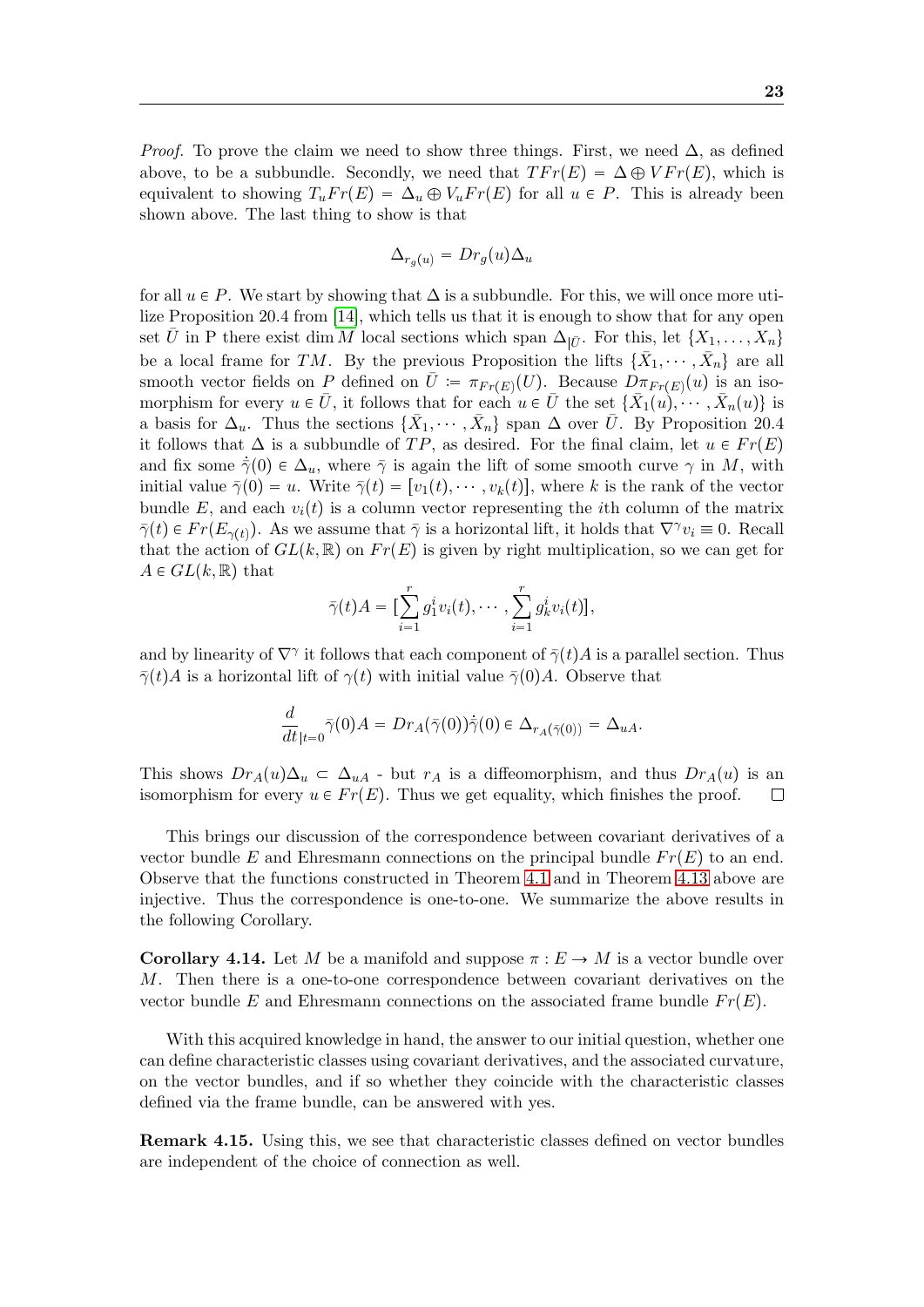*Proof.* To prove the claim we need to show three things. First, we need $\Delta$, as defined above, to be a subbundle. Secondly, we need that $TFr(E) = \Delta \oplus VFr(E)$, which is equivalent to showing $T_uFr(E) = \Delta_u \oplus V_uFr(E)$ for all $u \in P$. This is already been shown above. The last thing to show is that

$$\Delta_{r_g(u)} = Dr_g(u)\Delta_u$$

for all $u \in P$. We start by showing that $\Delta$ is a subbundle. For this, we will once more utilize Proposition 20.4 from [14], which tells us that it is enough to show that for any open set $\bar{U}$ in P there exist $\dim M$ local sections which span $\Delta_{|\bar{U}}$. For this, let $\{X_1, \ldots, X_n\}$ be a local frame for $TM$. By the previous Proposition the lifts $\{\bar{X}_1, \cdots, \bar{X}_n\}$ are all smooth vector fields on $P$ defined on $\bar{U} \coloneqq \pi_{Fr(E)}(U)$. Because $D\pi_{Fr(E)}(u)$ is an isomorphism for every $u \in \bar{U}$, it follows that for each $u \in \bar{U}$ the set $\{\bar{X}_1(u), \cdots, \bar{X}_n(u)\}$ is a basis for $\Delta_u$. Thus the sections $\{\bar{X}_1, \cdots, \bar{X}_n\}$ span $\Delta$ over $\bar{U}$. By Proposition 20.4 it follows that $\Delta$ is a subbundle of $TP$, as desired. For the final claim, let $u \in Fr(E)$ and fix some $\dot{\bar{\gamma}}(0) \in \Delta_u$, where $\bar{\gamma}$ is again the lift of some smooth curve $\gamma$ in $M$, with initial value $\bar{\gamma}(0) = u$. Write $\bar{\gamma}(t) = [v_1(t), \cdots, v_k(t)]$, where $k$ is the rank of the vector bundle $E$, and each $v_i(t)$ is a column vector representing the $i$th column of the matrix $\bar{\gamma}(t) \in Fr(E_{\gamma(t)})$. As we assume that $\bar{\gamma}$ is a horizontal lift, it holds that $\nabla^\gamma v_i \equiv 0$. Recall that the action of $GL(k, \mathbb{R})$ on $Fr(E)$ is given by right multiplication, so we can get for $A \in GL(k, \mathbb{R})$ that

$$\bar{\gamma}(t)A = [\sum_{i=1}^{r} g_1^i v_i(t), \cdots, \sum_{i=1}^{r} g_k^i v_i(t)],$$

and by linearity of $\nabla^\gamma$ it follows that each component of $\bar{\gamma}(t)A$ is a parallel section. Thus $\bar{\gamma}(t)A$ is a horizontal lift of $\gamma(t)$ with initial value $\bar{\gamma}(0)A$. Observe that

$$\frac{d}{dt}_{|t=0} \bar{\gamma}(0)A = Dr_A(\bar{\gamma}(0))\dot{\bar{\gamma}}(0) \in \Delta_{r_A(\bar{\gamma}(0))} = \Delta_{uA}.$$

This shows $Dr_A(u)\Delta_u \subset \Delta_{uA}$ - but $r_A$ is a diffeomorphism, and thus $Dr_A(u)$ is an isomorphism for every $u \in Fr(E)$. Thus we get equality, which finishes the proof. $\square$

This brings our discussion of the correspondence between covariant derivatives of a vector bundle $E$ and Ehresmann connections on the principal bundle $Fr(E)$ to an end. Observe that the functions constructed in Theorem 4.1 and in Theorem 4.13 above are injective. Thus the correspondence is one-to-one. We summarize the above results in the following Corollary.

**Corollary 4.14.** Let $M$ be a manifold and suppose $\pi : E \to M$ is a vector bundle over $M$. Then there is a one-to-one correspondence between covariant derivatives on the vector bundle $E$ and Ehresmann connections on the associated frame bundle $Fr(E)$.

With this acquired knowledge in hand, the answer to our initial question, whether one can define characteristic classes using covariant derivatives, and the associated curvature, on the vector bundles, and if so whether they coincide with the characteristic classes defined via the frame bundle, can be answered with yes.

**Remark 4.15.** Using this, we see that characteristic classes defined on vector bundles are independent of the choice of connection as well.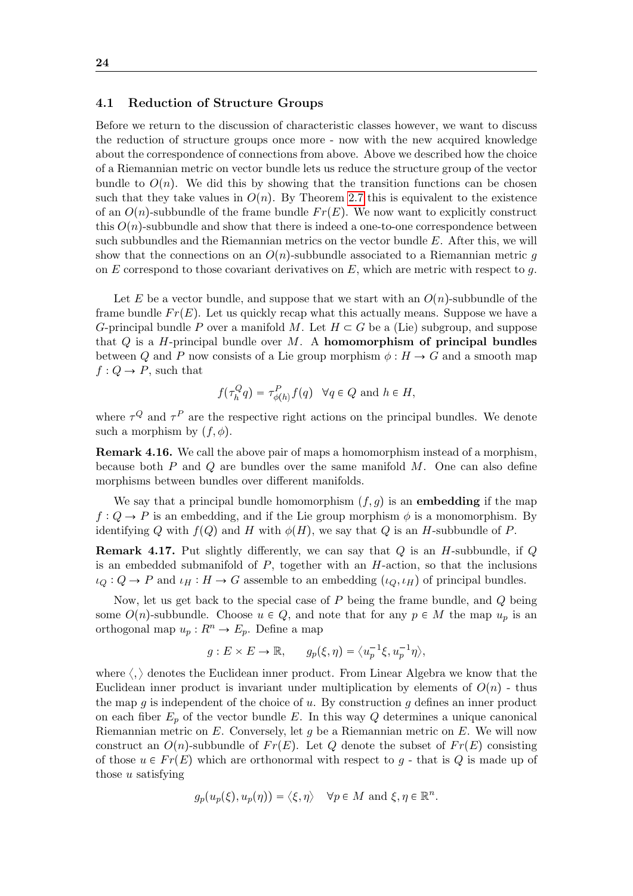## 4.1 Reduction of Structure Groups

Before we return to the discussion of characteristic classes however, we want to discuss the reduction of structure groups once more - now with the new acquired knowledge about the correspondence of connections from above. Above we described how the choice of a Riemannian metric on vector bundle lets us reduce the structure group of the vector bundle to $O(n)$. We did this by showing that the transition functions can be chosen such that they take values in $O(n)$. By Theorem 2.7 this is equivalent to the existence of an $O(n)$-subbundle of the frame bundle $Fr(E)$. We now want to explicitly construct this $O(n)$-subbundle and show that there is indeed a one-to-one correspondence between such subbundles and the Riemannian metrics on the vector bundle $E$. After this, we will show that the connections on an $O(n)$-subbundle associated to a Riemannian metric $g$ on $E$ correspond to those covariant derivatives on $E$, which are metric with respect to $g$.

Let $E$ be a vector bundle, and suppose that we start with an $O(n)$-subbundle of the frame bundle $Fr(E)$. Let us quickly recap what this actually means. Suppose we have a $G$-principal bundle $P$ over a manifold $M$. Let $H \subset G$ be a (Lie) subgroup, and suppose that $Q$ is a $H$-principal bundle over $M$. A **homomorphism of principal bundles** between $Q$ and $P$ now consists of a Lie group morphism $\phi : H \to G$ and a smooth map $f : Q \to P$, such that

$$f(\tau_h^Q q) = \tau_{\phi(h)}^P f(q) \quad \forall q \in Q \text{ and } h \in H,$$

where $\tau^Q$ and $\tau^P$ are the respective right actions on the principal bundles. We denote such a morphism by $(f, \phi)$.

**Remark 4.16.** We call the above pair of maps a homomorphism instead of a morphism, because both $P$ and $Q$ are bundles over the same manifold $M$. One can also define morphisms between bundles over different manifolds.

We say that a principal bundle homomorphism $(f, g)$ is an **embedding** if the map $f : Q \to P$ is an embedding, and if the Lie group morphism $\phi$ is a monomorphism. By identifying $Q$ with $f(Q)$ and $H$ with $\phi(H)$, we say that $Q$ is an $H$-subbundle of $P$.

**Remark 4.17.** Put slightly differently, we can say that $Q$ is an $H$-subbundle, if $Q$ is an embedded submanifold of $P$, together with an $H$-action, so that the inclusions $\iota_Q : Q \to P$ and $\iota_H : H \to G$ assemble to an embedding $(\iota_Q, \iota_H)$ of principal bundles.

Now, let us get back to the special case of $P$ being the frame bundle, and $Q$ being some $O(n)$-subbundle. Choose $u \in Q$, and note that for any $p \in M$ the map $u_p$ is an orthogonal map $u_p : R^n \to E_p$. Define a map

$$g : E \times E \to \mathbb{R}, \qquad g_p(\xi, \eta) = \langle u_p^{-1}\xi, u_p^{-1}\eta \rangle,$$

where $\langle , \rangle$ denotes the Euclidean inner product. From Linear Algebra we know that the Euclidean inner product is invariant under multiplication by elements of $O(n)$ - thus the map $g$ is independent of the choice of $u$. By construction $g$ defines an inner product on each fiber $E_p$ of the vector bundle $E$. In this way $Q$ determines a unique canonical Riemannian metric on $E$. Conversely, let $g$ be a Riemannian metric on $E$. We will now construct an $O(n)$-subbundle of $Fr(E)$. Let $Q$ denote the subset of $Fr(E)$ consisting of those $u \in Fr(E)$ which are orthonormal with respect to $g$ - that is $Q$ is made up of those $u$ satisfying

$$g_p(u_p(\xi), u_p(\eta)) = \langle \xi, \eta \rangle \quad \forall p \in M \text{ and } \xi, \eta \in \mathbb{R}^n.$$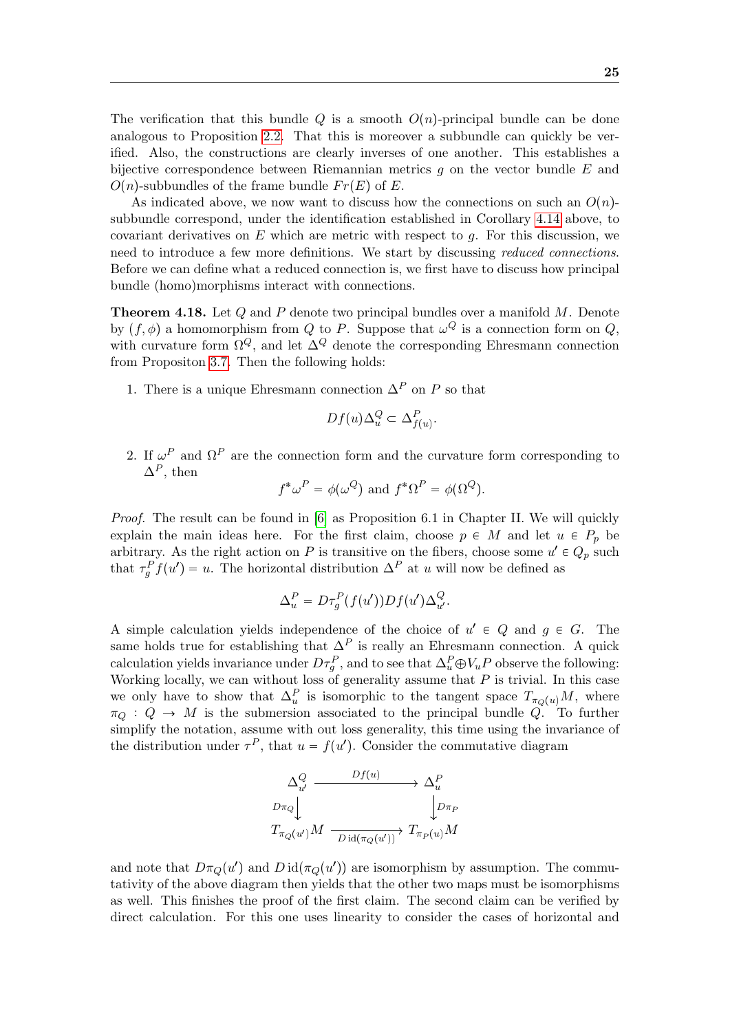The verification that this bundle $Q$ is a smooth $O(n)$-principal bundle can be done analogous to Proposition 2.2. That this is moreover a subbundle can quickly be verified. Also, the constructions are clearly inverses of one another. This establishes a bijective correspondence between Riemannian metrics $g$ on the vector bundle $E$ and $O(n)$-subbundles of the frame bundle $Fr(E)$ of $E$.

As indicated above, we now want to discuss how the connections on such an $O(n)$-subbundle correspond, under the identification established in Corollary 4.14 above, to covariant derivatives on $E$ which are metric with respect to $g$. For this discussion, we need to introduce a few more definitions. We start by discussing *reduced connections*. Before we can define what a reduced connection is, we first have to discuss how principal bundle (homo)morphisms interact with connections.

**Theorem 4.18.** Let $Q$ and $P$ denote two principal bundles over a manifold $M$. Denote by $(f, \phi)$ a homomorphism from $Q$ to $P$. Suppose that $\omega^Q$ is a connection form on $Q$, with curvature form $\Omega^Q$, and let $\Delta^Q$ denote the corresponding Ehresmann connection from Propositon 3.7. Then the following holds:

1. There is a unique Ehresmann connection $\Delta^P$ on $P$ so that

$$Df(u)\Delta^Q_u \subset \Delta^P_{f(u)}.$$

2. If $\omega^P$ and $\Omega^P$ are the connection form and the curvature form corresponding to $\Delta^P$, then

$$f^*\omega^P = \phi(\omega^Q) \text{ and } f^*\Omega^P = \phi(\Omega^Q).$$

*Proof.* The result can be found in [6] as Proposition 6.1 in Chapter II. We will quickly explain the main ideas here. For the first claim, choose $p \in M$ and let $u \in P_p$ be arbitrary. As the right action on $P$ is transitive on the fibers, choose some $u' \in Q_p$ such that $\tau^P_g f(u') = u$. The horizontal distribution $\Delta^P$ at $u$ will now be defined as

$$\Delta^P_u = D\tau^P_g(f(u'))Df(u')\Delta^Q_{u'}.$$

A simple calculation yields independence of the choice of $u' \in Q$ and $g \in G$. The same holds true for establishing that $\Delta^P$ is really an Ehresmann connection. A quick calculation yields invariance under $D\tau^P_g$, and to see that $\Delta^P_u \oplus V_u P$ observe the following: Working locally, we can without loss of generality assume that $P$ is trivial. In this case we only have to show that $\Delta^P_u$ is isomorphic to the tangent space $T_{\pi_Q(u)}M$, where $\pi_Q : Q \to M$ is the submersion associated to the principal bundle $Q$. To further simplify the notation, assume with out loss generality, this time using the invariance of the distribution under $\tau^P$, that $u = f(u')$. Consider the commutative diagram

$$\begin{array}{ccc}
\Delta^Q_{u'} & \xrightarrow{\;Df(u)\;} & \Delta^P_u \\
{\scriptstyle D\pi_Q}\downarrow & & \downarrow{\scriptstyle D\pi_P} \\
T_{\pi_Q(u')}M & \xrightarrow[D\,\mathrm{id}(\pi_Q(u'))]{} & T_{\pi_P(u)}M
\end{array}$$

and note that $D\pi_Q(u')$ and $D\,\mathrm{id}(\pi_Q(u'))$ are isomorphism by assumption. The commutativity of the above diagram then yields that the other two maps must be isomorphisms as well. This finishes the proof of the first claim. The second claim can be verified by direct calculation. For this one uses linearity to consider the cases of horizontal and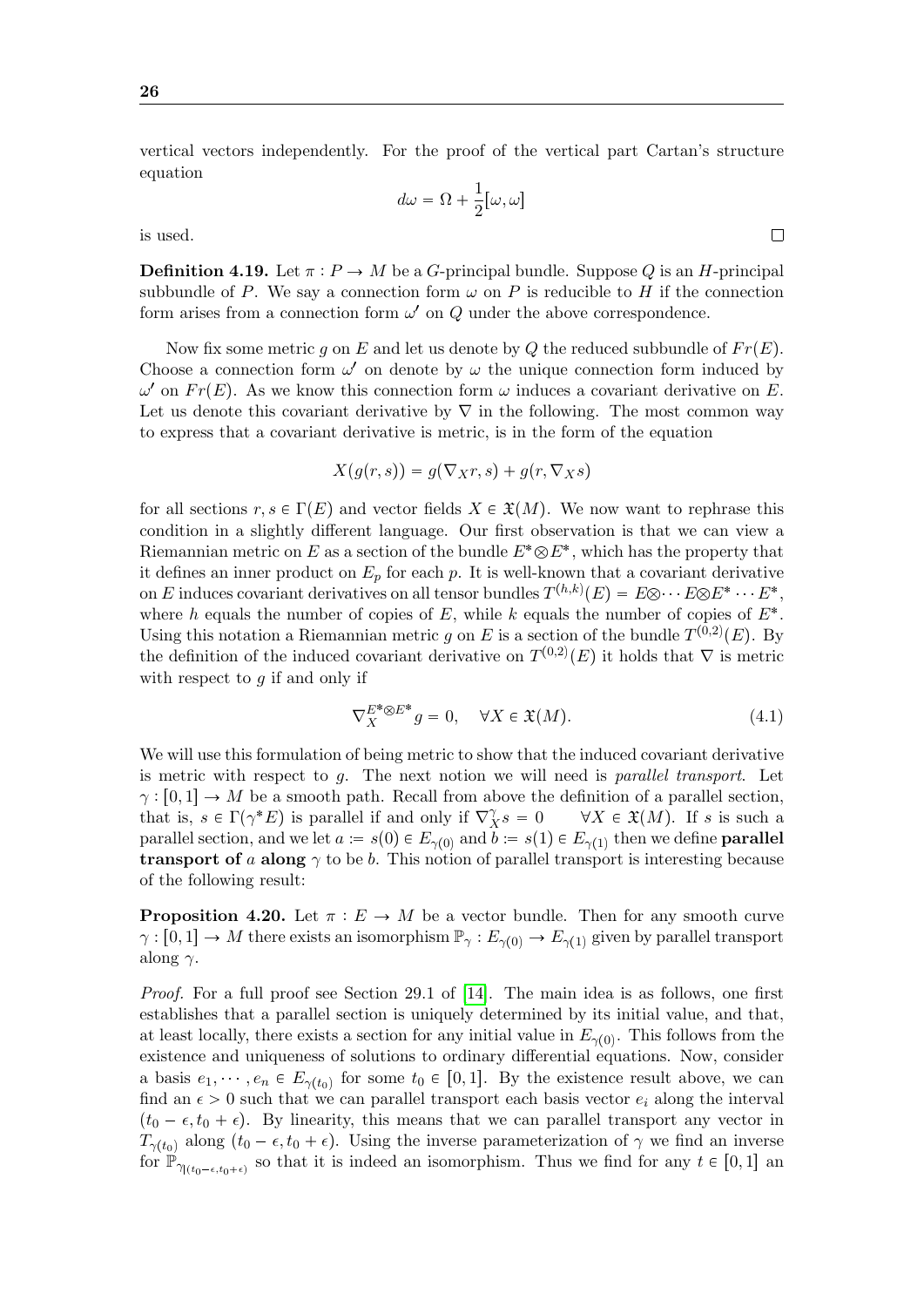vertical vectors independently. For the proof of the vertical part Cartan's structure equation

$$d\omega = \Omega + \frac{1}{2}[\omega, \omega]$$

is used. □

**Definition 4.19.** Let $\pi : P \to M$ be a $G$-principal bundle. Suppose $Q$ is an $H$-principal subbundle of $P$. We say a connection form $\omega$ on $P$ is reducible to $H$ if the connection form arises from a connection form $\omega'$ on $Q$ under the above correspondence.

Now fix some metric $g$ on $E$ and let us denote by $Q$ the reduced subbundle of $Fr(E)$. Choose a connection form $\omega'$ on denote by $\omega$ the unique connection form induced by $\omega'$ on $Fr(E)$. As we know this connection form $\omega$ induces a covariant derivative on $E$. Let us denote this covariant derivative by $\nabla$ in the following. The most common way to express that a covariant derivative is metric, is in the form of the equation

$$X(g(r, s)) = g(\nabla_X r, s) + g(r, \nabla_X s)$$

for all sections $r, s \in \Gamma(E)$ and vector fields $X \in \mathfrak{X}(M)$. We now want to rephrase this condition in a slightly different language. Our first observation is that we can view a Riemannian metric on $E$ as a section of the bundle $E^* \otimes E^*$, which has the property that it defines an inner product on $E_p$ for each $p$. It is well-known that a covariant derivative on $E$ induces covariant derivatives on all tensor bundles $T^{(h,k)}(E) = E \otimes \cdots E \otimes E^* \cdots E^*$, where $h$ equals the number of copies of $E$, while $k$ equals the number of copies of $E^*$. Using this notation a Riemannian metric $g$ on $E$ is a section of the bundle $T^{(0,2)}(E)$. By the definition of the induced covariant derivative on $T^{(0,2)}(E)$ it holds that $\nabla$ is metric with respect to $g$ if and only if

$$\nabla_X^{E^* \otimes E^*} g = 0, \quad \forall X \in \mathfrak{X}(M). \tag{4.1}$$

We will use this formulation of being metric to show that the induced covariant derivative is metric with respect to $g$. The next notion we will need is *parallel transport*. Let $\gamma : [0, 1] \to M$ be a smooth path. Recall from above the definition of a parallel section, that is, $s \in \Gamma(\gamma^* E)$ is parallel if and only if $\nabla_X^\gamma s = 0 \quad \forall X \in \mathfrak{X}(M)$. If $s$ is such a parallel section, and we let $a := s(0) \in E_{\gamma(0)}$ and $b := s(1) \in E_{\gamma(1)}$ then we define **parallel transport of** $a$ **along** $\gamma$ to be $b$. This notion of parallel transport is interesting because of the following result:

**Proposition 4.20.** Let $\pi : E \to M$ be a vector bundle. Then for any smooth curve $\gamma : [0, 1] \to M$ there exists an isomorphism $\mathbb{P}_\gamma : E_{\gamma(0)} \to E_{\gamma(1)}$ given by parallel transport along $\gamma$.

*Proof.* For a full proof see Section 29.1 of [14]. The main idea is as follows, one first establishes that a parallel section is uniquely determined by its initial value, and that, at least locally, there exists a section for any initial value in $E_{\gamma(0)}$. This follows from the existence and uniqueness of solutions to ordinary differential equations. Now, consider a basis $e_1, \cdots, e_n \in E_{\gamma(t_0)}$ for some $t_0 \in [0, 1]$. By the existence result above, we can find an $\epsilon > 0$ such that we can parallel transport each basis vector $e_i$ along the interval $(t_0 - \epsilon, t_0 + \epsilon)$. By linearity, this means that we can parallel transport any vector in $T_{\gamma(t_0)}$ along $(t_0 - \epsilon, t_0 + \epsilon)$. Using the inverse parameterization of $\gamma$ we find an inverse for $\mathbb{P}_{\gamma|_{(t_0 - \epsilon, t_0 + \epsilon)}}$ so that it is indeed an isomorphism. Thus we find for any $t \in [0, 1]$ an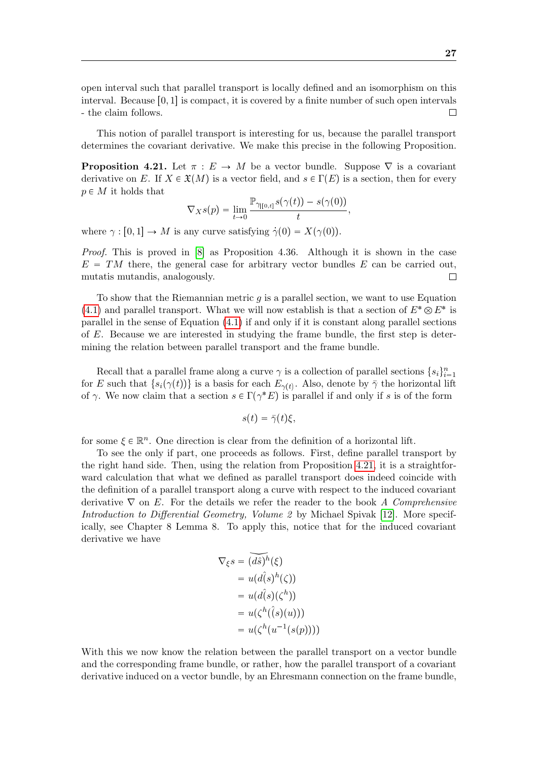open interval such that parallel transport is locally defined and an isomorphism on this interval. Because $[0,1]$ is compact, it is covered by a finite number of such open intervals - the claim follows. ☐

This notion of parallel transport is interesting for us, because the parallel transport determines the covariant derivative. We make this precise in the following Proposition.

**Proposition 4.21.** Let $\pi : E \to M$ be a vector bundle. Suppose $\nabla$ is a covariant derivative on $E$. If $X \in \mathfrak{X}(M)$ is a vector field, and $s \in \Gamma(E)$ is a section, then for every $p \in M$ it holds that

$$\nabla_X s(p) = \lim_{t \to 0} \frac{\mathbb{P}_{\gamma|[0,t]} s(\gamma(t)) - s(\gamma(0))}{t},$$

where $\gamma : [0,1] \to M$ is any curve satisfying $\dot{\gamma}(0) = X(\gamma(0))$.

*Proof.* This is proved in [8] as Proposition 4.36. Although it is shown in the case $E = TM$ there, the general case for arbitrary vector bundles $E$ can be carried out, mutatis mutandis, analogously. ☐

To show that the Riemannian metric $g$ is a parallel section, we want to use Equation (4.1) and parallel transport. What we will now establish is that a section of $E^* \otimes E^*$ is parallel in the sense of Equation (4.1) if and only if it is constant along parallel sections of $E$. Because we are interested in studying the frame bundle, the first step is determining the relation between parallel transport and the frame bundle.

Recall that a parallel frame along a curve $\gamma$ is a collection of parallel sections $\{s_i\}_{i=1}^n$ for $E$ such that $\{s_i(\gamma(t))\}$ is a basis for each $E_{\gamma(t)}$. Also, denote by $\bar{\gamma}$ the horizontal lift of $\gamma$. We now claim that a section $s \in \Gamma(\gamma^* E)$ is parallel if and only if $s$ is of the form

$$s(t) = \bar{\gamma}(t)\xi,$$

for some $\xi \in \mathbb{R}^n$. One direction is clear from the definition of a horizontal lift.

To see the only if part, one proceeds as follows. First, define parallel transport by the right hand side. Then, using the relation from Proposition 4.21, it is a straightforward calculation that what we defined as parallel transport does indeed coincide with the definition of a parallel transport along a curve with respect to the induced covariant derivative $\nabla$ on $E$. For the details we refer the reader to the book *A Comprehensive Introduction to Differential Geometry, Volume 2* by Michael Spivak [12]. More specifically, see Chapter 8 Lemma 8. To apply this, notice that for the induced covariant derivative we have

$$\begin{aligned}
\nabla_\xi s &= \widetilde{(d\hat{s})^h}(\xi) \\
&= u(d\hat{(s)}^h(\zeta)) \\
&= u(d\hat{(s)}(\zeta^h)) \\
&= u(\zeta^h(\hat{(s)}(u))) \\
&= u(\zeta^h(u^{-1}(s(p))))
\end{aligned}$$

With this we now know the relation between the parallel transport on a vector bundle and the corresponding frame bundle, or rather, how the parallel transport of a covariant derivative induced on a vector bundle, by an Ehresmann connection on the frame bundle,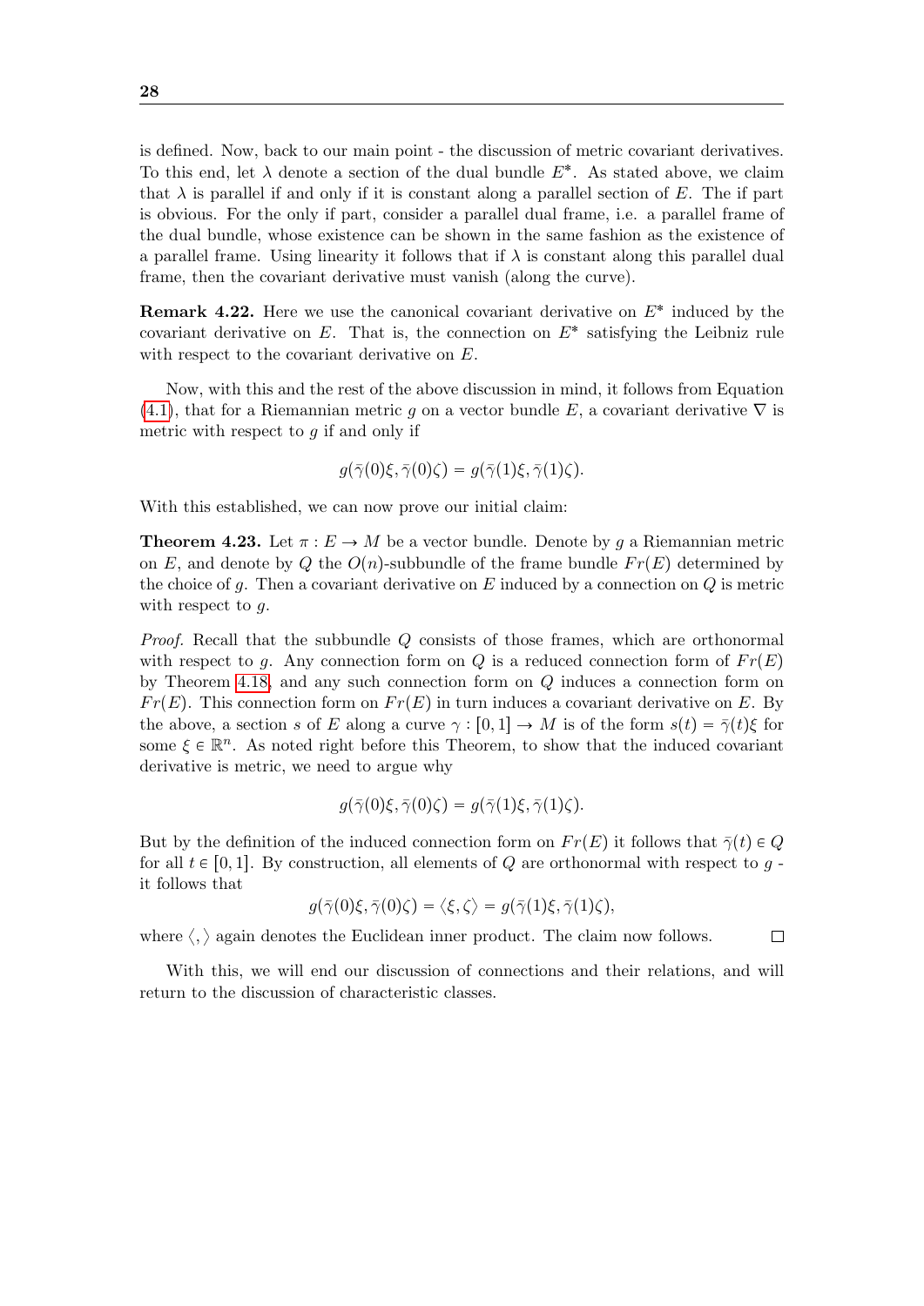is defined. Now, back to our main point - the discussion of metric covariant derivatives. To this end, let $\lambda$ denote a section of the dual bundle $E^*$. As stated above, we claim that $\lambda$ is parallel if and only if it is constant along a parallel section of $E$. The if part is obvious. For the only if part, consider a parallel dual frame, i.e. a parallel frame of the dual bundle, whose existence can be shown in the same fashion as the existence of a parallel frame. Using linearity it follows that if $\lambda$ is constant along this parallel dual frame, then the covariant derivative must vanish (along the curve).

**Remark 4.22.** Here we use the canonical covariant derivative on $E^*$ induced by the covariant derivative on $E$. That is, the connection on $E^*$ satisfying the Leibniz rule with respect to the covariant derivative on $E$.

Now, with this and the rest of the above discussion in mind, it follows from Equation (4.1), that for a Riemannian metric $g$ on a vector bundle $E$, a covariant derivative $\nabla$ is metric with respect to $g$ if and only if

$$g(\bar{\gamma}(0)\xi, \bar{\gamma}(0)\zeta) = g(\bar{\gamma}(1)\xi, \bar{\gamma}(1)\zeta).$$

With this established, we can now prove our initial claim:

**Theorem 4.23.** *Let $\pi : E \to M$ be a vector bundle. Denote by $g$ a Riemannian metric on $E$, and denote by $Q$ the $O(n)$-subbundle of the frame bundle $Fr(E)$ determined by the choice of $g$. Then a covariant derivative on $E$ induced by a connection on $Q$ is metric with respect to $g$.*

*Proof.* Recall that the subbundle $Q$ consists of those frames, which are orthonormal with respect to $g$. Any connection form on $Q$ is a reduced connection form of $Fr(E)$ by Theorem 4.18, and any such connection form on $Q$ induces a connection form on $Fr(E)$. This connection form on $Fr(E)$ in turn induces a covariant derivative on $E$. By the above, a section $s$ of $E$ along a curve $\gamma : [0,1] \to M$ is of the form $s(t) = \bar{\gamma}(t)\xi$ for some $\xi \in \mathbb{R}^n$. As noted right before this Theorem, to show that the induced covariant derivative is metric, we need to argue why

$$g(\bar{\gamma}(0)\xi, \bar{\gamma}(0)\zeta) = g(\bar{\gamma}(1)\xi, \bar{\gamma}(1)\zeta).$$

But by the definition of the induced connection form on $Fr(E)$ it follows that $\bar{\gamma}(t) \in Q$ for all $t \in [0,1]$. By construction, all elements of $Q$ are orthonormal with respect to $g$ - it follows that

$$g(\bar{\gamma}(0)\xi, \bar{\gamma}(0)\zeta) = \langle \xi, \zeta \rangle = g(\bar{\gamma}(1)\xi, \bar{\gamma}(1)\zeta),$$

where $\langle , \rangle$ again denotes the Euclidean inner product. The claim now follows. $\square$

With this, we will end our discussion of connections and their relations, and will return to the discussion of characteristic classes.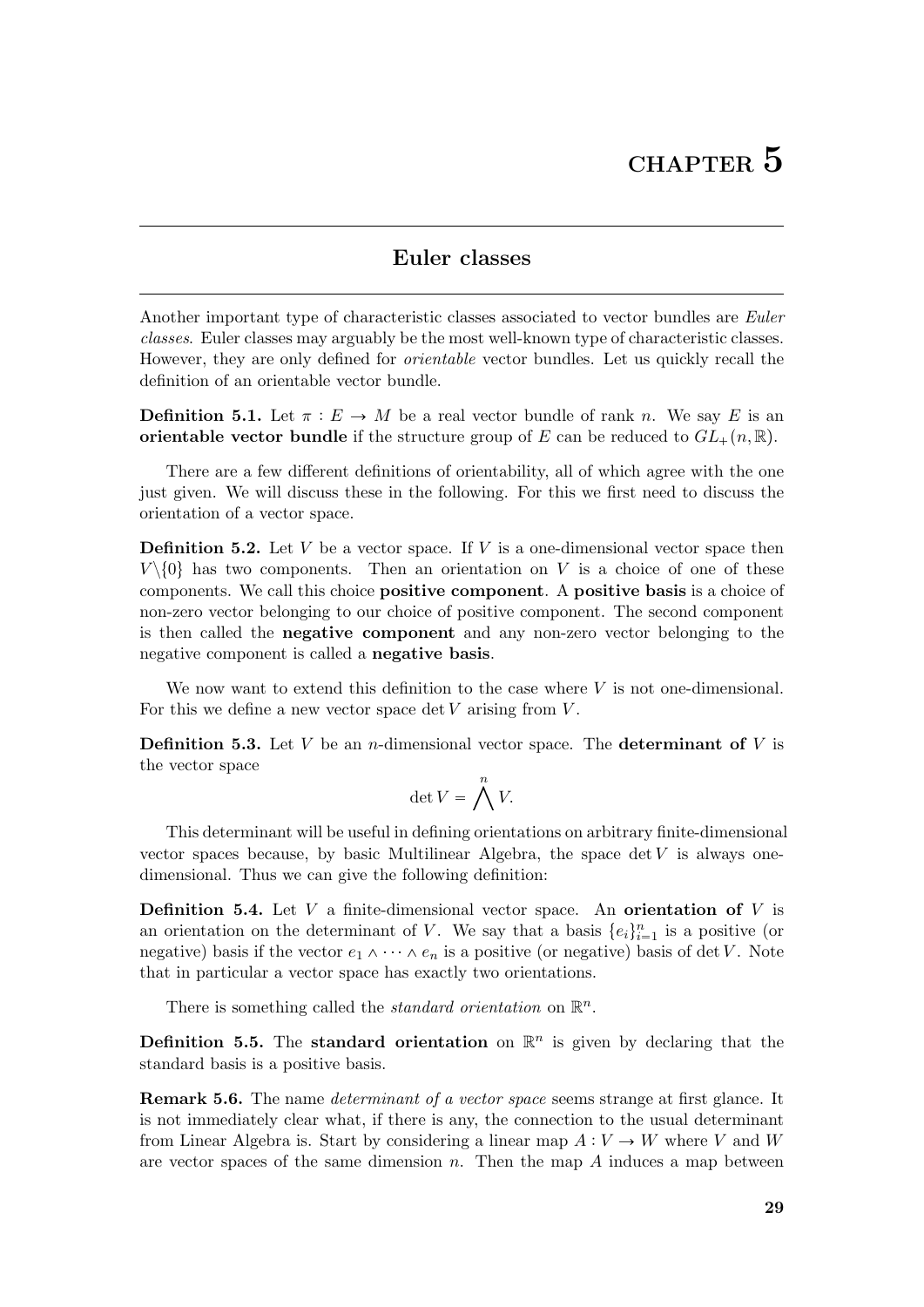# CHAPTER 5

## Euler classes

Another important type of characteristic classes associated to vector bundles are *Euler classes*. Euler classes may arguably be the most well-known type of characteristic classes. However, they are only defined for *orientable* vector bundles. Let us quickly recall the definition of an orientable vector bundle.

**Definition 5.1.** Let $\pi : E \to M$ be a real vector bundle of rank $n$. We say $E$ is an **orientable vector bundle** if the structure group of $E$ can be reduced to $GL_+(n, \mathbb{R})$.

There are a few different definitions of orientability, all of which agree with the one just given. We will discuss these in the following. For this we first need to discuss the orientation of a vector space.

**Definition 5.2.** Let $V$ be a vector space. If $V$ is a one-dimensional vector space then $V \backslash \{0\}$ has two components. Then an orientation on $V$ is a choice of one of these components. We call this choice **positive component**. A **positive basis** is a choice of non-zero vector belonging to our choice of positive component. The second component is then called the **negative component** and any non-zero vector belonging to the negative component is called a **negative basis**.

We now want to extend this definition to the case where $V$ is not one-dimensional. For this we define a new vector space $\det V$ arising from $V$.

**Definition 5.3.** Let $V$ be an $n$-dimensional vector space. The **determinant of** $V$ is the vector space

$$\det V = \bigwedge^n V.$$

This determinant will be useful in defining orientations on arbitrary finite-dimensional vector spaces because, by basic Multilinear Algebra, the space $\det V$ is always one-dimensional. Thus we can give the following definition:

**Definition 5.4.** Let $V$ a finite-dimensional vector space. An **orientation of** $V$ is an orientation on the determinant of $V$. We say that a basis $\{e_i\}_{i=1}^n$ is a positive (or negative) basis if the vector $e_1 \wedge \cdots \wedge e_n$ is a positive (or negative) basis of $\det V$. Note that in particular a vector space has exactly two orientations.

There is something called the *standard orientation* on $\mathbb{R}^n$.

**Definition 5.5.** The **standard orientation** on $\mathbb{R}^n$ is given by declaring that the standard basis is a positive basis.

**Remark 5.6.** The name *determinant of a vector space* seems strange at first glance. It is not immediately clear what, if there is any, the connection to the usual determinant from Linear Algebra is. Start by considering a linear map $A : V \to W$ where $V$ and $W$ are vector spaces of the same dimension $n$. Then the map $A$ induces a map between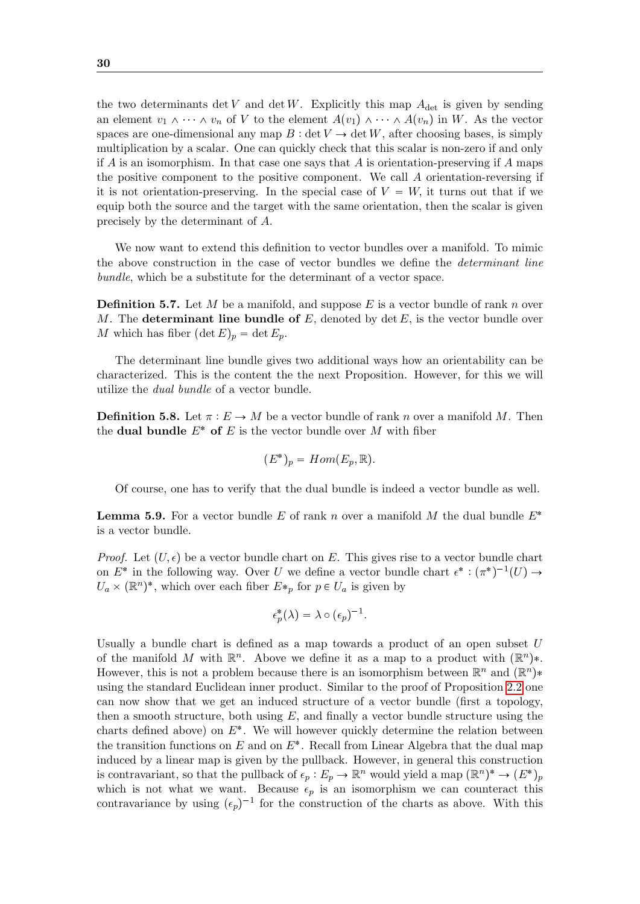the two determinants $\det V$ and $\det W$. Explicitly this map $A_{\det}$ is given by sending an element $v_1 \wedge \cdots \wedge v_n$ of $V$ to the element $A(v_1) \wedge \cdots \wedge A(v_n)$ in $W$. As the vector spaces are one-dimensional any map $B : \det V \to \det W$, after choosing bases, is simply multiplication by a scalar. One can quickly check that this scalar is non-zero if and only if $A$ is an isomorphism. In that case one says that $A$ is orientation-preserving if $A$ maps the positive component to the positive component. We call $A$ orientation-reversing if it is not orientation-preserving. In the special case of $V = W$, it turns out that if we equip both the source and the target with the same orientation, then the scalar is given precisely by the determinant of $A$.

We now want to extend this definition to vector bundles over a manifold. To mimic the above construction in the case of vector bundles we define the *determinant line bundle*, which be a substitute for the determinant of a vector space.

**Definition 5.7.** Let $M$ be a manifold, and suppose $E$ is a vector bundle of rank $n$ over $M$. The **determinant line bundle of** $E$, denoted by $\det E$, is the vector bundle over $M$ which has fiber $(\det E)_p = \det E_p$.

The determinant line bundle gives two additional ways how an orientability can be characterized. This is the content the the next Proposition. However, for this we will utilize the *dual bundle* of a vector bundle.

**Definition 5.8.** Let $\pi : E \to M$ be a vector bundle of rank $n$ over a manifold $M$. Then the **dual bundle** $E^*$ **of** $E$ is the vector bundle over $M$ with fiber

$$(E^*)_p = Hom(E_p, \mathbb{R}).$$

Of course, one has to verify that the dual bundle is indeed a vector bundle as well.

**Lemma 5.9.** For a vector bundle $E$ of rank $n$ over a manifold $M$ the dual bundle $E^*$ is a vector bundle.

*Proof.* Let $(U, \epsilon)$ be a vector bundle chart on $E$. This gives rise to a vector bundle chart on $E^*$ in the following way. Over $U$ we define a vector bundle chart $\epsilon^* : (\pi^*)^{-1}(U) \to U_a \times (\mathbb{R}^n)^*$, which over each fiber $E{*}_p$ for $p \in U_a$ is given by

$$\epsilon^*_p(\lambda) = \lambda \circ (\epsilon_p)^{-1}.$$

Usually a bundle chart is defined as a map towards a product of an open subset $U$ of the manifold $M$ with $\mathbb{R}^n$. Above we define it as a map to a product with $(\mathbb{R}^n)*$. However, this is not a problem because there is an isomorphism between $\mathbb{R}^n$ and $(\mathbb{R}^n)*$ using the standard Euclidean inner product. Similar to the proof of Proposition 2.2 one can now show that we get an induced structure of a vector bundle (first a topology, then a smooth structure, both using $E$, and finally a vector bundle structure using the charts defined above) on $E^*$. We will however quickly determine the relation between the transition functions on $E$ and on $E^*$. Recall from Linear Algebra that the dual map induced by a linear map is given by the pullback. However, in general this construction is contravariant, so that the pullback of $\epsilon_p : E_p \to \mathbb{R}^n$ would yield a map $(\mathbb{R}^n)^* \to (E^*)_p$ which is not what we want. Because $\epsilon_p$ is an isomorphism we can counteract this contravariance by using $(\epsilon_p)^{-1}$ for the construction of the charts as above. With this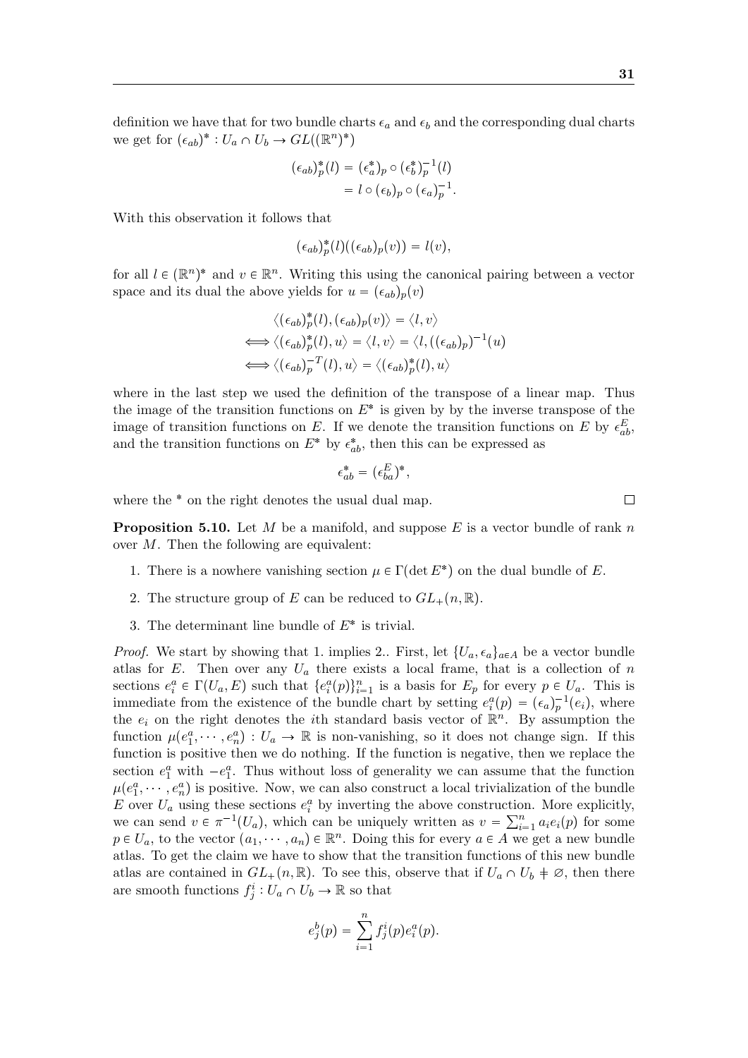definition we have that for two bundle charts $\epsilon_a$ and $\epsilon_b$ and the corresponding dual charts we get for $(\epsilon_{ab})^* : U_a \cap U_b \to GL((\mathbb{R}^n)^*)$

$$
\begin{aligned}
(\epsilon_{ab})^*_p(l) &= (\epsilon^*_a)_p \circ (\epsilon^*_b)^{-1}_p(l) \\
&= l \circ (\epsilon_b)_p \circ (\epsilon_a)^{-1}_p.
\end{aligned}
$$

With this observation it follows that

$$
(\epsilon_{ab})^*_p(l)((\epsilon_{ab})_p(v)) = l(v),
$$

for all $l \in (\mathbb{R}^n)^*$ and $v \in \mathbb{R}^n$. Writing this using the canonical pairing between a vector space and its dual the above yields for $u = (\epsilon_{ab})_p(v)$

$$
\begin{aligned}
&\langle (\epsilon_{ab})^*_p(l), (\epsilon_{ab})_p(v)\rangle = \langle l, v\rangle \\
\iff &\langle (\epsilon_{ab})^*_p(l), u\rangle = \langle l, v\rangle = \langle l, ((\epsilon_{ab})_p)^{-1}(u)\rangle \\
\iff &\langle (\epsilon_{ab})^{-T}_p(l), u\rangle = \langle (\epsilon_{ab})^*_p(l), u\rangle
\end{aligned}
$$

where in the last step we used the definition of the transpose of a linear map. Thus the image of the transition functions on $E^*$ is given by by the inverse transpose of the image of transition functions on $E$. If we denote the transition functions on $E$ by $\epsilon^E_{ab}$, and the transition functions on $E^*$ by $\epsilon^*_{ab}$, then this can be expressed as

$$
\epsilon^*_{ab} = (\epsilon^E_{ba})^*,
$$

where the * on the right denotes the usual dual map. $\square$

**Proposition 5.10.** Let $M$ be a manifold, and suppose $E$ is a vector bundle of rank $n$ over $M$. Then the following are equivalent:

1. There is a nowhere vanishing section $\mu \in \Gamma(\det E^*)$ on the dual bundle of $E$.
2. The structure group of $E$ can be reduced to $GL_+(n, \mathbb{R})$.
3. The determinant line bundle of $E^*$ is trivial.

*Proof.* We start by showing that 1. implies 2.. First, let $\{U_a, \epsilon_a\}_{a\in A}$ be a vector bundle atlas for $E$. Then over any $U_a$ there exists a local frame, that is a collection of $n$ sections $e^a_i \in \Gamma(U_a, E)$ such that $\{e^a_i(p)\}^n_{i=1}$ is a basis for $E_p$ for every $p \in U_a$. This is immediate from the existence of the bundle chart by setting $e^a_i(p) = (\epsilon_a)^{-1}_p(e_i)$, where the $e_i$ on the right denotes the $i$th standard basis vector of $\mathbb{R}^n$. By assumption the function $\mu(e^a_1, \cdots, e^a_n) : U_a \to \mathbb{R}$ is non-vanishing, so it does not change sign. If this function is positive then we do nothing. If the function is negative, then we replace the section $e^a_1$ with $-e^a_1$. Thus without loss of generality we can assume that the function $\mu(e^a_1, \cdots, e^a_n)$ is positive. Now, we can also construct a local trivialization of the bundle $E$ over $U_a$ using these sections $e^a_i$ by inverting the above construction. More explicitly, we can send $v \in \pi^{-1}(U_a)$, which can be uniquely written as $v = \sum^n_{i=1} a_i e_i(p)$ for some $p \in U_a$, to the vector $(a_1, \cdots, a_n) \in \mathbb{R}^n$. Doing this for every $a \in A$ we get a new bundle atlas. To get the claim we have to show that the transition functions of this new bundle atlas are contained in $GL_+(n, \mathbb{R})$. To see this, observe that if $U_a \cap U_b \neq \varnothing$, then there are smooth functions $f^i_j : U_a \cap U_b \to \mathbb{R}$ so that

$$
e^b_j(p) = \sum^n_{i=1} f^i_j(p) e^a_i(p).
$$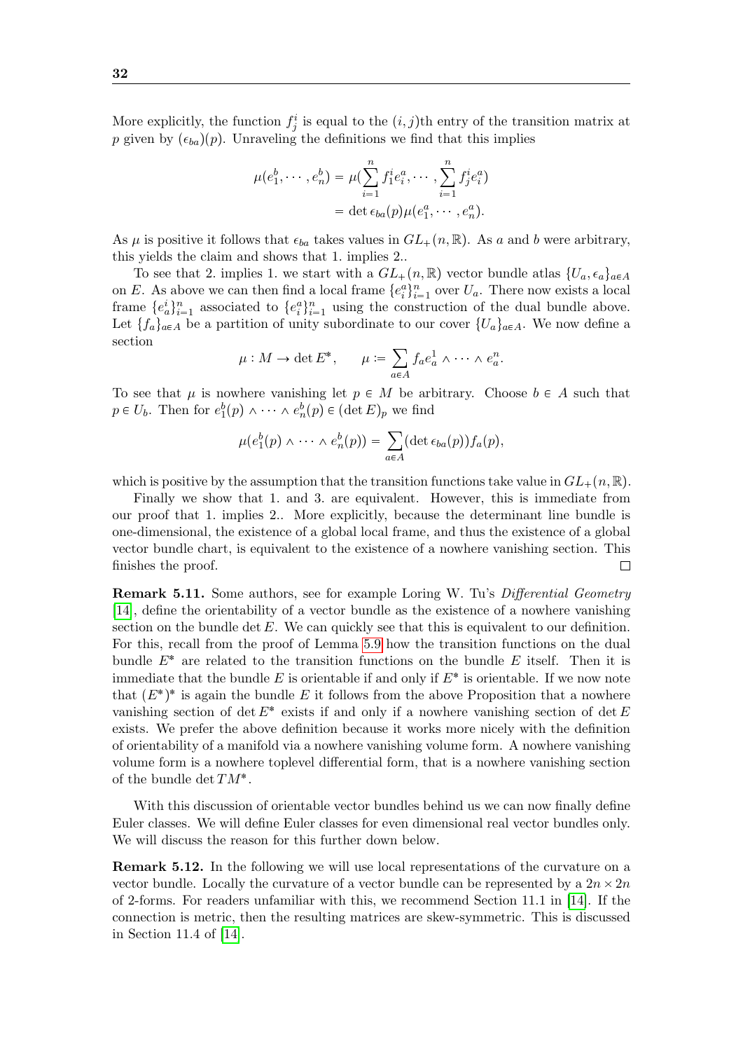More explicitly, the function $f_j^i$ is equal to the $(i,j)$th entry of the transition matrix at $p$ given by $(\epsilon_{ba})(p)$. Unraveling the definitions we find that this implies

$$
\begin{aligned}
\mu(e_1^b, \cdots, e_n^b) &= \mu(\sum_{i=1}^n f_1^i e_i^a, \cdots, \sum_{i=1}^n f_j^i e_i^a) \\
&= \det \epsilon_{ba}(p) \mu(e_1^a, \cdots, e_n^a).
\end{aligned}
$$

As $\mu$ is positive it follows that $\epsilon_{ba}$ takes values in $GL_+(n, \mathbb{R})$. As $a$ and $b$ were arbitrary, this yields the claim and shows that 1. implies 2..

To see that 2. implies 1. we start with a $GL_+(n, \mathbb{R})$ vector bundle atlas $\{U_a, \epsilon_a\}_{a \in A}$ on $E$. As above we can then find a local frame $\{e_i^a\}_{i=1}^n$ over $U_a$. There now exists a local frame $\{e_a^i\}_{i=1}^n$ associated to $\{e_i^a\}_{i=1}^n$ using the construction of the dual bundle above. Let $\{f_a\}_{a \in A}$ be a partition of unity subordinate to our cover $\{U_a\}_{a \in A}$. We now define a section

$$
\mu : M \to \det E^*, \qquad \mu := \sum_{a \in A} f_a e_a^1 \wedge \cdots \wedge e_a^n.
$$

To see that $\mu$ is nowhere vanishing let $p \in M$ be arbitrary. Choose $b \in A$ such that $p \in U_b$. Then for $e_1^b(p) \wedge \cdots \wedge e_n^b(p) \in (\det E)_p$ we find

$$
\mu(e_1^b(p) \wedge \cdots \wedge e_n^b(p)) = \sum_{a \in A} (\det \epsilon_{ba}(p)) f_a(p),
$$

which is positive by the assumption that the transition functions take value in $GL_+(n, \mathbb{R})$.

Finally we show that 1. and 3. are equivalent. However, this is immediate from our proof that 1. implies 2.. More explicitly, because the determinant line bundle is one-dimensional, the existence of a global local frame, and thus the existence of a global vector bundle chart, is equivalent to the existence of a nowhere vanishing section. This finishes the proof. ◻

**Remark 5.11.** Some authors, see for example Loring W. Tu's *Differential Geometry* [14], define the orientability of a vector bundle as the existence of a nowhere vanishing section on the bundle $\det E$. We can quickly see that this is equivalent to our definition. For this, recall from the proof of Lemma 5.9 how the transition functions on the dual bundle $E^*$ are related to the transition functions on the bundle $E$ itself. Then it is immediate that the bundle $E$ is orientable if and only if $E^*$ is orientable. If we now note that $(E^*)^*$ is again the bundle $E$ it follows from the above Proposition that a nowhere vanishing section of $\det E^*$ exists if and only if a nowhere vanishing section of $\det E$ exists. We prefer the above definition because it works more nicely with the definition of orientability of a manifold via a nowhere vanishing volume form. A nowhere vanishing volume form is a nowhere toplevel differential form, that is a nowhere vanishing section of the bundle $\det TM^*$.

With this discussion of orientable vector bundles behind us we can now finally define Euler classes. We will define Euler classes for even dimensional real vector bundles only. We will discuss the reason for this further down below.

**Remark 5.12.** In the following we will use local representations of the curvature on a vector bundle. Locally the curvature of a vector bundle can be represented by a $2n \times 2n$ of 2-forms. For readers unfamiliar with this, we recommend Section 11.1 in [14]. If the connection is metric, then the resulting matrices are skew-symmetric. This is discussed in Section 11.4 of [14].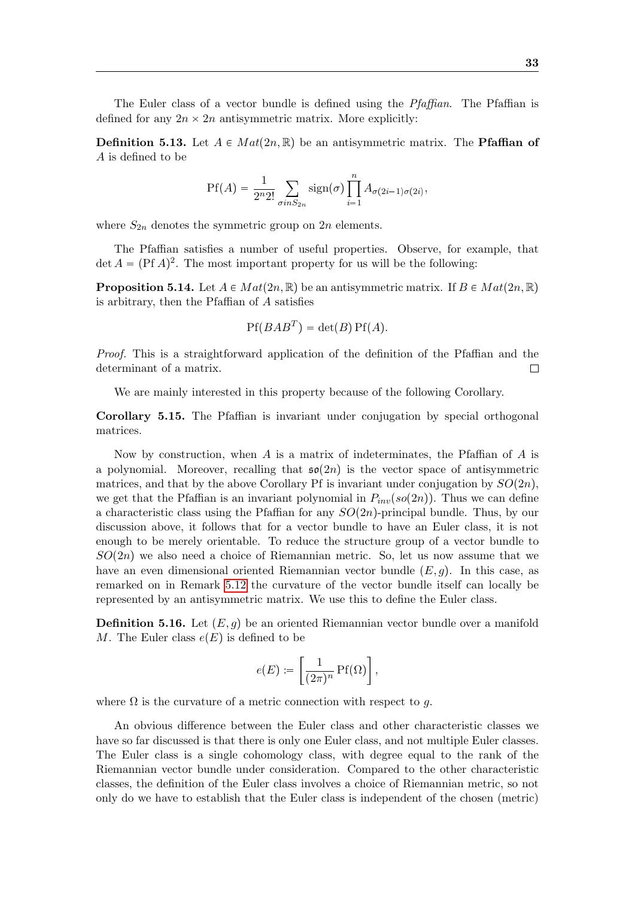The Euler class of a vector bundle is defined using the *Pfaffian*. The Pfaffian is defined for any $2n \times 2n$ antisymmetric matrix. More explicitly:

**Definition 5.13.** Let $A \in Mat(2n, \mathbb{R})$ be an antisymmetric matrix. The **Pfaffian of** $A$ is defined to be

$$\mathrm{Pf}(A) = \frac{1}{2^n 2!} \sum_{\sigma in S_{2n}} \mathrm{sign}(\sigma) \prod_{i=1}^{n} A_{\sigma(2i-1)\sigma(2i)},$$

where $S_{2n}$ denotes the symmetric group on $2n$ elements.

The Pfaffian satisfies a number of useful properties. Observe, for example, that $\det A = (\mathrm{Pf}\, A)^2$. The most important property for us will be the following:

**Proposition 5.14.** Let $A \in Mat(2n, \mathbb{R})$ be an antisymmetric matrix. If $B \in Mat(2n, \mathbb{R})$ is arbitrary, then the Pfaffian of $A$ satisfies

$$\mathrm{Pf}(BAB^T) = \det(B)\, \mathrm{Pf}(A).$$

*Proof.* This is a straightforward application of the definition of the Pfaffian and the determinant of a matrix. □

We are mainly interested in this property because of the following Corollary.

**Corollary 5.15.** The Pfaffian is invariant under conjugation by special orthogonal matrices.

Now by construction, when $A$ is a matrix of indeterminates, the Pfaffian of $A$ is a polynomial. Moreover, recalling that $\mathfrak{so}(2n)$ is the vector space of antisymmetric matrices, and that by the above Corollary Pf is invariant under conjugation by $SO(2n)$, we get that the Pfaffian is an invariant polynomial in $P_{inv}(so(2n))$. Thus we can define a characteristic class using the Pfaffian for any $SO(2n)$-principal bundle. Thus, by our discussion above, it follows that for a vector bundle to have an Euler class, it is not enough to be merely orientable. To reduce the structure group of a vector bundle to $SO(2n)$ we also need a choice of Riemannian metric. So, let us now assume that we have an even dimensional oriented Riemannian vector bundle $(E, g)$. In this case, as remarked on in Remark 5.12 the curvature of the vector bundle itself can locally be represented by an antisymmetric matrix. We use this to define the Euler class.

**Definition 5.16.** Let $(E, g)$ be an oriented Riemannian vector bundle over a manifold $M$. The Euler class $e(E)$ is defined to be

$$e(E) := \left[ \frac{1}{(2\pi)^n} \mathrm{Pf}(\Omega) \right],$$

where $\Omega$ is the curvature of a metric connection with respect to $g$.

An obvious difference between the Euler class and other characteristic classes we have so far discussed is that there is only one Euler class, and not multiple Euler classes. The Euler class is a single cohomology class, with degree equal to the rank of the Riemannian vector bundle under consideration. Compared to the other characteristic classes, the definition of the Euler class involves a choice of Riemannian metric, so not only do we have to establish that the Euler class is independent of the chosen (metric)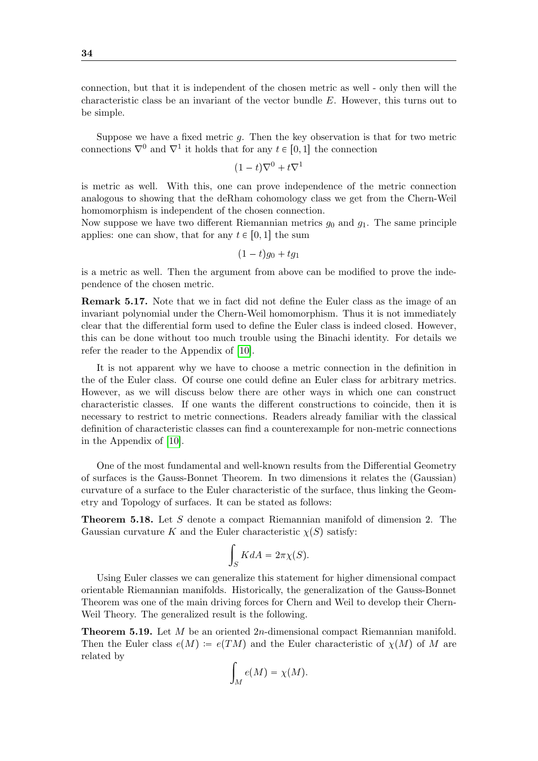connection, but that it is independent of the chosen metric as well - only then will the characteristic class be an invariant of the vector bundle $E$. However, this turns out to be simple.

Suppose we have a fixed metric $g$. Then the key observation is that for two metric connections $\nabla^0$ and $\nabla^1$ it holds that for any $t \in [0,1]$ the connection

$$(1-t)\nabla^0 + t\nabla^1$$

is metric as well. With this, one can prove independence of the metric connection analogous to showing that the deRham cohomology class we get from the Chern-Weil homomorphism is independent of the chosen connection.
Now suppose we have two different Riemannian metrics $g_0$ and $g_1$. The same principle applies: one can show, that for any $t \in [0,1]$ the sum

$$(1-t)g_0 + tg_1$$

is a metric as well. Then the argument from above can be modified to prove the independence of the chosen metric.

**Remark 5.17.** Note that we in fact did not define the Euler class as the image of an invariant polynomial under the Chern-Weil homomorphism. Thus it is not immediately clear that the differential form used to define the Euler class is indeed closed. However, this can be done without too much trouble using the Binachi identity. For details we refer the reader to the Appendix of [10].

It is not apparent why we have to choose a metric connection in the definition in the of the Euler class. Of course one could define an Euler class for arbitrary metrics. However, as we will discuss below there are other ways in which one can construct characteristic classes. If one wants the different constructions to coincide, then it is necessary to restrict to metric connections. Readers already familiar with the classical definition of characteristic classes can find a counterexample for non-metric connections in the Appendix of [10].

One of the most fundamental and well-known results from the Differential Geometry of surfaces is the Gauss-Bonnet Theorem. In two dimensions it relates the (Gaussian) curvature of a surface to the Euler characteristic of the surface, thus linking the Geometry and Topology of surfaces. It can be stated as follows:

**Theorem 5.18.** *Let $S$ denote a compact Riemannian manifold of dimension 2. The Gaussian curvature $K$ and the Euler characteristic $\chi(S)$ satisfy:*

$$\int_S K dA = 2\pi\chi(S).$$

Using Euler classes we can generalize this statement for higher dimensional compact orientable Riemannian manifolds. Historically, the generalization of the Gauss-Bonnet Theorem was one of the main driving forces for Chern and Weil to develop their Chern-Weil Theory. The generalized result is the following.

**Theorem 5.19.** *Let $M$ be an oriented $2n$-dimensional compact Riemannian manifold. Then the Euler class $e(M) := e(TM)$ and the Euler characteristic of $\chi(M)$ of $M$ are related by*

$$\int_M e(M) = \chi(M).$$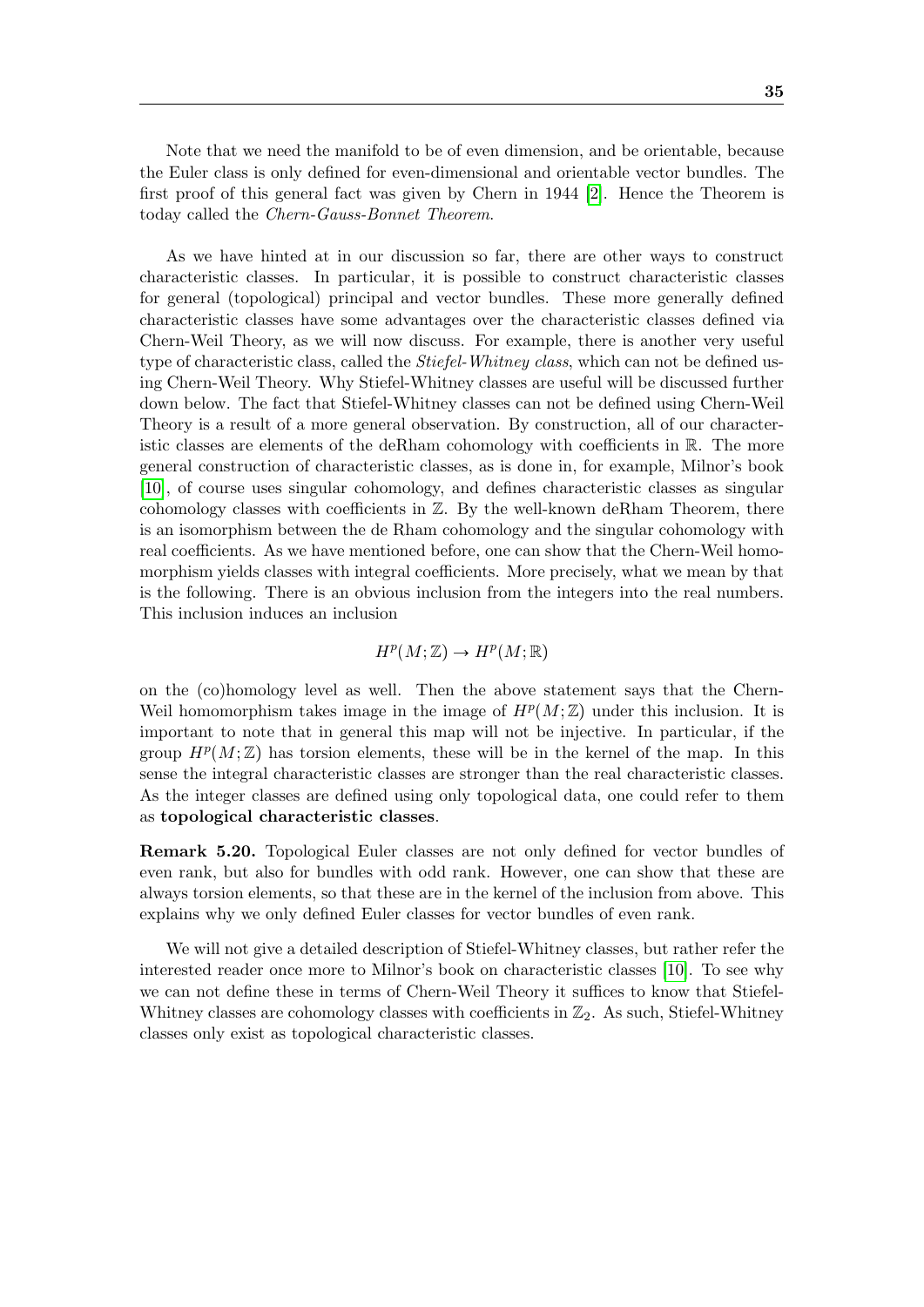Note that we need the manifold to be of even dimension, and be orientable, because the Euler class is only defined for even-dimensional and orientable vector bundles. The first proof of this general fact was given by Chern in 1944 [2]. Hence the Theorem is today called the *Chern-Gauss-Bonnet Theorem*.

As we have hinted at in our discussion so far, there are other ways to construct characteristic classes. In particular, it is possible to construct characteristic classes for general (topological) principal and vector bundles. These more generally defined characteristic classes have some advantages over the characteristic classes defined via Chern-Weil Theory, as we will now discuss. For example, there is another very useful type of characteristic class, called the *Stiefel-Whitney class*, which can not be defined using Chern-Weil Theory. Why Stiefel-Whitney classes are useful will be discussed further down below. The fact that Stiefel-Whitney classes can not be defined using Chern-Weil Theory is a result of a more general observation. By construction, all of our characteristic classes are elements of the deRham cohomology with coefficients in $\mathbb{R}$. The more general construction of characteristic classes, as is done in, for example, Milnor's book [10], of course uses singular cohomology, and defines characteristic classes as singular cohomology classes with coefficients in $\mathbb{Z}$. By the well-known deRham Theorem, there is an isomorphism between the de Rham cohomology and the singular cohomology with real coefficients. As we have mentioned before, one can show that the Chern-Weil homomorphism yields classes with integral coefficients. More precisely, what we mean by that is the following. There is an obvious inclusion from the integers into the real numbers. This inclusion induces an inclusion

$$H^p(M;\mathbb{Z}) \to H^p(M;\mathbb{R})$$

on the (co)homology level as well. Then the above statement says that the Chern-Weil homomorphism takes image in the image of $H^p(M;\mathbb{Z})$ under this inclusion. It is important to note that in general this map will not be injective. In particular, if the group $H^p(M;\mathbb{Z})$ has torsion elements, these will be in the kernel of the map. In this sense the integral characteristic classes are stronger than the real characteristic classes. As the integer classes are defined using only topological data, one could refer to them as **topological characteristic classes**.

**Remark 5.20.** Topological Euler classes are not only defined for vector bundles of even rank, but also for bundles with odd rank. However, one can show that these are always torsion elements, so that these are in the kernel of the inclusion from above. This explains why we only defined Euler classes for vector bundles of even rank.

We will not give a detailed description of Stiefel-Whitney classes, but rather refer the interested reader once more to Milnor's book on characteristic classes [10]. To see why we can not define these in terms of Chern-Weil Theory it suffices to know that Stiefel-Whitney classes are cohomology classes with coefficients in $\mathbb{Z}_2$. As such, Stiefel-Whitney classes only exist as topological characteristic classes.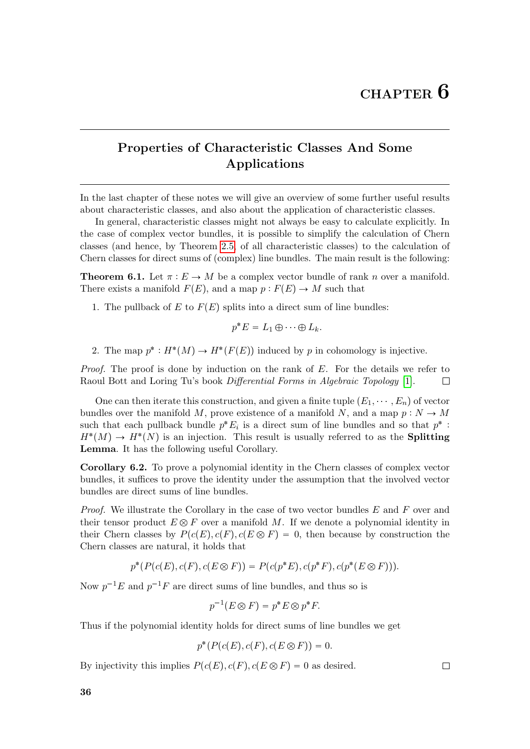# CHAPTER 6

## Properties of Characteristic Classes And Some Applications

In the last chapter of these notes we will give an overview of some further useful results about characteristic classes, and also about the application of characteristic classes.

In general, characteristic classes might not always be easy to calculate explicitly. In the case of complex vector bundles, it is possible to simplify the calculation of Chern classes (and hence, by Theorem 2.5, of all characteristic classes) to the calculation of Chern classes for direct sums of (complex) line bundles. The main result is the following:

**Theorem 6.1.** Let $\pi : E \to M$ be a complex vector bundle of rank $n$ over a manifold. There exists a manifold $F(E)$, and a map $p : F(E) \to M$ such that

1. The pullback of $E$ to $F(E)$ splits into a direct sum of line bundles:

$$p^*E = L_1 \oplus \cdots \oplus L_k.$$

2. The map $p^* : H^*(M) \to H^*(F(E))$ induced by $p$ in cohomology is injective.

*Proof.* The proof is done by induction on the rank of $E$. For the details we refer to Raoul Bott and Loring Tu's book *Differential Forms in Algebraic Topology* [1]. □

One can then iterate this construction, and given a finite tuple $(E_1, \cdots, E_n)$ of vector bundles over the manifold $M$, prove existence of a manifold $N$, and a map $p : N \to M$ such that each pullback bundle $p^*E_i$ is a direct sum of line bundles and so that $p^* : H^*(M) \to H^*(N)$ is an injection. This result is usually referred to as the **Splitting Lemma**. It has the following useful Corollary.

**Corollary 6.2.** To prove a polynomial identity in the Chern classes of complex vector bundles, it suffices to prove the identity under the assumption that the involved vector bundles are direct sums of line bundles.

*Proof.* We illustrate the Corollary in the case of two vector bundles $E$ and $F$ over and their tensor product $E \otimes F$ over a manifold $M$. If we denote a polynomial identity in their Chern classes by $P(c(E), c(F), c(E \otimes F) = 0$, then because by construction the Chern classes are natural, it holds that

$$p^*(P(c(E), c(F), c(E \otimes F)) = P(c(p^*E), c(p^*F), c(p^*(E \otimes F))).$$

Now $p^{-1}E$ and $p^{-1}F$ are direct sums of line bundles, and thus so is

$$p^{-1}(E \otimes F) = p^*E \otimes p^*F.$$

Thus if the polynomial identity holds for direct sums of line bundles we get

$$p^*(P(c(E), c(F), c(E \otimes F)) = 0.$$

By injectivity this implies $P(c(E), c(F), c(E \otimes F) = 0$ as desired. □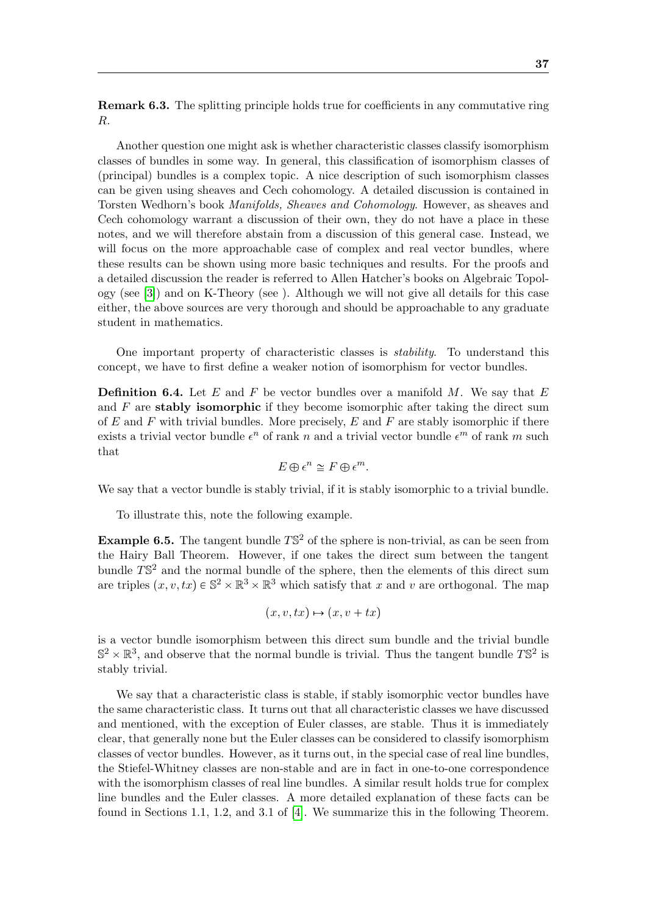**Remark 6.3.** The splitting principle holds true for coefficients in any commutative ring $R$.

Another question one might ask is whether characteristic classes classify isomorphism classes of bundles in some way. In general, this classification of isomorphism classes of (principal) bundles is a complex topic. A nice description of such isomorphism classes can be given using sheaves and Cech cohomology. A detailed discussion is contained in Torsten Wedhorn's book *Manifolds, Sheaves and Cohomology*. However, as sheaves and Cech cohomology warrant a discussion of their own, they do not have a place in these notes, and we will therefore abstain from a discussion of this general case. Instead, we will focus on the more approachable case of complex and real vector bundles, where these results can be shown using more basic techniques and results. For the proofs and a detailed discussion the reader is referred to Allen Hatcher's books on Algebraic Topology (see [3]) and on K-Theory (see ). Although we will not give all details for this case either, the above sources are very thorough and should be approachable to any graduate student in mathematics.

One important property of characteristic classes is *stability*. To understand this concept, we have to first define a weaker notion of isomorphism for vector bundles.

**Definition 6.4.** Let $E$ and $F$ be vector bundles over a manifold $M$. We say that $E$ and $F$ are **stably isomorphic** if they become isomorphic after taking the direct sum of $E$ and $F$ with trivial bundles. More precisely, $E$ and $F$ are stably isomorphic if there exists a trivial vector bundle $\epsilon^n$ of rank $n$ and a trivial vector bundle $\epsilon^m$ of rank $m$ such that

$$E \oplus \epsilon^n \cong F \oplus \epsilon^m.$$

We say that a vector bundle is stably trivial, if it is stably isomorphic to a trivial bundle.

To illustrate this, note the following example.

**Example 6.5.** The tangent bundle $T\mathbb{S}^2$ of the sphere is non-trivial, as can be seen from the Hairy Ball Theorem. However, if one takes the direct sum between the tangent bundle $T\mathbb{S}^2$ and the normal bundle of the sphere, then the elements of this direct sum are triples $(x, v, tx) \in \mathbb{S}^2 \times \mathbb{R}^3 \times \mathbb{R}^3$ which satisfy that $x$ and $v$ are orthogonal. The map

$$(x, v, tx) \mapsto (x, v + tx)$$

is a vector bundle isomorphism between this direct sum bundle and the trivial bundle $\mathbb{S}^2 \times \mathbb{R}^3$, and observe that the normal bundle is trivial. Thus the tangent bundle $T\mathbb{S}^2$ is stably trivial.

We say that a characteristic class is stable, if stably isomorphic vector bundles have the same characteristic class. It turns out that all characteristic classes we have discussed and mentioned, with the exception of Euler classes, are stable. Thus it is immediately clear, that generally none but the Euler classes can be considered to classify isomorphism classes of vector bundles. However, as it turns out, in the special case of real line bundles, the Stiefel-Whitney classes are non-stable and are in fact in one-to-one correspondence with the isomorphism classes of real line bundles. A similar result holds true for complex line bundles and the Euler classes. A more detailed explanation of these facts can be found in Sections 1.1, 1.2, and 3.1 of [4]. We summarize this in the following Theorem.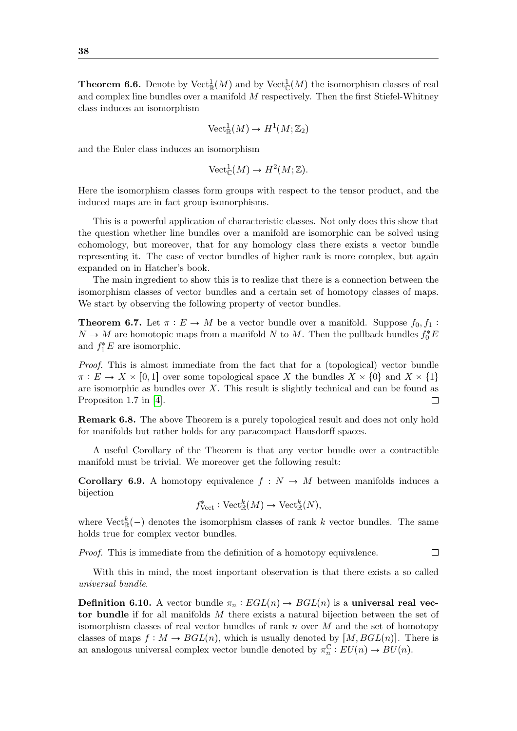**Theorem 6.6.** Denote by $\mathrm{Vect}^1_{\mathbb{R}}(M)$ and by $\mathrm{Vect}^1_{\mathbb{C}}(M)$ the isomorphism classes of real and complex line bundles over a manifold $M$ respectively. Then the first Stiefel-Whitney class induces an isomorphism

$$\mathrm{Vect}^1_{\mathbb{R}}(M) \to H^1(M; \mathbb{Z}_2)$$

and the Euler class induces an isomorphism

$$\mathrm{Vect}^1_{\mathbb{C}}(M) \to H^2(M; \mathbb{Z}).$$

Here the isomorphism classes form groups with respect to the tensor product, and the induced maps are in fact group isomorphisms.

This is a powerful application of characteristic classes. Not only does this show that the question whether line bundles over a manifold are isomorphic can be solved using cohomology, but moreover, that for any homology class there exists a vector bundle representing it. The case of vector bundles of higher rank is more complex, but again expanded on in Hatcher's book.

The main ingredient to show this is to realize that there is a connection between the isomorphism classes of vector bundles and a certain set of homotopy classes of maps. We start by observing the following property of vector bundles.

**Theorem 6.7.** Let $\pi : E \to M$ be a vector bundle over a manifold. Suppose $f_0, f_1 : N \to M$ are homotopic maps from a manifold $N$ to $M$. Then the pullback bundles $f_0^*E$ and $f_1^*E$ are isomorphic.

*Proof.* This is almost immediate from the fact that for a (topological) vector bundle $\pi : E \to X \times [0,1]$ over some topological space $X$ the bundles $X \times \{0\}$ and $X \times \{1\}$ are isomorphic as bundles over $X$. This result is slightly technical and can be found as Propositon 1.7 in [4]. $\square$

**Remark 6.8.** The above Theorem is a purely topological result and does not only hold for manifolds but rather holds for any paracompact Hausdorff spaces.

A useful Corollary of the Theorem is that any vector bundle over a contractible manifold must be trivial. We moreover get the following result:

**Corollary 6.9.** A homotopy equivalence $f : N \to M$ between manifolds induces a bijection

$$f^*_{\mathrm{Vect}} : \mathrm{Vect}^k_{\mathbb{R}}(M) \to \mathrm{Vect}^k_{\mathbb{R}}(N),$$

where $\mathrm{Vect}^k_{\mathbb{R}}(-)$ denotes the isomorphism classes of rank $k$ vector bundles. The same holds true for complex vector bundles.

*Proof.* This is immediate from the definition of a homotopy equivalence. $\square$

With this in mind, the most important observation is that there exists a so called *universal bundle*.

**Definition 6.10.** A vector bundle $\pi_n : EGL(n) \to BGL(n)$ is a **universal real vector bundle** if for all manifolds $M$ there exists a natural bijection between the set of isomorphism classes of real vector bundles of rank $n$ over $M$ and the set of homotopy classes of maps $f : M \to BGL(n)$, which is usually denoted by $[M, BGL(n)]$. There is an analogous universal complex vector bundle denoted by $\pi^{\mathbb{C}}_n : EU(n) \to BU(n)$.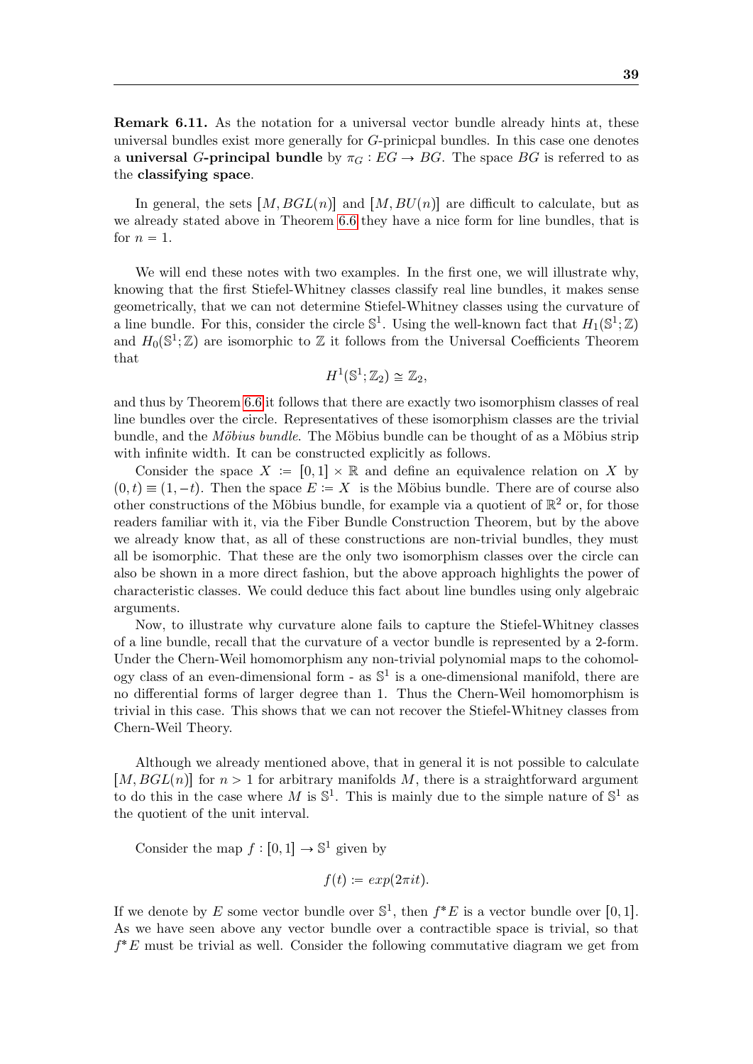**Remark 6.11.** As the notation for a universal vector bundle already hints at, these universal bundles exist more generally for $G$-prinicpal bundles. In this case one denotes a **universal $G$-principal bundle** by $\pi_G : EG \to BG$. The space $BG$ is referred to as the **classifying space**.

In general, the sets $[M, BGL(n)]$ and $[M, BU(n)]$ are difficult to calculate, but as we already stated above in Theorem 6.6 they have a nice form for line bundles, that is for $n = 1$.

We will end these notes with two examples. In the first one, we will illustrate why, knowing that the first Stiefel-Whitney classes classify real line bundles, it makes sense geometrically, that we can not determine Stiefel-Whitney classes using the curvature of a line bundle. For this, consider the circle $\mathbb{S}^1$. Using the well-known fact that $H_1(\mathbb{S}^1; \mathbb{Z})$ and $H_0(\mathbb{S}^1; \mathbb{Z})$ are isomorphic to $\mathbb{Z}$ it follows from the Universal Coefficients Theorem that

$$H^1(\mathbb{S}^1; \mathbb{Z}_2) \cong \mathbb{Z}_2,$$

and thus by Theorem 6.6 it follows that there are exactly two isomorphism classes of real line bundles over the circle. Representatives of these isomorphism classes are the trivial bundle, and the *Möbius bundle*. The Möbius bundle can be thought of as a Möbius strip with infinite width. It can be constructed explicitly as follows.

Consider the space $X := [0, 1] \times \mathbb{R}$ and define an equivalence relation on $X$ by $(0, t) \equiv (1, -t)$. Then the space $E := X$ is the Möbius bundle. There are of course also other constructions of the Möbius bundle, for example via a quotient of $\mathbb{R}^2$ or, for those readers familiar with it, via the Fiber Bundle Construction Theorem, but by the above we already know that, as all of these constructions are non-trivial bundles, they must all be isomorphic. That these are the only two isomorphism classes over the circle can also be shown in a more direct fashion, but the above approach highlights the power of characteristic classes. We could deduce this fact about line bundles using only algebraic arguments.

Now, to illustrate why curvature alone fails to capture the Stiefel-Whitney classes of a line bundle, recall that the curvature of a vector bundle is represented by a 2-form. Under the Chern-Weil homomorphism any non-trivial polynomial maps to the cohomology class of an even-dimensional form - as $\mathbb{S}^1$ is a one-dimensional manifold, there are no differential forms of larger degree than 1. Thus the Chern-Weil homomorphism is trivial in this case. This shows that we can not recover the Stiefel-Whitney classes from Chern-Weil Theory.

Although we already mentioned above, that in general it is not possible to calculate $[M, BGL(n)]$ for $n > 1$ for arbitrary manifolds $M$, there is a straightforward argument to do this in the case where $M$ is $\mathbb{S}^1$. This is mainly due to the simple nature of $\mathbb{S}^1$ as the quotient of the unit interval.

Consider the map $f : [0, 1] \to \mathbb{S}^1$ given by

$$f(t) := exp(2\pi i t).$$

If we denote by $E$ some vector bundle over $\mathbb{S}^1$, then $f^*E$ is a vector bundle over $[0, 1]$. As we have seen above any vector bundle over a contractible space is trivial, so that $f^*E$ must be trivial as well. Consider the following commutative diagram we get from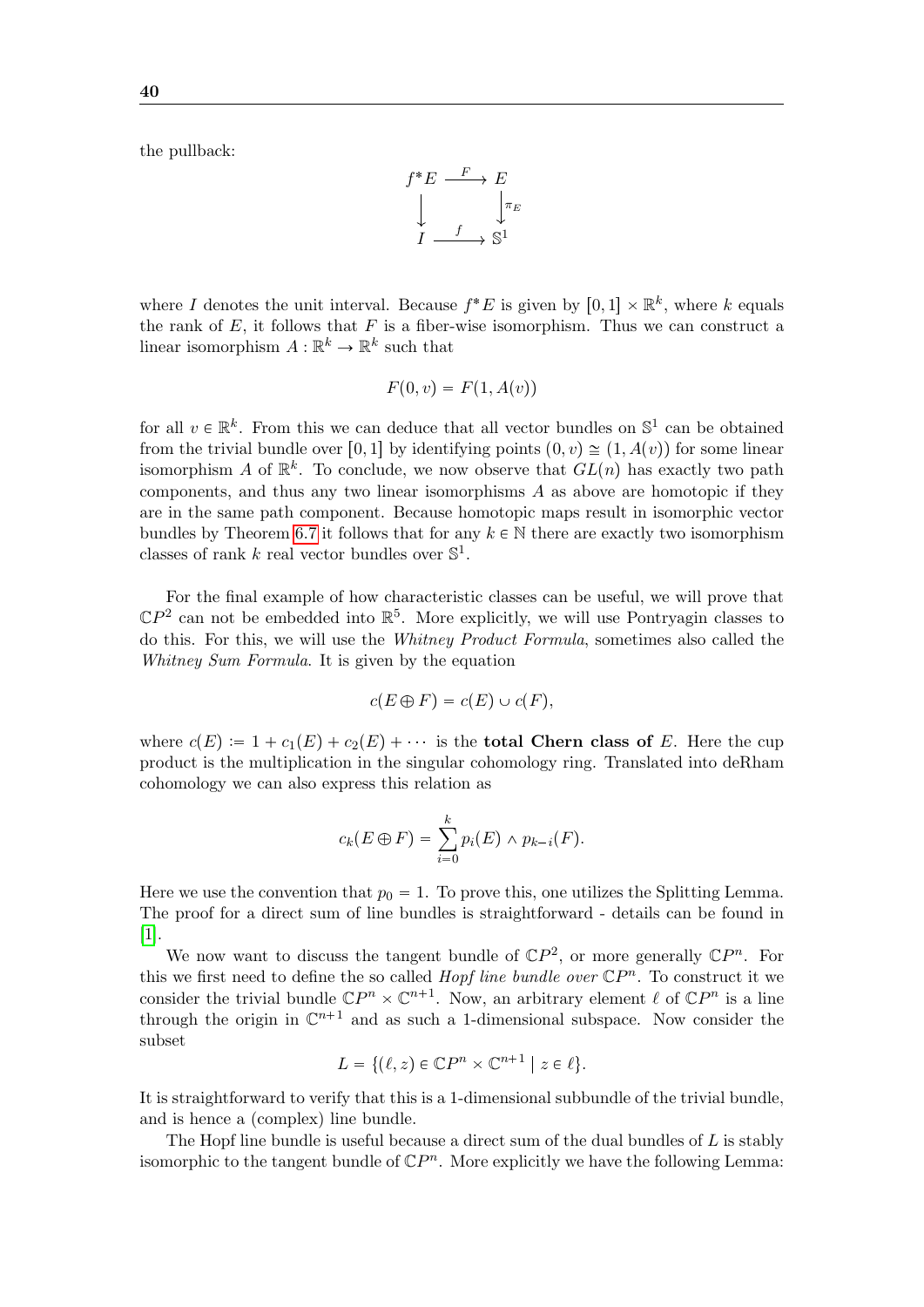the pullback:

$$\begin{array}{ccc} f^*E & \xrightarrow{F} & E \\ \downarrow & & \downarrow{\scriptstyle \pi_E} \\ I & \xrightarrow{f} & \mathbb{S}^1 \end{array}$$

where $I$ denotes the unit interval. Because $f^*E$ is given by $[0,1] \times \mathbb{R}^k$, where $k$ equals the rank of $E$, it follows that $F$ is a fiber-wise isomorphism. Thus we can construct a linear isomorphism $A : \mathbb{R}^k \to \mathbb{R}^k$ such that

$$F(0, v) = F(1, A(v))$$

for all $v \in \mathbb{R}^k$. From this we can deduce that all vector bundles on $\mathbb{S}^1$ can be obtained from the trivial bundle over $[0,1]$ by identifying points $(0, v) \cong (1, A(v))$ for some linear isomorphism $A$ of $\mathbb{R}^k$. To conclude, we now observe that $GL(n)$ has exactly two path components, and thus any two linear isomorphisms $A$ as above are homotopic if they are in the same path component. Because homotopic maps result in isomorphic vector bundles by Theorem 6.7 it follows that for any $k \in \mathbb{N}$ there are exactly two isomorphism classes of rank $k$ real vector bundles over $\mathbb{S}^1$.

For the final example of how characteristic classes can be useful, we will prove that $\mathbb{C}P^2$ can not be embedded into $\mathbb{R}^5$. More explicitly, we will use Pontryagin classes to do this. For this, we will use the *Whitney Product Formula*, sometimes also called the *Whitney Sum Formula*. It is given by the equation

$$c(E \oplus F) = c(E) \cup c(F),$$

where $c(E) := 1 + c_1(E) + c_2(E) + \cdots$ is the **total Chern class of** $E$. Here the cup product is the multiplication in the singular cohomology ring. Translated into deRham cohomology we can also express this relation as

$$c_k(E \oplus F) = \sum_{i=0}^{k} p_i(E) \wedge p_{k-i}(F).$$

Here we use the convention that $p_0 = 1$. To prove this, one utilizes the Splitting Lemma. The proof for a direct sum of line bundles is straightforward - details can be found in [1].

We now want to discuss the tangent bundle of $\mathbb{C}P^2$, or more generally $\mathbb{C}P^n$. For this we first need to define the so called *Hopf line bundle over* $\mathbb{C}P^n$. To construct it we consider the trivial bundle $\mathbb{C}P^n \times \mathbb{C}^{n+1}$. Now, an arbitrary element $\ell$ of $\mathbb{C}P^n$ is a line through the origin in $\mathbb{C}^{n+1}$ and as such a 1-dimensional subspace. Now consider the subset

$$L = \{(\ell, z) \in \mathbb{C}P^n \times \mathbb{C}^{n+1} \mid z \in \ell\}.$$

It is straightforward to verify that this is a 1-dimensional subbundle of the trivial bundle, and is hence a (complex) line bundle.

The Hopf line bundle is useful because a direct sum of the dual bundles of $L$ is stably isomorphic to the tangent bundle of $\mathbb{C}P^n$. More explicitly we have the following Lemma: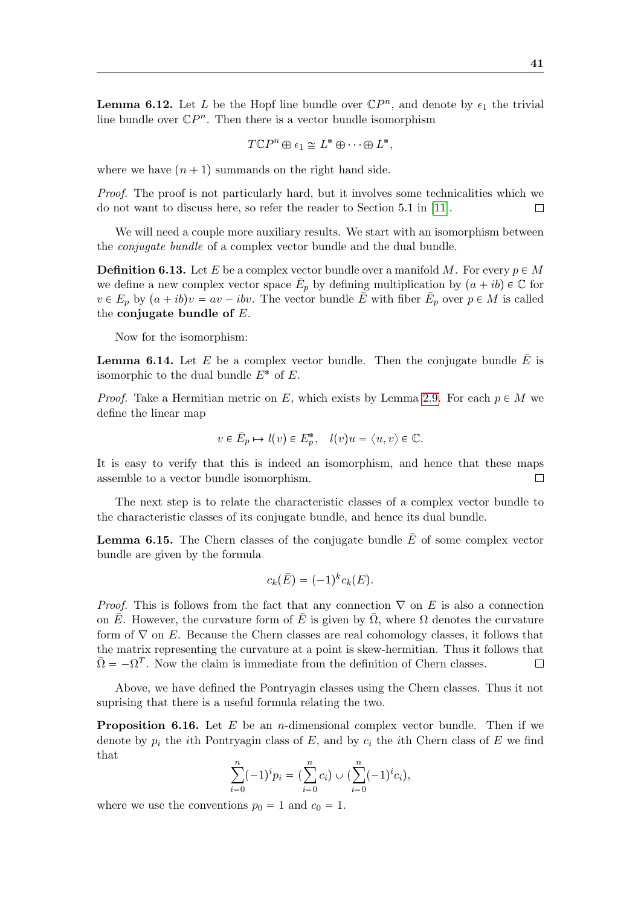**Lemma 6.12.** Let $L$ be the Hopf line bundle over $\mathbb{C}P^n$, and denote by $\epsilon_1$ the trivial line bundle over $\mathbb{C}P^n$. Then there is a vector bundle isomorphism

$$T\mathbb{C}P^n \oplus \epsilon_1 \cong L^* \oplus \cdots \oplus L^*,$$

where we have $(n+1)$ summands on the right hand side.

*Proof.* The proof is not particularly hard, but it involves some technicalities which we do not want to discuss here, so refer the reader to Section 5.1 in [11]. □

We will need a couple more auxiliary results. We start with an isomorphism between the *conjugate bundle* of a complex vector bundle and the dual bundle.

**Definition 6.13.** Let $E$ be a complex vector bundle over a manifold $M$. For every $p \in M$ we define a new complex vector space $\bar{E}_p$ by defining multiplication by $(a+ib) \in \mathbb{C}$ for $v \in E_p$ by $(a+ib)v = av - ibv$. The vector bundle $\bar{E}$ with fiber $\bar{E}_p$ over $p \in M$ is called the **conjugate bundle of** $E$.

Now for the isomorphism:

**Lemma 6.14.** Let $E$ be a complex vector bundle. Then the conjugate bundle $\bar{E}$ is isomorphic to the dual bundle $E^*$ of $E$.

*Proof.* Take a Hermitian metric on $E$, which exists by Lemma 2.9. For each $p \in M$ we define the linear map

$$v \in \bar{E}_p \mapsto l(v) \in E_p^*, \quad l(v)u = \langle u, v \rangle \in \mathbb{C}.$$

It is easy to verify that this is indeed an isomorphism, and hence that these maps assemble to a vector bundle isomorphism. □

The next step is to relate the characteristic classes of a complex vector bundle to the characteristic classes of its conjugate bundle, and hence its dual bundle.

**Lemma 6.15.** The Chern classes of the conjugate bundle $\bar{E}$ of some complex vector bundle are given by the formula

$$c_k(\bar{E}) = (-1)^k c_k(E).$$

*Proof.* This is follows from the fact that any connection $\nabla$ on $E$ is also a connection on $\bar{E}$. However, the curvature form of $\bar{E}$ is given by $\bar{\Omega}$, where $\Omega$ denotes the curvature form of $\nabla$ on $E$. Because the Chern classes are real cohomology classes, it follows that the matrix representing the curvature at a point is skew-hermitian. Thus it follows that $\bar{\Omega} = -\Omega^T$. Now the claim is immediate from the definition of Chern classes. □

Above, we have defined the Pontryagin classes using the Chern classes. Thus it not suprising that there is a useful formula relating the two.

**Proposition 6.16.** Let $E$ be an $n$-dimensional complex vector bundle. Then if we denote by $p_i$ the $i$th Pontryagin class of $E$, and by $c_i$ the $i$th Chern class of $E$ we find that

$$\sum_{i=0}^{n}(-1)^i p_i = (\sum_{i=0}^{n} c_i) \cup (\sum_{i=0}^{n}(-1)^i c_i),$$

where we use the conventions $p_0 = 1$ and $c_0 = 1$.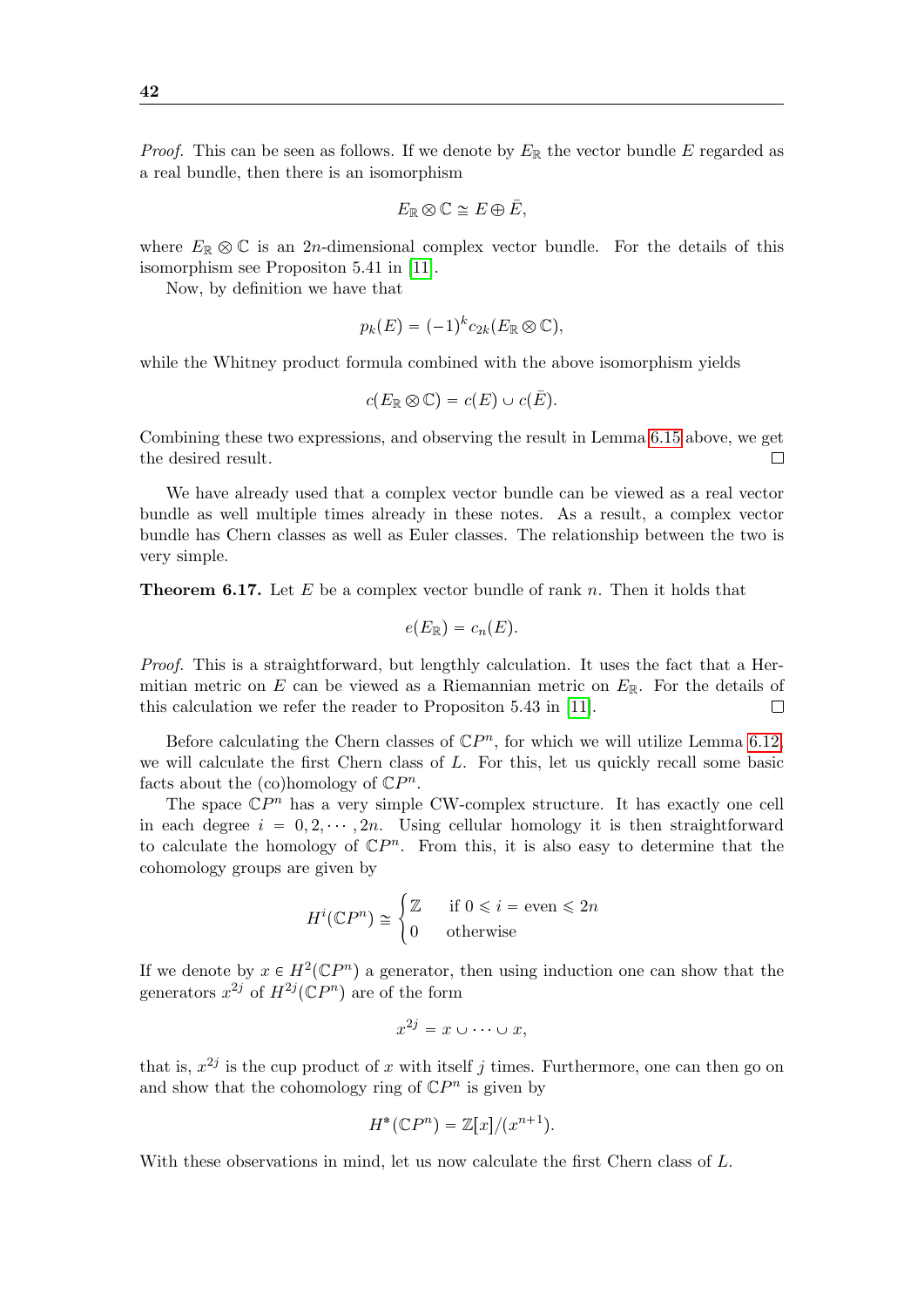*Proof.* This can be seen as follows. If we denote by $E_{\mathbb{R}}$ the vector bundle $E$ regarded as a real bundle, then there is an isomorphism

$$E_{\mathbb{R}} \otimes \mathbb{C} \cong E \oplus \bar{E},$$

where $E_{\mathbb{R}} \otimes \mathbb{C}$ is an $2n$-dimensional complex vector bundle. For the details of this isomorphism see Propositon 5.41 in [11].

Now, by definition we have that

$$p_k(E) = (-1)^k c_{2k}(E_{\mathbb{R}} \otimes \mathbb{C}),$$

while the Whitney product formula combined with the above isomorphism yields

$$c(E_{\mathbb{R}} \otimes \mathbb{C}) = c(E) \cup c(\bar{E}).$$

Combining these two expressions, and observing the result in Lemma 6.15 above, we get the desired result. $\square$

We have already used that a complex vector bundle can be viewed as a real vector bundle as well multiple times already in these notes. As a result, a complex vector bundle has Chern classes as well as Euler classes. The relationship between the two is very simple.

**Theorem 6.17.** *Let $E$ be a complex vector bundle of rank $n$. Then it holds that*

$$e(E_{\mathbb{R}}) = c_n(E).$$

*Proof.* This is a straightforward, but lengthly calculation. It uses the fact that a Hermitian metric on $E$ can be viewed as a Riemannian metric on $E_{\mathbb{R}}$. For the details of this calculation we refer the reader to Propositon 5.43 in [11]. $\square$

Before calculating the Chern classes of $\mathbb{C}P^n$, for which we will utilize Lemma 6.12, we will calculate the first Chern class of $L$. For this, let us quickly recall some basic facts about the (co)homology of $\mathbb{C}P^n$.

The space $\mathbb{C}P^n$ has a very simple CW-complex structure. It has exactly one cell in each degree $i = 0, 2, \cdots, 2n$. Using cellular homology it is then straightforward to calculate the homology of $\mathbb{C}P^n$. From this, it is also easy to determine that the cohomology groups are given by

$$H^i(\mathbb{C}P^n) \cong \begin{cases} \mathbb{Z} & \text{if } 0 \leqslant i = \text{even} \leqslant 2n \\ 0 & \text{otherwise} \end{cases}$$

If we denote by $x \in H^2(\mathbb{C}P^n)$ a generator, then using induction one can show that the generators $x^{2j}$ of $H^{2j}(\mathbb{C}P^n)$ are of the form

$$x^{2j} = x \cup \cdots \cup x,$$

that is, $x^{2j}$ is the cup product of $x$ with itself $j$ times. Furthermore, one can then go on and show that the cohomology ring of $\mathbb{C}P^n$ is given by

$$H^*(\mathbb{C}P^n) = \mathbb{Z}[x]/(x^{n+1}).$$

With these observations in mind, let us now calculate the first Chern class of $L$.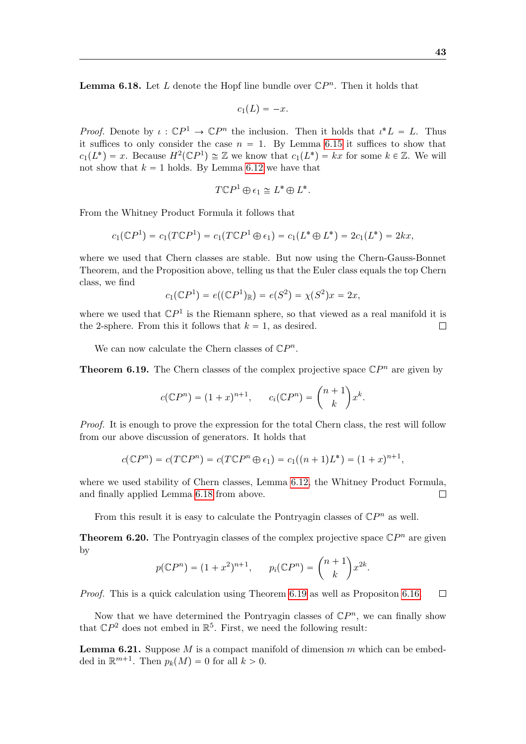**Lemma 6.18.** Let $L$ denote the Hopf line bundle over $\mathbb{C}P^n$. Then it holds that

$$c_1(L) = -x.$$

*Proof.* Denote by $\iota : \mathbb{C}P^1 \to \mathbb{C}P^n$ the inclusion. Then it holds that $\iota^* L = L$. Thus it suffices to only consider the case $n = 1$. By Lemma 6.15 it suffices to show that $c_1(L^*) = x$. Because $H^2(\mathbb{C}P^1) \cong \mathbb{Z}$ we know that $c_1(L^*) = kx$ for some $k \in \mathbb{Z}$. We will not show that $k = 1$ holds. By Lemma 6.12 we have that

$$T\mathbb{C}P^1 \oplus \epsilon_1 \cong L^* \oplus L^*.$$

From the Whitney Product Formula it follows that

$$c_1(\mathbb{C}P^1) = c_1(T\mathbb{C}P^1) = c_1(T\mathbb{C}P^1 \oplus \epsilon_1) = c_1(L^* \oplus L^*) = 2c_1(L^*) = 2kx,$$

where we used that Chern classes are stable. But now using the Chern-Gauss-Bonnet Theorem, and the Proposition above, telling us that the Euler class equals the top Chern class, we find

$$c_1(\mathbb{C}P^1) = e((\mathbb{C}P^1)_{\mathbb{R}}) = e(S^2) = \chi(S^2)x = 2x,$$

where we used that $\mathbb{C}P^1$ is the Riemann sphere, so that viewed as a real manifold it is the 2-sphere. From this it follows that $k = 1$, as desired. $\square$

We can now calculate the Chern classes of $\mathbb{C}P^n$.

**Theorem 6.19.** The Chern classes of the complex projective space $\mathbb{C}P^n$ are given by

$$c(\mathbb{C}P^n) = (1 + x)^{n+1}, \qquad c_i(\mathbb{C}P^n) = \binom{n+1}{k} x^k.$$

*Proof.* It is enough to prove the expression for the total Chern class, the rest will follow from our above discussion of generators. It holds that

$$c(\mathbb{C}P^n) = c(T\mathbb{C}P^n) = c(T\mathbb{C}P^n \oplus \epsilon_1) = c_1((n+1)L^*) = (1 + x)^{n+1},$$

where we used stability of Chern classes, Lemma 6.12, the Whitney Product Formula, and finally applied Lemma 6.18 from above. $\square$

From this result it is easy to calculate the Pontryagin classes of $\mathbb{C}P^n$ as well.

**Theorem 6.20.** The Pontryagin classes of the complex projective space $\mathbb{C}P^n$ are given by

$$p(\mathbb{C}P^n) = (1 + x^2)^{n+1}, \qquad p_i(\mathbb{C}P^n) = \binom{n+1}{k} x^{2k}.$$

*Proof.* This is a quick calculation using Theorem 6.19 as well as Propositon 6.16. $\square$

Now that we have determined the Pontryagin classes of $\mathbb{C}P^n$, we can finally show that $\mathbb{C}P^2$ does not embed in $\mathbb{R}^5$. First, we need the following result:

**Lemma 6.21.** Suppose $M$ is a compact manifold of dimension $m$ which can be embedded in $\mathbb{R}^{m+1}$. Then $p_k(M) = 0$ for all $k > 0$.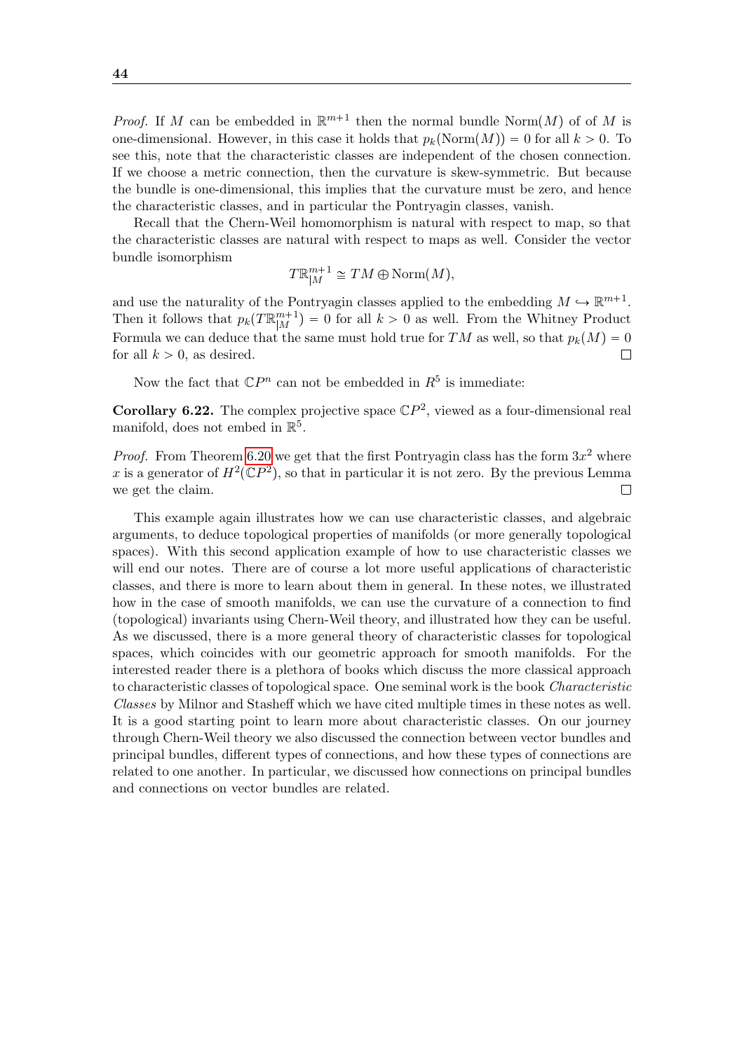*Proof.* If $M$ can be embedded in $\mathbb{R}^{m+1}$ then the normal bundle $\text{Norm}(M)$ of of $M$ is one-dimensional. However, in this case it holds that $p_k(\text{Norm}(M)) = 0$ for all $k > 0$. To see this, note that the characteristic classes are independent of the chosen connection. If we choose a metric connection, then the curvature is skew-symmetric. But because the bundle is one-dimensional, this implies that the curvature must be zero, and hence the characteristic classes, and in particular the Pontryagin classes, vanish.

Recall that the Chern-Weil homomorphism is natural with respect to map, so that the characteristic classes are natural with respect to maps as well. Consider the vector bundle isomorphism

$$T\mathbb{R}^{m+1}_{|M} \cong TM \oplus \text{Norm}(M),$$

and use the naturality of the Pontryagin classes applied to the embedding $M \hookrightarrow \mathbb{R}^{m+1}$. Then it follows that $p_k(T\mathbb{R}^{m+1}_{|M}) = 0$ for all $k > 0$ as well. From the Whitney Product Formula we can deduce that the same must hold true for $TM$ as well, so that $p_k(M) = 0$ for all $k > 0$, as desired. $\square$

Now the fact that $\mathbb{C}P^n$ can not be embedded in $R^5$ is immediate:

**Corollary 6.22.** The complex projective space $\mathbb{C}P^2$, viewed as a four-dimensional real manifold, does not embed in $\mathbb{R}^5$.

*Proof.* From Theorem 6.20 we get that the first Pontryagin class has the form $3x^2$ where $x$ is a generator of $H^2(\mathbb{C}P^2)$, so that in particular it is not zero. By the previous Lemma we get the claim. $\square$

This example again illustrates how we can use characteristic classes, and algebraic arguments, to deduce topological properties of manifolds (or more generally topological spaces). With this second application example of how to use characteristic classes we will end our notes. There are of course a lot more useful applications of characteristic classes, and there is more to learn about them in general. In these notes, we illustrated how in the case of smooth manifolds, we can use the curvature of a connection to find (topological) invariants using Chern-Weil theory, and illustrated how they can be useful. As we discussed, there is a more general theory of characteristic classes for topological spaces, which coincides with our geometric approach for smooth manifolds. For the interested reader there is a plethora of books which discuss the more classical approach to characteristic classes of topological space. One seminal work is the book *Characteristic Classes* by Milnor and Stasheff which we have cited multiple times in these notes as well. It is a good starting point to learn more about characteristic classes. On our journey through Chern-Weil theory we also discussed the connection between vector bundles and principal bundles, different types of connections, and how these types of connections are related to one another. In particular, we discussed how connections on principal bundles and connections on vector bundles are related.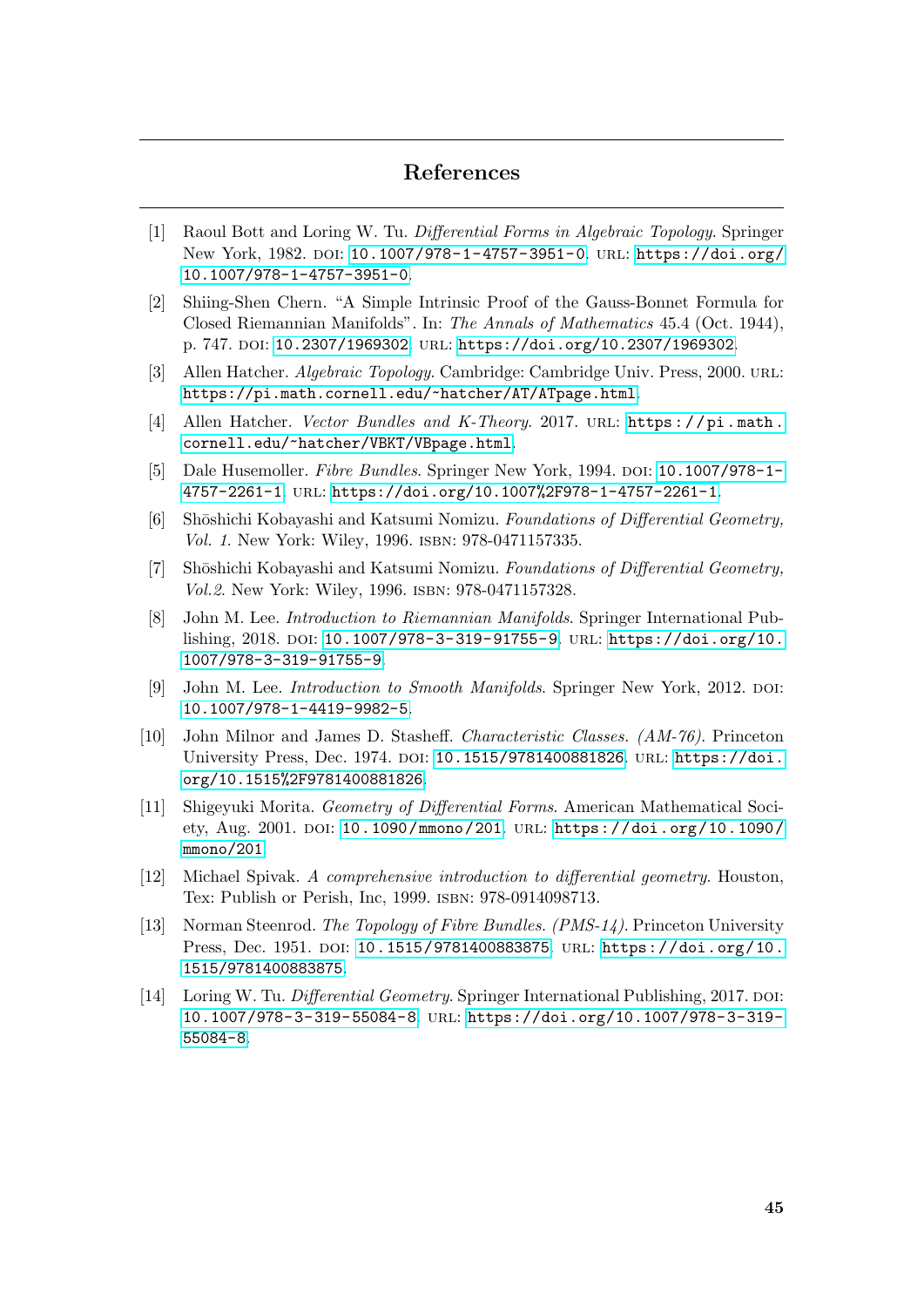## References

[1] Raoul Bott and Loring W. Tu. *Differential Forms in Algebraic Topology*. Springer New York, 1982. DOI: 10.1007/978-1-4757-3951-0. URL: https://doi.org/10.1007/978-1-4757-3951-0.

[2] Shiing-Shen Chern. "A Simple Intrinsic Proof of the Gauss-Bonnet Formula for Closed Riemannian Manifolds". In: *The Annals of Mathematics* 45.4 (Oct. 1944), p. 747. DOI: 10.2307/1969302. URL: https://doi.org/10.2307/1969302.

[3] Allen Hatcher. *Algebraic Topology*. Cambridge: Cambridge Univ. Press, 2000. URL: https://pi.math.cornell.edu/~hatcher/AT/ATpage.html.

[4] Allen Hatcher. *Vector Bundles and K-Theory*. 2017. URL: https://pi.math.cornell.edu/~hatcher/VBKT/VBpage.html.

[5] Dale Husemoller. *Fibre Bundles*. Springer New York, 1994. DOI: 10.1007/978-1-4757-2261-1. URL: https://doi.org/10.1007%2F978-1-4757-2261-1.

[6] Shōshichi Kobayashi and Katsumi Nomizu. *Foundations of Differential Geometry, Vol. 1*. New York: Wiley, 1996. ISBN: 978-0471157335.

[7] Shōshichi Kobayashi and Katsumi Nomizu. *Foundations of Differential Geometry, Vol.2*. New York: Wiley, 1996. ISBN: 978-0471157328.

[8] John M. Lee. *Introduction to Riemannian Manifolds*. Springer International Publishing, 2018. DOI: 10.1007/978-3-319-91755-9. URL: https://doi.org/10.1007/978-3-319-91755-9.

[9] John M. Lee. *Introduction to Smooth Manifolds*. Springer New York, 2012. DOI: 10.1007/978-1-4419-9982-5.

[10] John Milnor and James D. Stasheff. *Characteristic Classes. (AM-76)*. Princeton University Press, Dec. 1974. DOI: 10.1515/9781400881826. URL: https://doi.org/10.1515%2F9781400881826.

[11] Shigeyuki Morita. *Geometry of Differential Forms*. American Mathematical Society, Aug. 2001. DOI: 10.1090/mmono/201. URL: https://doi.org/10.1090/mmono/201.

[12] Michael Spivak. *A comprehensive introduction to differential geometry*. Houston, Tex: Publish or Perish, Inc, 1999. ISBN: 978-0914098713.

[13] Norman Steenrod. *The Topology of Fibre Bundles. (PMS-14)*. Princeton University Press, Dec. 1951. DOI: 10.1515/9781400883875. URL: https://doi.org/10.1515/9781400883875.

[14] Loring W. Tu. *Differential Geometry*. Springer International Publishing, 2017. DOI: 10.1007/978-3-319-55084-8. URL: https://doi.org/10.1007/978-3-319-55084-8.